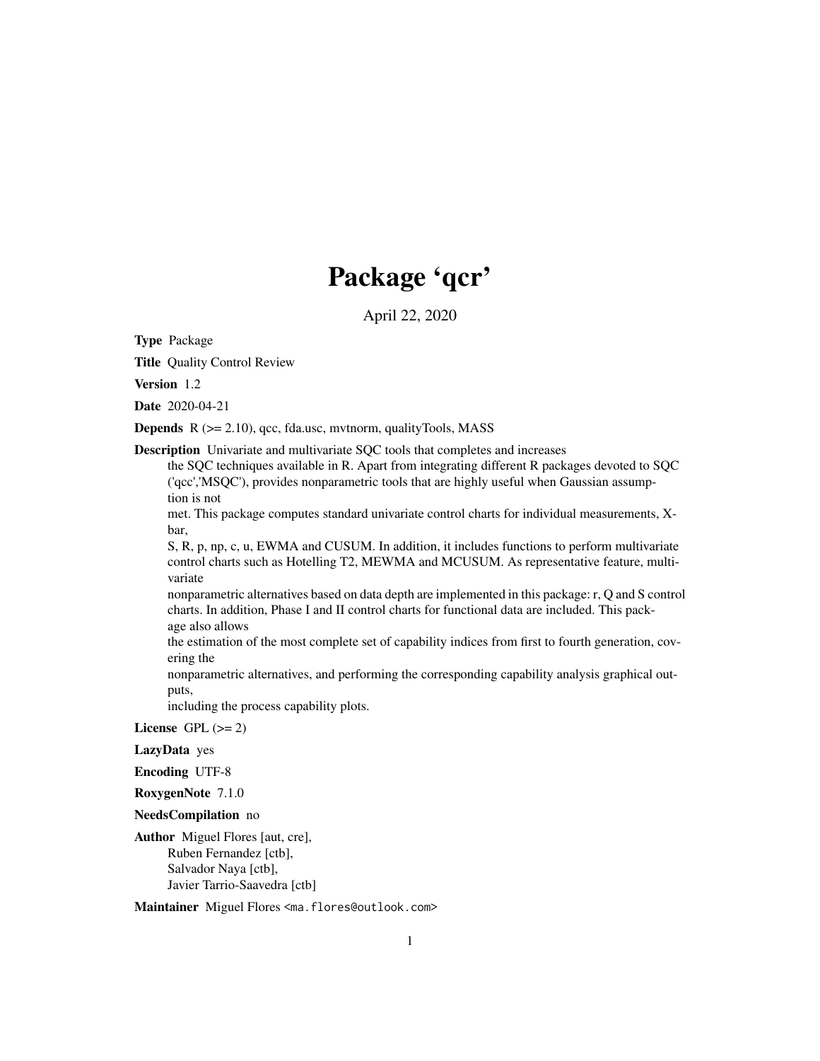# Package 'qcr'

April 22, 2020

**Type** Package

**Title** Quality Control Review

**Version** 1.2

**Date** 2020-04-21

**Depends** R (>= 2.10), qcc, fda.usc, mvtnorm, qualityTools, MASS

**Description** Univariate and multivariate SQC tools that completes and increases the SQC techniques available in R. Apart from integrating different R packages devoted to SQC ('qcc','MSQC'), provides nonparametric tools that are highly useful when Gaussian assumption is not met. This package computes standard univariate control charts for individual measurements, X-bar, S, R, p, np, c, u, EWMA and CUSUM. In addition, it includes functions to perform multivariate control charts such as Hotelling T2, MEWMA and MCUSUM. As representative feature, multivariate nonparametric alternatives based on data depth are implemented in this package: r, Q and S control charts. In addition, Phase I and II control charts for functional data are included. This package also allows the estimation of the most complete set of capability indices from first to fourth generation, covering the nonparametric alternatives, and performing the corresponding capability analysis graphical outputs, including the process capability plots.

**License** GPL (>= 2)

**LazyData** yes

**Encoding** UTF-8

**RoxygenNote** 7.1.0

**NeedsCompilation** no

**Author** Miguel Flores [aut, cre],
Ruben Fernandez [ctb],
Salvador Naya [ctb],
Javier Tarrio-Saavedra [ctb]

**Maintainer** Miguel Flores <ma.flores@outlook.com>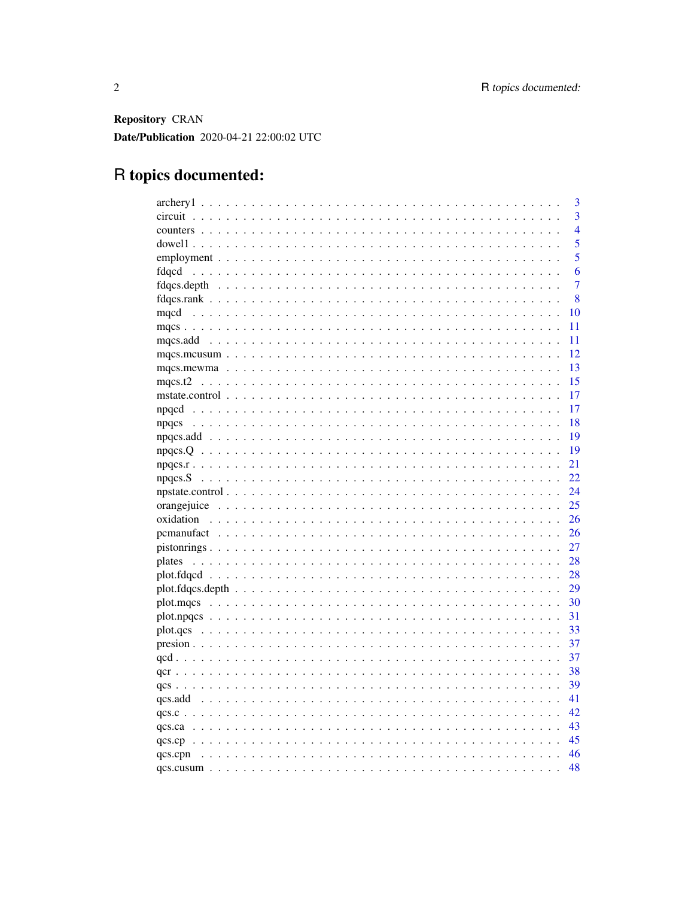**Repository** CRAN

**Date/Publication** 2020-04-21 22:00:02 UTC

# R topics documented:

| | |
|---|---|
| archery1 | 3 |
| circuit | 3 |
| counters | 4 |
| dowel1 | 5 |
| employment | 5 |
| fdqcd | 6 |
| fdqcs.depth | 7 |
| fdqcs.rank | 8 |
| mqcd | 10 |
| mqcs | 11 |
| mqcs.add | 11 |
| mqcs.mcusum | 12 |
| mqcs.mewma | 13 |
| mqcs.t2 | 15 |
| mstate.control | 17 |
| npqcd | 17 |
| npqcs | 18 |
| npqcs.add | 19 |
| npqcs.Q | 19 |
| npqcs.r | 21 |
| npqcs.S | 22 |
| npstate.control | 24 |
| orangejuice | 25 |
| oxidation | 26 |
| pcmanufact | 26 |
| pistonrings | 27 |
| plates | 28 |
| plot.fdqcd | 28 |
| plot.fdqcs.depth | 29 |
| plot.mqcs | 30 |
| plot.npqcs | 31 |
| plot.qcs | 33 |
| presion | 37 |
| qcd | 37 |
| qcr | 38 |
| qcs | 39 |
| qcs.add | 41 |
| qcs.c | 42 |
| qcs.ca | 43 |
| qcs.cp | 45 |
| qcs.cpn | 46 |
| qcs.cusum | 48 |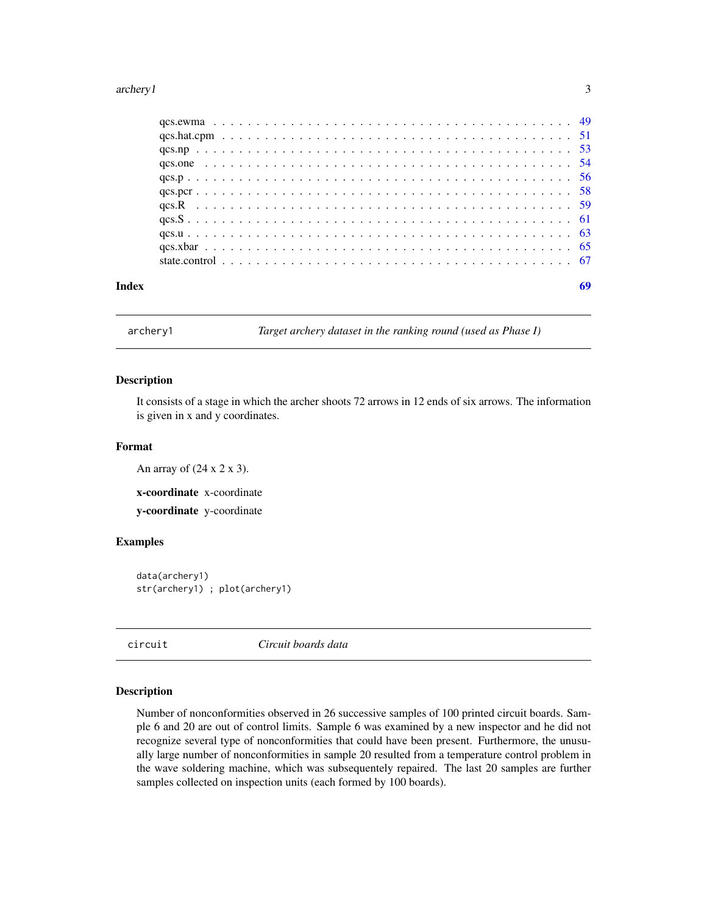| | |
|---|---|
| qcs.ewma | 49 |
| qcs.hat.cpm | 51 |
| qcs.np | 53 |
| qcs.one | 54 |
| qcs.p | 56 |
| qcs.pcr | 58 |
| qcs.R | 59 |
| qcs.S | 61 |
| qcs.u | 63 |
| qcs.xbar | 65 |
| state.control | 67 |
| **Index** | **69** |

## archery1 — *Target archery dataset in the ranking round (used as Phase I)*

### Description

It consists of a stage in which the archer shoots 72 arrows in 12 ends of six arrows. The information is given in x and y coordinates.

### Format

An array of (24 x 2 x 3).

**x-coordinate** x-coordinate

**y-coordinate** y-coordinate

### Examples

```
data(archery1)
str(archery1) ; plot(archery1)
```

## circuit — *Circuit boards data*

### Description

Number of nonconformities observed in 26 successive samples of 100 printed circuit boards. Sample 6 and 20 are out of control limits. Sample 6 was examined by a new inspector and he did not recognize several type of nonconformities that could have been present. Furthermore, the unusually large number of nonconformities in sample 20 resulted from a temperature control problem in the wave soldering machine, which was subsequentely repaired. The last 20 samples are further samples collected on inspection units (each formed by 100 boards).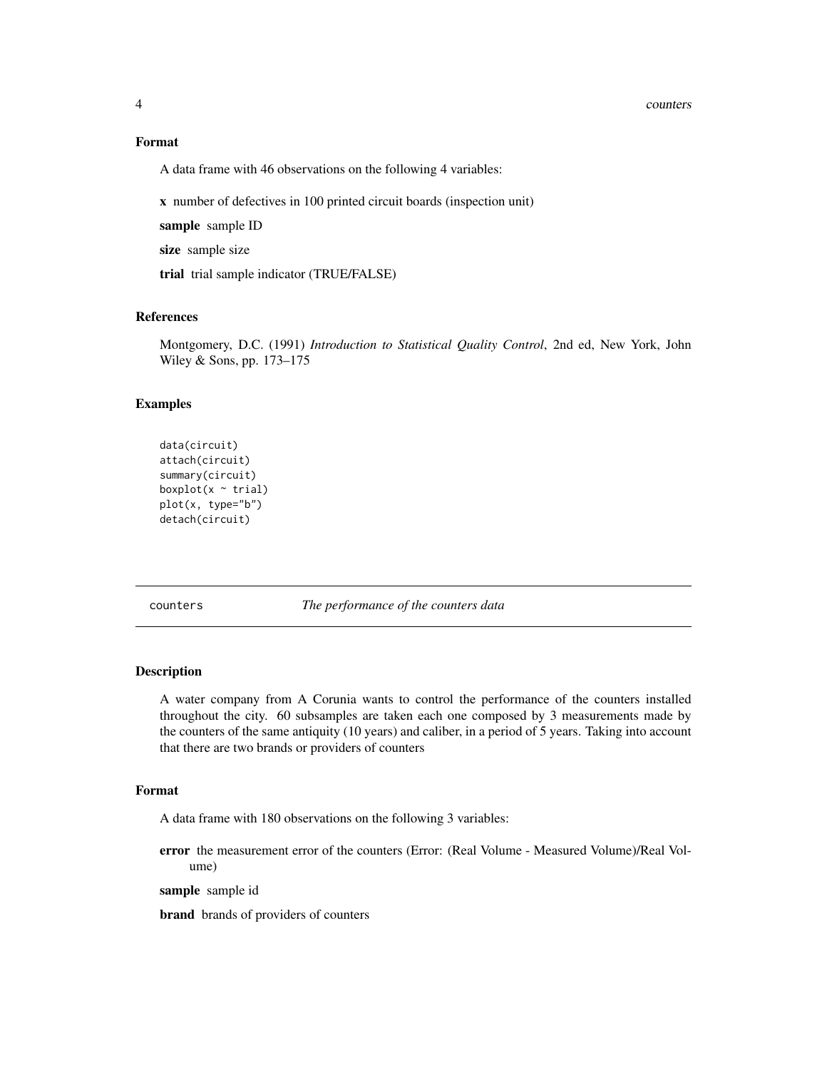## Format

A data frame with 46 observations on the following 4 variables:

**x** number of defectives in 100 printed circuit boards (inspection unit)

**sample** sample ID

**size** sample size

**trial** trial sample indicator (TRUE/FALSE)

## References

Montgomery, D.C. (1991) *Introduction to Statistical Quality Control*, 2nd ed, New York, John Wiley & Sons, pp. 173–175

## Examples

```
data(circuit)
attach(circuit)
summary(circuit)
boxplot(x ~ trial)
plot(x, type="b")
detach(circuit)
```

---

# counters *The performance of the counters data*

---

## Description

A water company from A Corunia wants to control the performance of the counters installed throughout the city. 60 subsamples are taken each one composed by 3 measurements made by the counters of the same antiquity (10 years) and caliber, in a period of 5 years. Taking into account that there are two brands or providers of counters

## Format

A data frame with 180 observations on the following 3 variables:

**error** the measurement error of the counters (Error: (Real Volume - Measured Volume)/Real Volume)

**sample** sample id

**brand** brands of providers of counters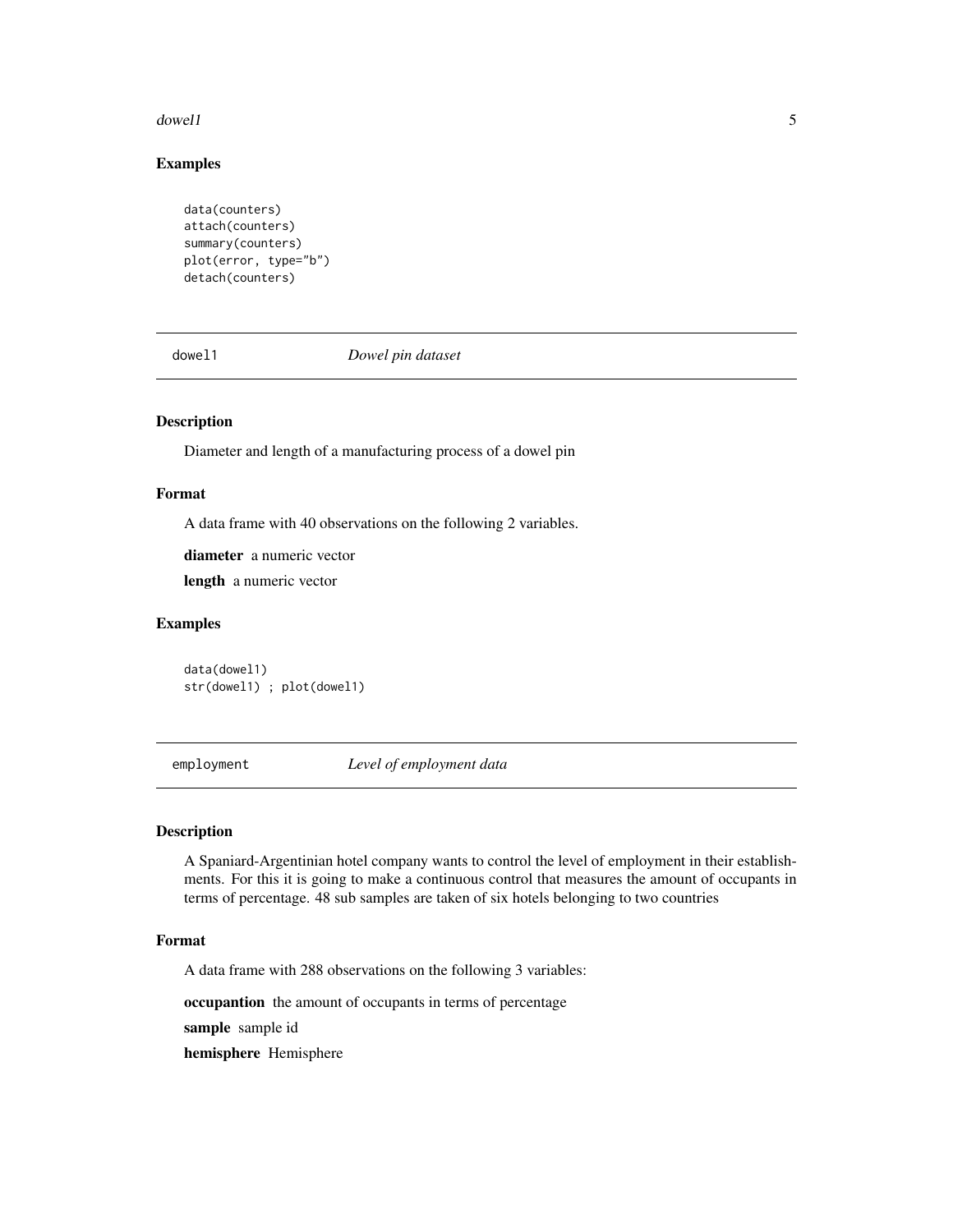### Examples

```
data(counters)
attach(counters)
summary(counters)
plot(error, type="b")
detach(counters)
```

## dowel1 — *Dowel pin dataset*

### Description

Diameter and length of a manufacturing process of a dowel pin

### Format

A data frame with 40 observations on the following 2 variables.

**diameter** a numeric vector

**length** a numeric vector

### Examples

```
data(dowel1)
str(dowel1) ; plot(dowel1)
```

## employment — *Level of employment data*

### Description

A Spaniard-Argentinian hotel company wants to control the level of employment in their establishments. For this it is going to make a continuous control that measures the amount of occupants in terms of percentage. 48 sub samples are taken of six hotels belonging to two countries

### Format

A data frame with 288 observations on the following 3 variables:

**occupantion** the amount of occupants in terms of percentage

**sample** sample id

**hemisphere** Hemisphere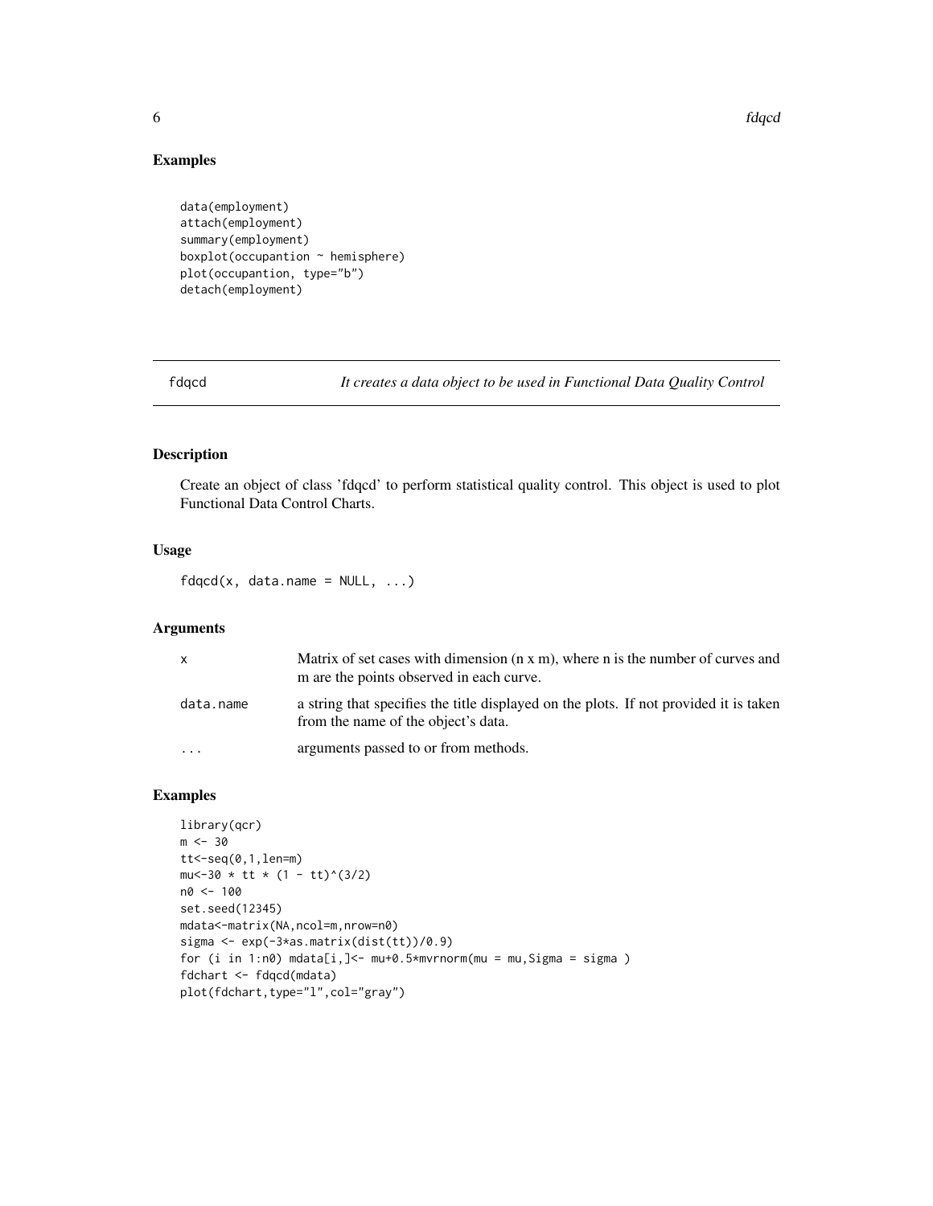## Examples

```
data(employment)
attach(employment)
summary(employment)
boxplot(occupantion ~ hemisphere)
plot(occupantion, type="b")
detach(employment)
```

---

# fdqcd — *It creates a data object to be used in Functional Data Quality Control*

---

## Description

Create an object of class 'fdqcd' to perform statistical quality control. This object is used to plot Functional Data Control Charts.

## Usage

```
fdqcd(x, data.name = NULL, ...)
```

## Arguments

| | |
|---|---|
| x | Matrix of set cases with dimension (n x m), where n is the number of curves and m are the points observed in each curve. |
| data.name | a string that specifies the title displayed on the plots. If not provided it is taken from the name of the object's data. |
| ... | arguments passed to or from methods. |

## Examples

```
library(qcr)
m <- 30
tt<-seq(0,1,len=m)
mu<-30 * tt * (1 - tt)^(3/2)
n0 <- 100
set.seed(12345)
mdata<-matrix(NA,ncol=m,nrow=n0)
sigma <- exp(-3*as.matrix(dist(tt))/0.9)
for (i in 1:n0) mdata[i,]<- mu+0.5*mvrnorm(mu = mu,Sigma = sigma )
fdchart <- fdqcd(mdata)
plot(fdchart,type="l",col="gray")
```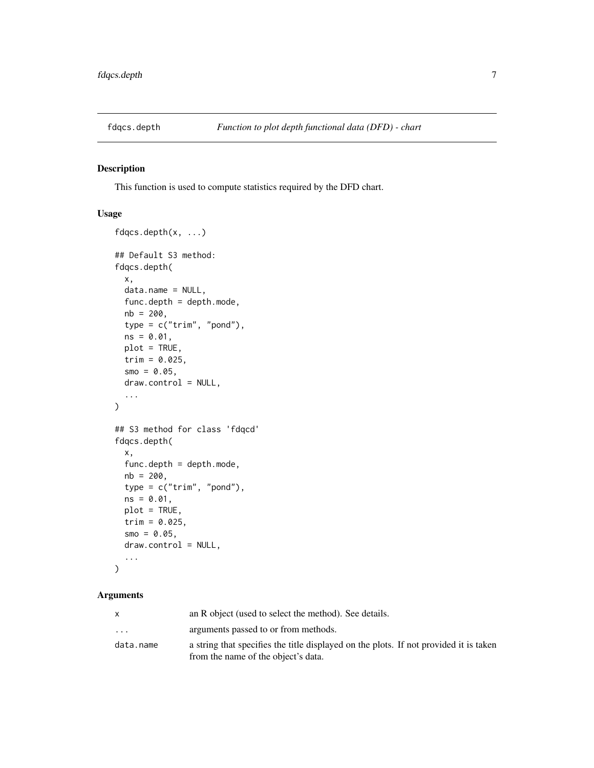# fdqcs.depth — *Function to plot depth functional data (DFD) - chart*

## Description

This function is used to compute statistics required by the DFD chart.

## Usage

```
fdqcs.depth(x, ...)

## Default S3 method:
fdqcs.depth(
  x,
  data.name = NULL,
  func.depth = depth.mode,
  nb = 200,
  type = c("trim", "pond"),
  ns = 0.01,
  plot = TRUE,
  trim = 0.025,
  smo = 0.05,
  draw.control = NULL,
  ...
)

## S3 method for class 'fdqcd'
fdqcs.depth(
  x,
  func.depth = depth.mode,
  nb = 200,
  type = c("trim", "pond"),
  ns = 0.01,
  plot = TRUE,
  trim = 0.025,
  smo = 0.05,
  draw.control = NULL,
  ...
)
```

## Arguments

| | |
|---|---|
| x | an R object (used to select the method). See details. |
| ... | arguments passed to or from methods. |
| data.name | a string that specifies the title displayed on the plots. If not provided it is taken from the name of the object's data. |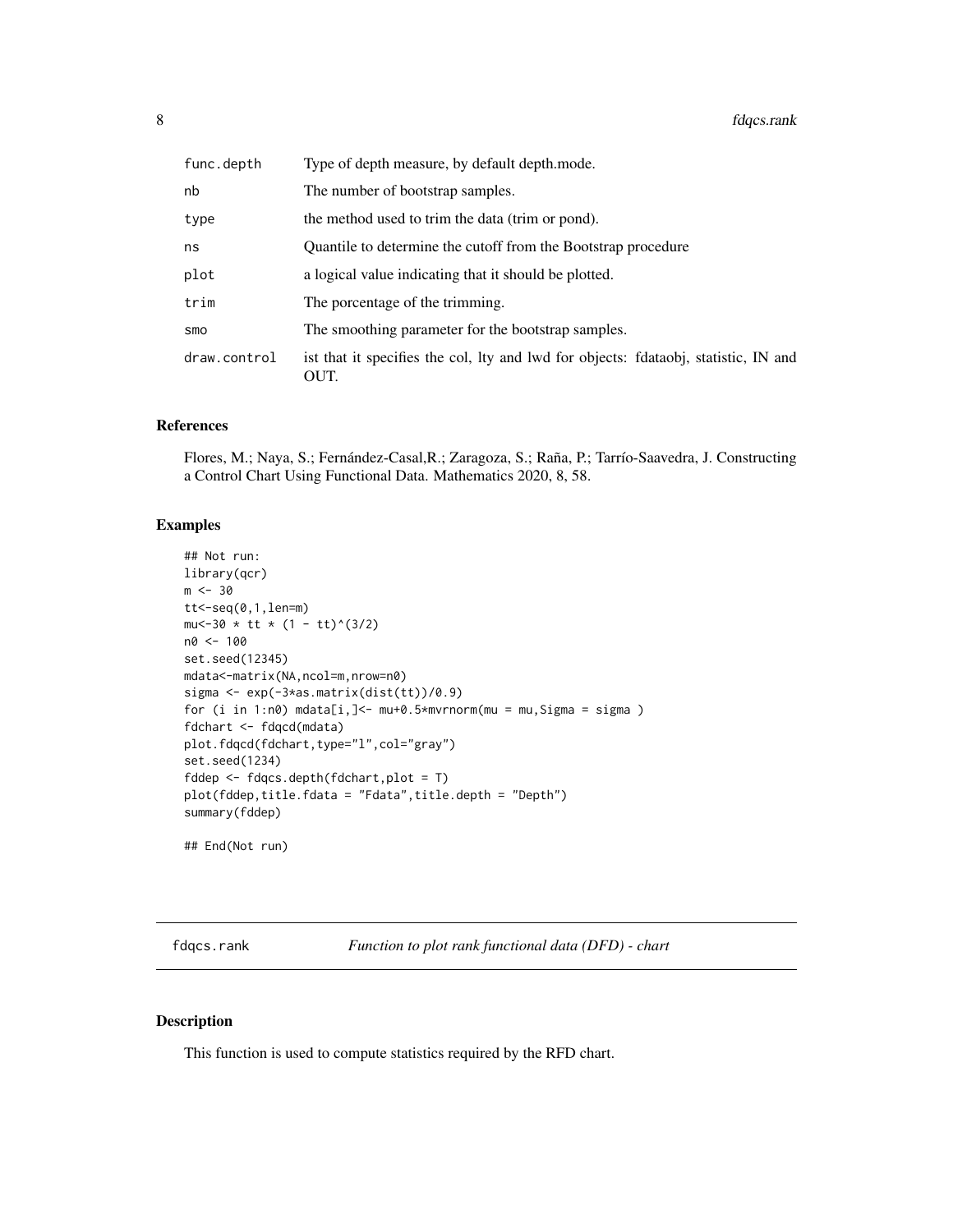| | |
|---|---|
| func.depth | Type of depth measure, by default depth.mode. |
| nb | The number of bootstrap samples. |
| type | the method used to trim the data (trim or pond). |
| ns | Quantile to determine the cutoff from the Bootstrap procedure |
| plot | a logical value indicating that it should be plotted. |
| trim | The porcentage of the trimming. |
| smo | The smoothing parameter for the bootstrap samples. |
| draw.control | ist that it specifies the col, lty and lwd for objects: fdataobj, statistic, IN and OUT. |

### References

Flores, M.; Naya, S.; Fernández-Casal,R.; Zaragoza, S.; Raña, P.; Tarrío-Saavedra, J. Constructing a Control Chart Using Functional Data. Mathematics 2020, 8, 58.

### Examples

```
## Not run:
library(qcr)
m <- 30
tt<-seq(0,1,len=m)
mu<-30 * tt * (1 - tt)^(3/2)
n0 <- 100
set.seed(12345)
mdata<-matrix(NA,ncol=m,nrow=n0)
sigma <- exp(-3*as.matrix(dist(tt))/0.9)
for (i in 1:n0) mdata[i,]<- mu+0.5*mvrnorm(mu = mu,Sigma = sigma )
fdchart <- fdqcd(mdata)
plot.fdqcd(fdchart,type="l",col="gray")
set.seed(1234)
fddep <- fdqcs.depth(fdchart,plot = T)
plot(fddep,title.fdata = "Fdata",title.depth = "Depth")
summary(fddep)

## End(Not run)
```

## fdqcs.rank *Function to plot rank functional data (DFD) - chart*

### Description

This function is used to compute statistics required by the RFD chart.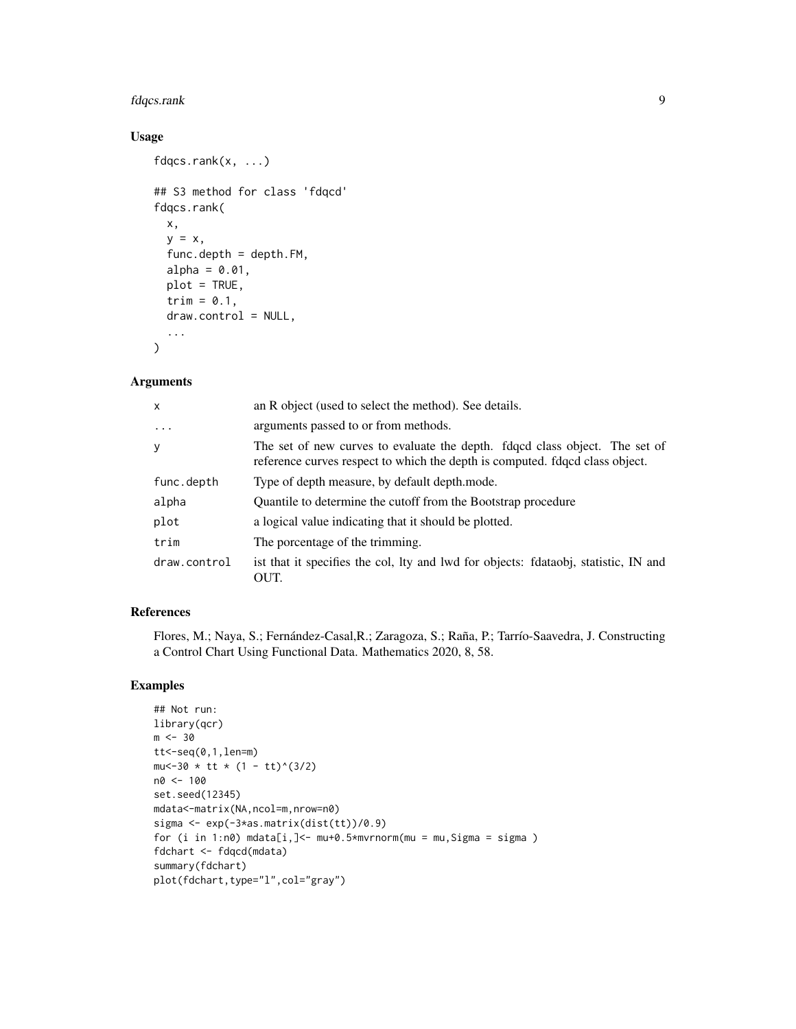## Usage

```
fdqcs.rank(x, ...)

## S3 method for class 'fdqcd'
fdqcs.rank(
  x,
  y = x,
  func.depth = depth.FM,
  alpha = 0.01,
  plot = TRUE,
  trim = 0.1,
  draw.control = NULL,
  ...
)
```

## Arguments

| | |
|---|---|
| x | an R object (used to select the method). See details. |
| ... | arguments passed to or from methods. |
| y | The set of new curves to evaluate the depth. fdqcd class object. The set of reference curves respect to which the depth is computed. fdqcd class object. |
| func.depth | Type of depth measure, by default depth.mode. |
| alpha | Quantile to determine the cutoff from the Bootstrap procedure |
| plot | a logical value indicating that it should be plotted. |
| trim | The porcentage of the trimming. |
| draw.control | ist that it specifies the col, lty and lwd for objects: fdataobj, statistic, IN and OUT. |

## References

Flores, M.; Naya, S.; Fernández-Casal,R.; Zaragoza, S.; Raña, P.; Tarrío-Saavedra, J. Constructing a Control Chart Using Functional Data. Mathematics 2020, 8, 58.

## Examples

```
## Not run:
library(qcr)
m <- 30
tt<-seq(0,1,len=m)
mu<-30 * tt * (1 - tt)^(3/2)
n0 <- 100
set.seed(12345)
mdata<-matrix(NA,ncol=m,nrow=n0)
sigma <- exp(-3*as.matrix(dist(tt))/0.9)
for (i in 1:n0) mdata[i,]<- mu+0.5*mvrnorm(mu = mu,Sigma = sigma )
fdchart <- fdqcd(mdata)
summary(fdchart)
plot(fdchart,type="l",col="gray")
```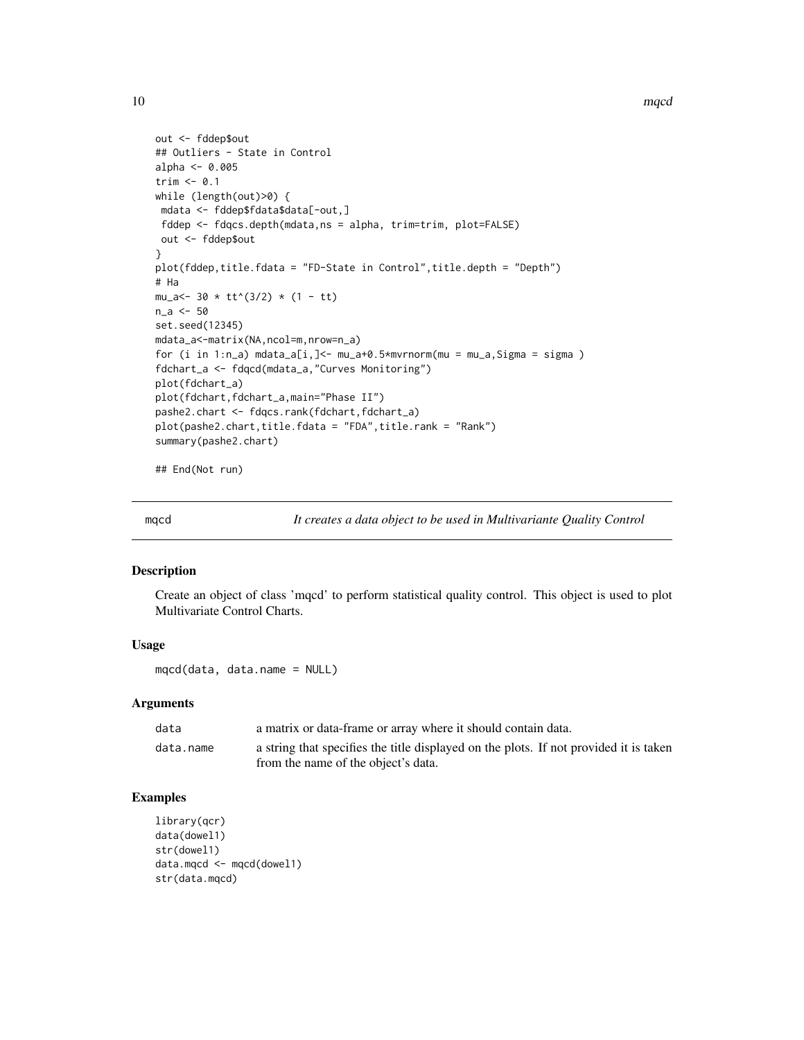```
out <- fddep$out
## Outliers - State in Control
alpha <- 0.005
trim <- 0.1
while (length(out)>0) {
 mdata <- fddep$fdata$data[-out,]
 fddep <- fdqcs.depth(mdata,ns = alpha, trim=trim, plot=FALSE)
 out <- fddep$out
}
plot(fddep,title.fdata = "FD-State in Control",title.depth = "Depth")
# Ha
mu_a<- 30 * tt^(3/2) * (1 - tt)
n_a <- 50
set.seed(12345)
mdata_a<-matrix(NA,ncol=m,nrow=n_a)
for (i in 1:n_a) mdata_a[i,]<- mu_a+0.5*mvrnorm(mu = mu_a,Sigma = sigma )
fdchart_a <- fdqcd(mdata_a,"Curves Monitoring")
plot(fdchart_a)
plot(fdchart,fdchart_a,main="Phase II")
pashe2.chart <- fdqcs.rank(fdchart,fdchart_a)
plot(pashe2.chart,title.fdata = "FDA",title.rank = "Rank")
summary(pashe2.chart)

## End(Not run)
```

---

## mqcd — *It creates a data object to be used in Multivariante Quality Control*

### Description

Create an object of class 'mqcd' to perform statistical quality control. This object is used to plot Multivariate Control Charts.

### Usage

```
mqcd(data, data.name = NULL)
```

### Arguments

| | |
|---|---|
| data | a matrix or data-frame or array where it should contain data. |
| data.name | a string that specifies the title displayed on the plots. If not provided it is taken from the name of the object's data. |

### Examples

```
library(qcr)
data(dowel1)
str(dowel1)
data.mqcd <- mqcd(dowel1)
str(data.mqcd)
```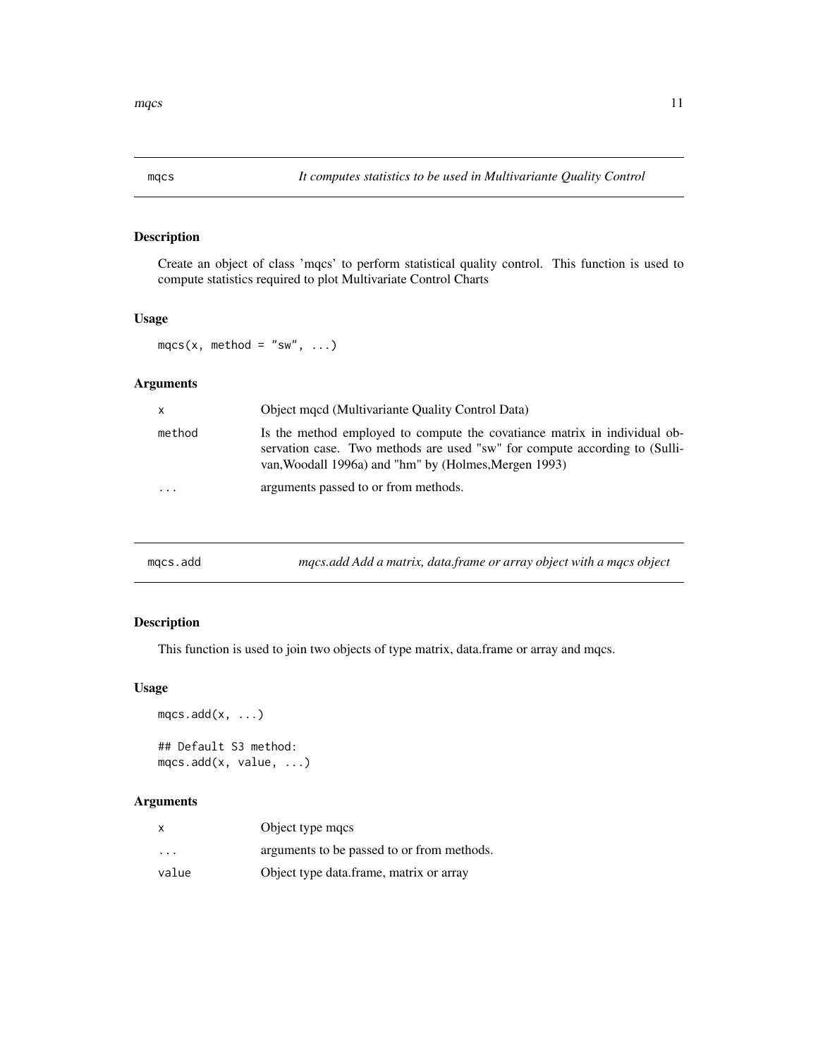## mqcs — *It computes statistics to be used in Multivariante Quality Control*

### Description

Create an object of class 'mqcs' to perform statistical quality control. This function is used to compute statistics required to plot Multivariate Control Charts

### Usage

```
mqcs(x, method = "sw", ...)
```

### Arguments

| | |
|---|---|
| x | Object mqcd (Multivariante Quality Control Data) |
| method | Is the method employed to compute the covatiance matrix in individual observation case. Two methods are used "sw" for compute according to (Sullivan,Woodall 1996a) and "hm" by (Holmes,Mergen 1993) |
| ... | arguments passed to or from methods. |

## mqcs.add — *mqcs.add Add a matrix, data.frame or array object with a mqcs object*

### Description

This function is used to join two objects of type matrix, data.frame or array and mqcs.

### Usage

```
mqcs.add(x, ...)

## Default S3 method:
mqcs.add(x, value, ...)
```

### Arguments

| | |
|---|---|
| x | Object type mqcs |
| ... | arguments to be passed to or from methods. |
| value | Object type data.frame, matrix or array |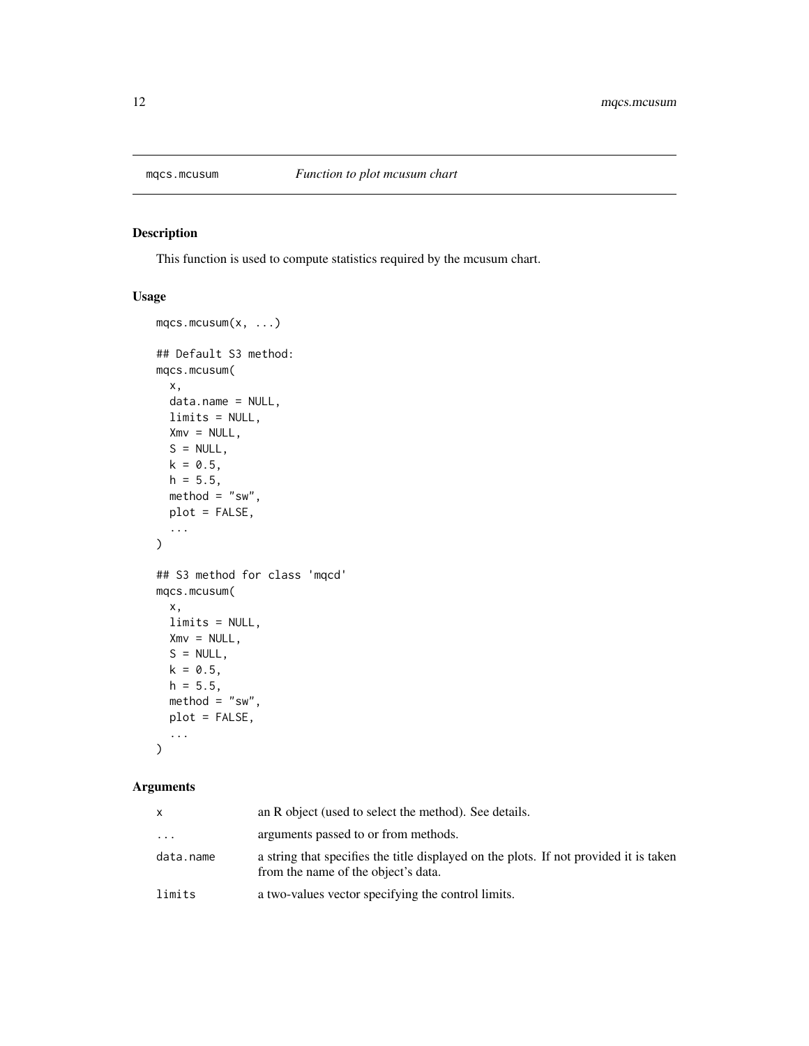# mqcs.mcusum *Function to plot mcusum chart*

## Description

This function is used to compute statistics required by the mcusum chart.

## Usage

```
mqcs.mcusum(x, ...)

## Default S3 method:
mqcs.mcusum(
  x,
  data.name = NULL,
  limits = NULL,
  Xmv = NULL,
  S = NULL,
  k = 0.5,
  h = 5.5,
  method = "sw",
  plot = FALSE,
  ...
)

## S3 method for class 'mqcd'
mqcs.mcusum(
  x,
  limits = NULL,
  Xmv = NULL,
  S = NULL,
  k = 0.5,
  h = 5.5,
  method = "sw",
  plot = FALSE,
  ...
)
```

## Arguments

| | |
|---|---|
| x | an R object (used to select the method). See details. |
| ... | arguments passed to or from methods. |
| data.name | a string that specifies the title displayed on the plots. If not provided it is taken from the name of the object's data. |
| limits | a two-values vector specifying the control limits. |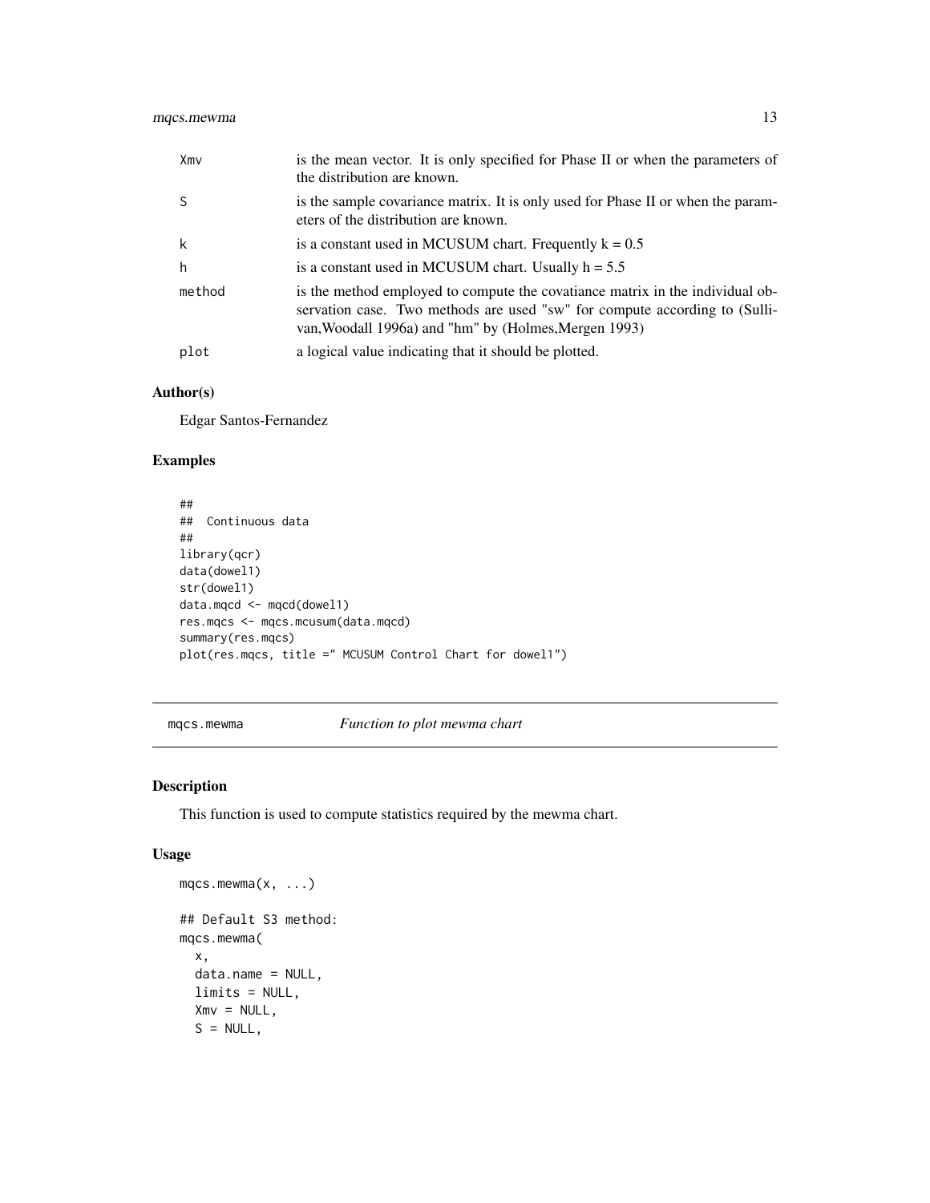| | |
|---|---|
| Xmv | is the mean vector. It is only specified for Phase II or when the parameters of the distribution are known. |
| S | is the sample covariance matrix. It is only used for Phase II or when the parameters of the distribution are known. |
| k | is a constant used in MCUSUM chart. Frequently k = 0.5 |
| h | is a constant used in MCUSUM chart. Usually h = 5.5 |
| method | is the method employed to compute the covatiance matrix in the individual observation case. Two methods are used "sw" for compute according to (Sullivan,Woodall 1996a) and "hm" by (Holmes,Mergen 1993) |
| plot | a logical value indicating that it should be plotted. |

### Author(s)

Edgar Santos-Fernandez

### Examples

```
##
##  Continuous data
##
library(qcr)
data(dowel1)
str(dowel1)
data.mqcd <- mqcd(dowel1)
res.mqcs <- mqcs.mcusum(data.mqcd)
summary(res.mqcs)
plot(res.mqcs, title =" MCUSUM Control Chart for dowel1")
```

---

## mqcs.mewma    *Function to plot mewma chart*

### Description

This function is used to compute statistics required by the mewma chart.

### Usage

```
mqcs.mewma(x, ...)

## Default S3 method:
mqcs.mewma(
  x,
  data.name = NULL,
  limits = NULL,
  Xmv = NULL,
  S = NULL,
```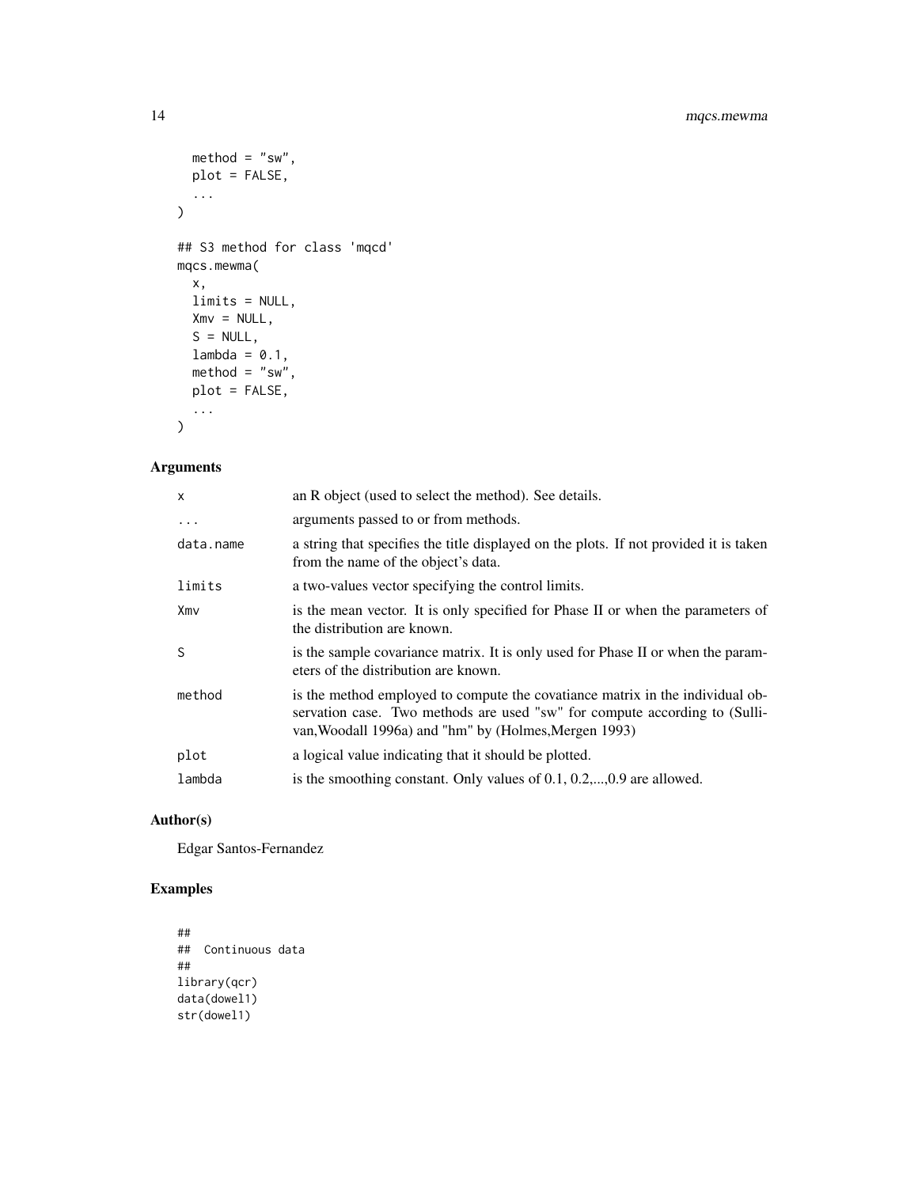```
  method = "sw",
  plot = FALSE,
  ...
)

## S3 method for class 'mqcd'
mqcs.mewma(
  x,
  limits = NULL,
  Xmv = NULL,
  S = NULL,
  lambda = 0.1,
  method = "sw",
  plot = FALSE,
  ...
)
```

## Arguments

| | |
|---|---|
| x | an R object (used to select the method). See details. |
| ... | arguments passed to or from methods. |
| data.name | a string that specifies the title displayed on the plots. If not provided it is taken from the name of the object's data. |
| limits | a two-values vector specifying the control limits. |
| Xmv | is the mean vector. It is only specified for Phase II or when the parameters of the distribution are known. |
| S | is the sample covariance matrix. It is only used for Phase II or when the parameters of the distribution are known. |
| method | is the method employed to compute the covatiance matrix in the individual observation case. Two methods are used "sw" for compute according to (Sullivan,Woodall 1996a) and "hm" by (Holmes,Mergen 1993) |
| plot | a logical value indicating that it should be plotted. |
| lambda | is the smoothing constant. Only values of 0.1, 0.2,...,0.9 are allowed. |

## Author(s)

Edgar Santos-Fernandez

## Examples

```
##
##  Continuous data
##
library(qcr)
data(dowel1)
str(dowel1)
```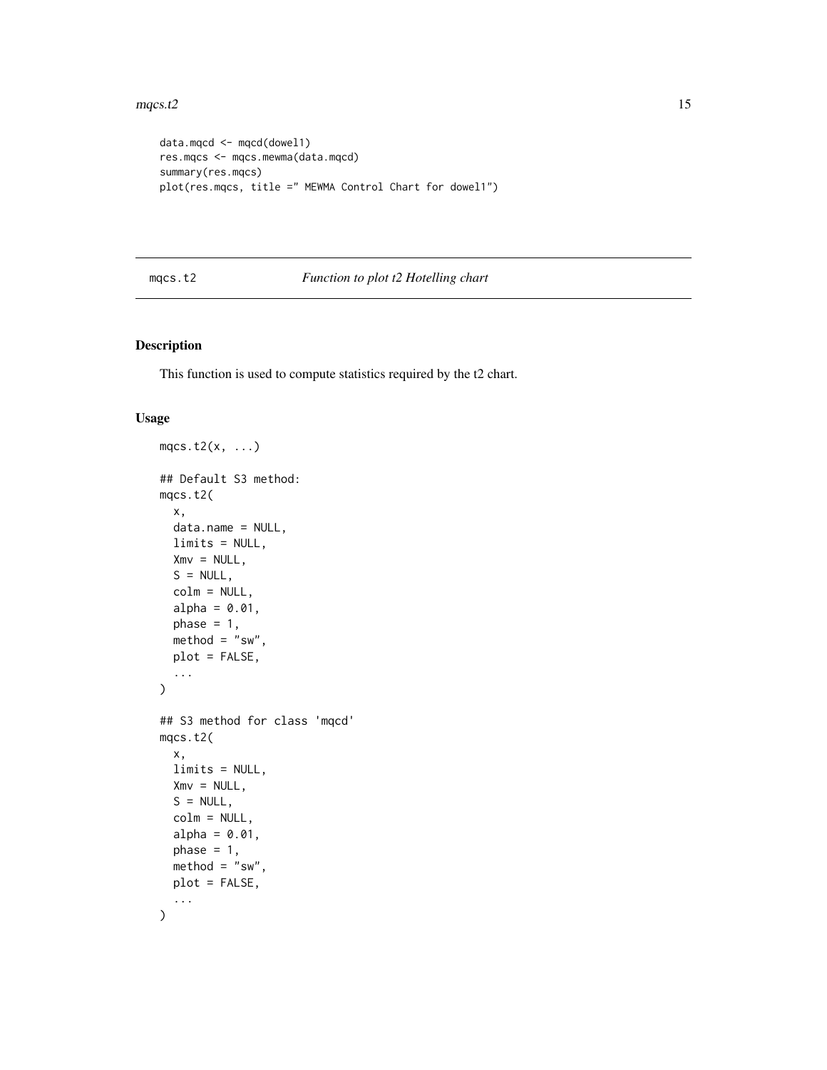```
data.mqcd <- mqcd(dowel1)
res.mqcs <- mqcs.mewma(data.mqcd)
summary(res.mqcs)
plot(res.mqcs, title =" MEWMA Control Chart for dowel1")
```

---

## mqcs.t2 — *Function to plot t2 Hotelling chart*

---

### Description

This function is used to compute statistics required by the t2 chart.

### Usage

```
mqcs.t2(x, ...)

## Default S3 method:
mqcs.t2(
  x,
  data.name = NULL,
  limits = NULL,
  Xmv = NULL,
  S = NULL,
  colm = NULL,
  alpha = 0.01,
  phase = 1,
  method = "sw",
  plot = FALSE,
  ...
)

## S3 method for class 'mqcd'
mqcs.t2(
  x,
  limits = NULL,
  Xmv = NULL,
  S = NULL,
  colm = NULL,
  alpha = 0.01,
  phase = 1,
  method = "sw",
  plot = FALSE,
  ...
)
```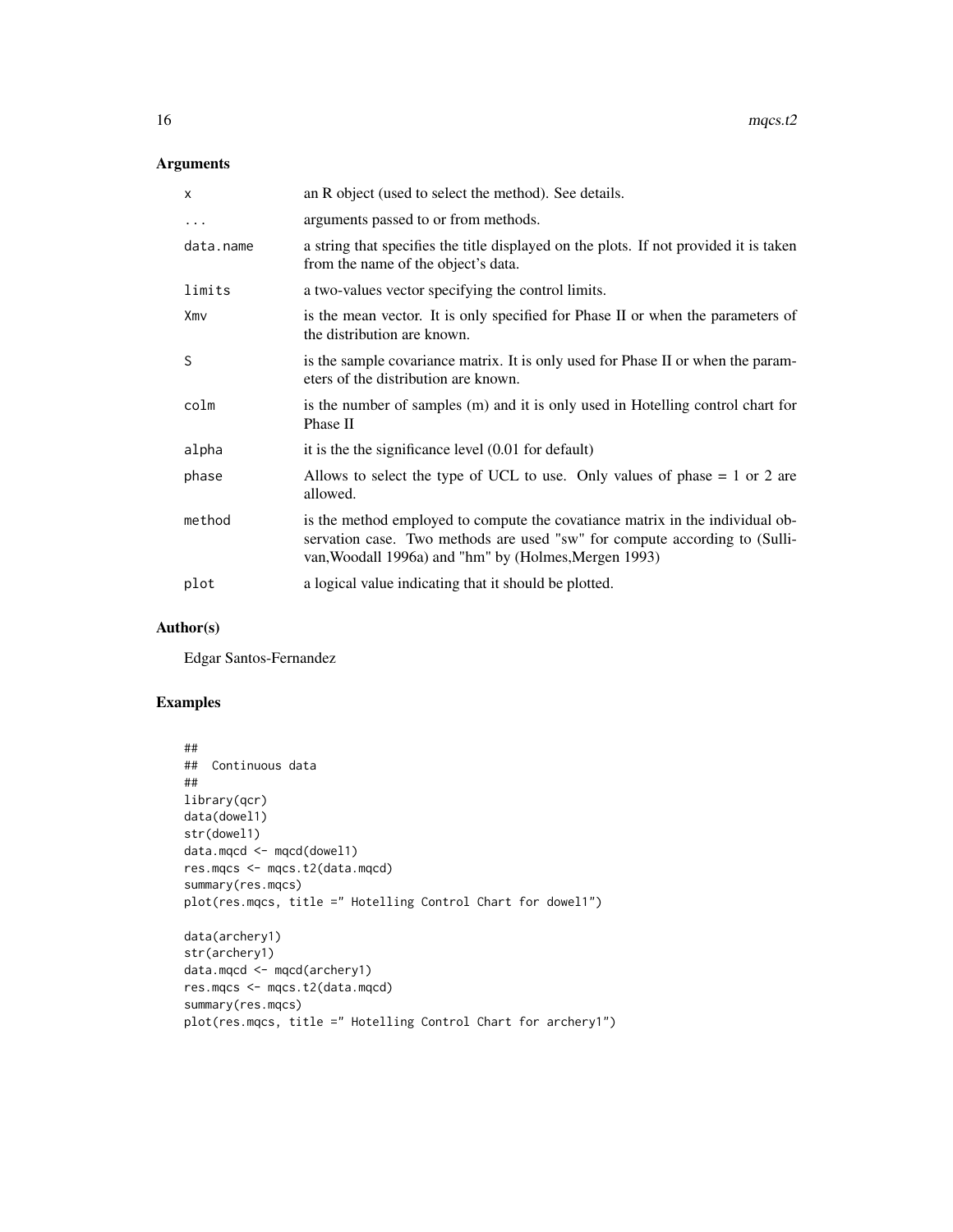## Arguments

| | |
|---|---|
| x | an R object (used to select the method). See details. |
| ... | arguments passed to or from methods. |
| data.name | a string that specifies the title displayed on the plots. If not provided it is taken from the name of the object's data. |
| limits | a two-values vector specifying the control limits. |
| Xmv | is the mean vector. It is only specified for Phase II or when the parameters of the distribution are known. |
| S | is the sample covariance matrix. It is only used for Phase II or when the parameters of the distribution are known. |
| colm | is the number of samples (m) and it is only used in Hotelling control chart for Phase II |
| alpha | it is the the significance level (0.01 for default) |
| phase | Allows to select the type of UCL to use. Only values of phase = 1 or 2 are allowed. |
| method | is the method employed to compute the covatiance matrix in the individual observation case. Two methods are used "sw" for compute according to (Sullivan,Woodall 1996a) and "hm" by (Holmes,Mergen 1993) |
| plot | a logical value indicating that it should be plotted. |

## Author(s)

Edgar Santos-Fernandez

## Examples

```
##
##  Continuous data
##
library(qcr)
data(dowel1)
str(dowel1)
data.mqcd <- mqcd(dowel1)
res.mqcs <- mqcs.t2(data.mqcd)
summary(res.mqcs)
plot(res.mqcs, title =" Hotelling Control Chart for dowel1")

data(archery1)
str(archery1)
data.mqcd <- mqcd(archery1)
res.mqcs <- mqcs.t2(data.mqcd)
summary(res.mqcs)
plot(res.mqcs, title =" Hotelling Control Chart for archery1")
```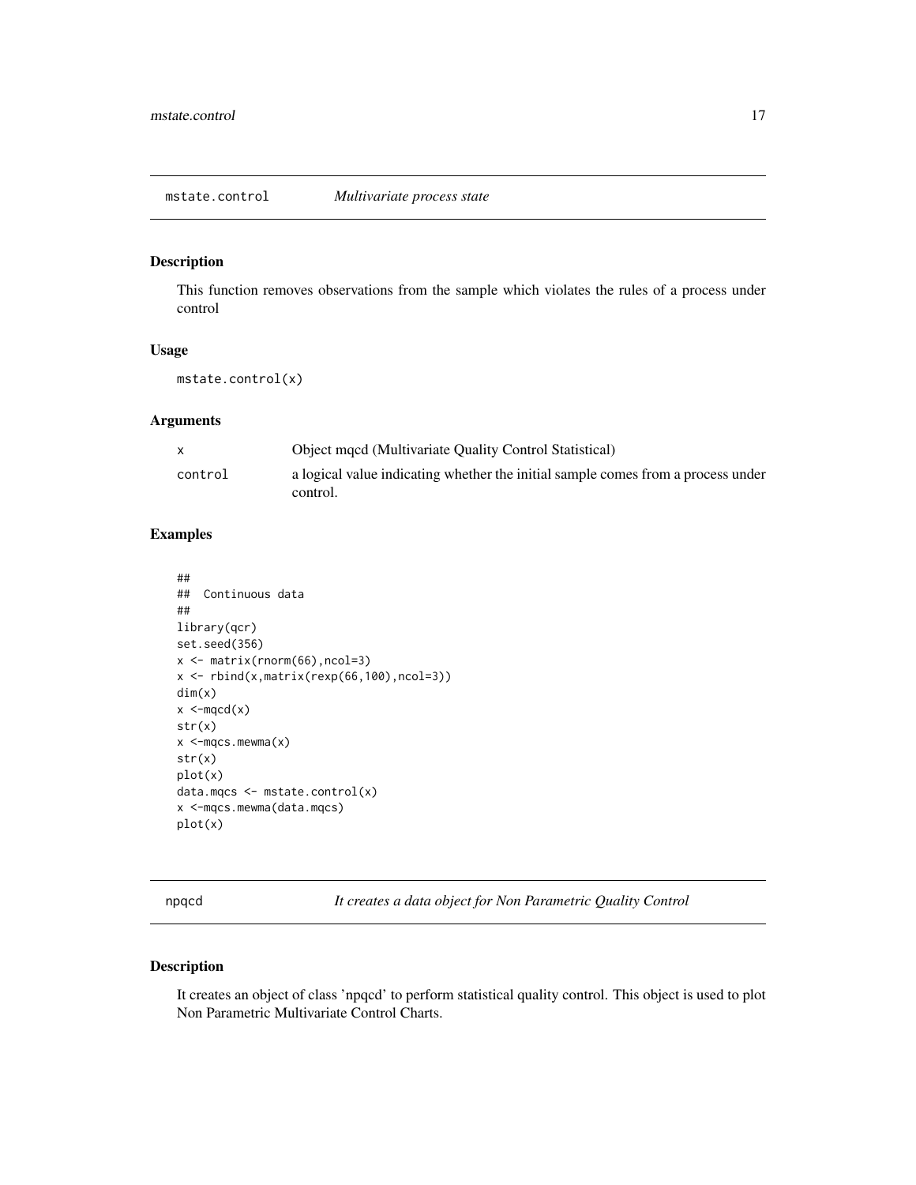## mstate.control *Multivariate process state*

### Description

This function removes observations from the sample which violates the rules of a process under control

### Usage

```
mstate.control(x)
```

### Arguments

| | |
|---|---|
| x | Object mqcd (Multivariate Quality Control Statistical) |
| control | a logical value indicating whether the initial sample comes from a process under control. |

### Examples

```
##
## Continuous data
##
library(qcr)
set.seed(356)
x <- matrix(rnorm(66),ncol=3)
x <- rbind(x,matrix(rexp(66,100),ncol=3))
dim(x)
x <-mqcd(x)
str(x)
x <-mqcs.mewma(x)
str(x)
plot(x)
data.mqcs <- mstate.control(x)
x <-mqcs.mewma(data.mqcs)
plot(x)
```

## npqcd *It creates a data object for Non Parametric Quality Control*

### Description

It creates an object of class 'npqcd' to perform statistical quality control. This object is used to plot Non Parametric Multivariate Control Charts.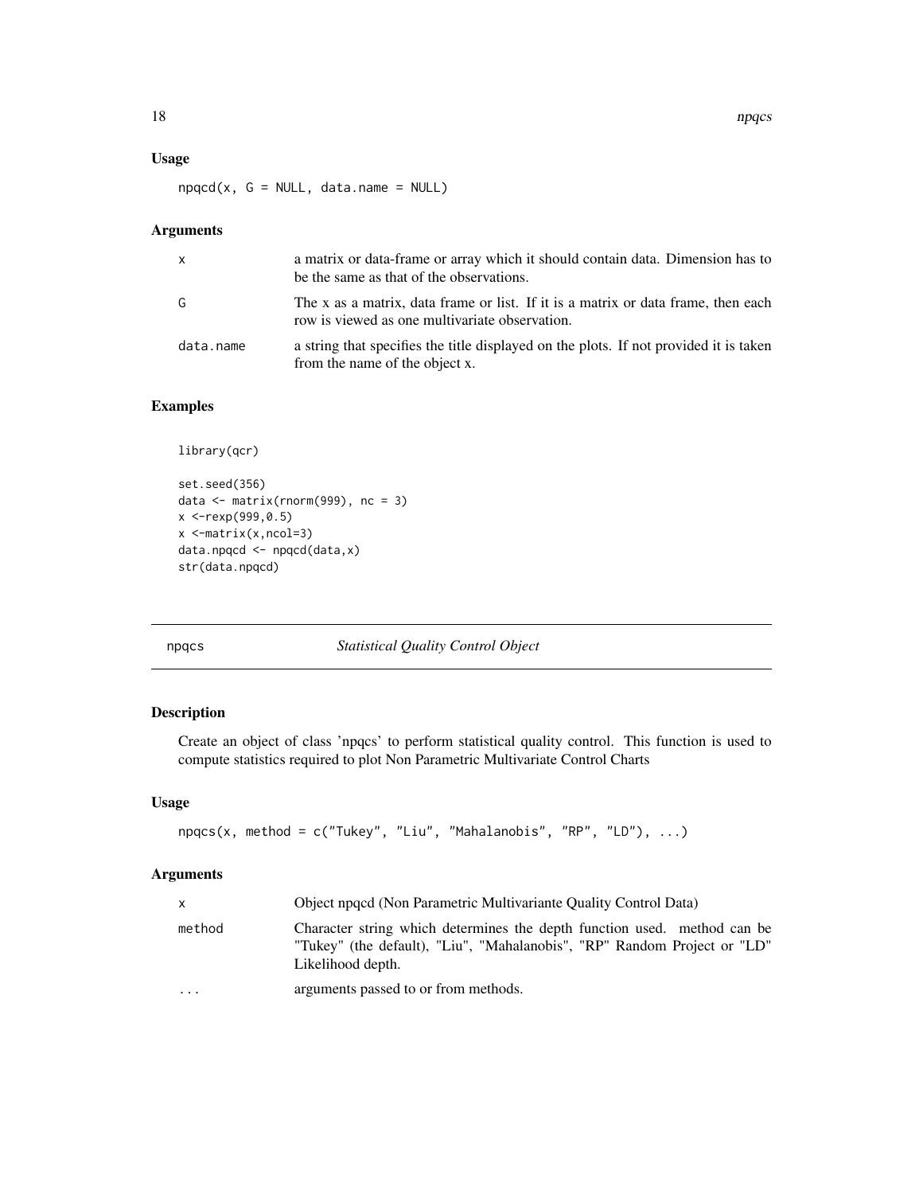### Usage

```
npqcd(x, G = NULL, data.name = NULL)
```

### Arguments

| | |
|---|---|
| x | a matrix or data-frame or array which it should contain data. Dimension has to be the same as that of the observations. |
| G | The x as a matrix, data frame or list. If it is a matrix or data frame, then each row is viewed as one multivariate observation. |
| data.name | a string that specifies the title displayed on the plots. If not provided it is taken from the name of the object x. |

### Examples

```
library(qcr)

set.seed(356)
data <- matrix(rnorm(999), nc = 3)
x <-rexp(999,0.5)
x <-matrix(x,ncol=3)
data.npqcd <- npqcd(data,x)
str(data.npqcd)
```

---

## npqcs *Statistical Quality Control Object*

### Description

Create an object of class 'npqcs' to perform statistical quality control. This function is used to compute statistics required to plot Non Parametric Multivariate Control Charts

### Usage

```
npqcs(x, method = c("Tukey", "Liu", "Mahalanobis", "RP", "LD"), ...)
```

### Arguments

| | |
|---|---|
| x | Object npqcd (Non Parametric Multivariante Quality Control Data) |
| method | Character string which determines the depth function used. method can be "Tukey" (the default), "Liu", "Mahalanobis", "RP" Random Project or "LD" Likelihood depth. |
| ... | arguments passed to or from methods. |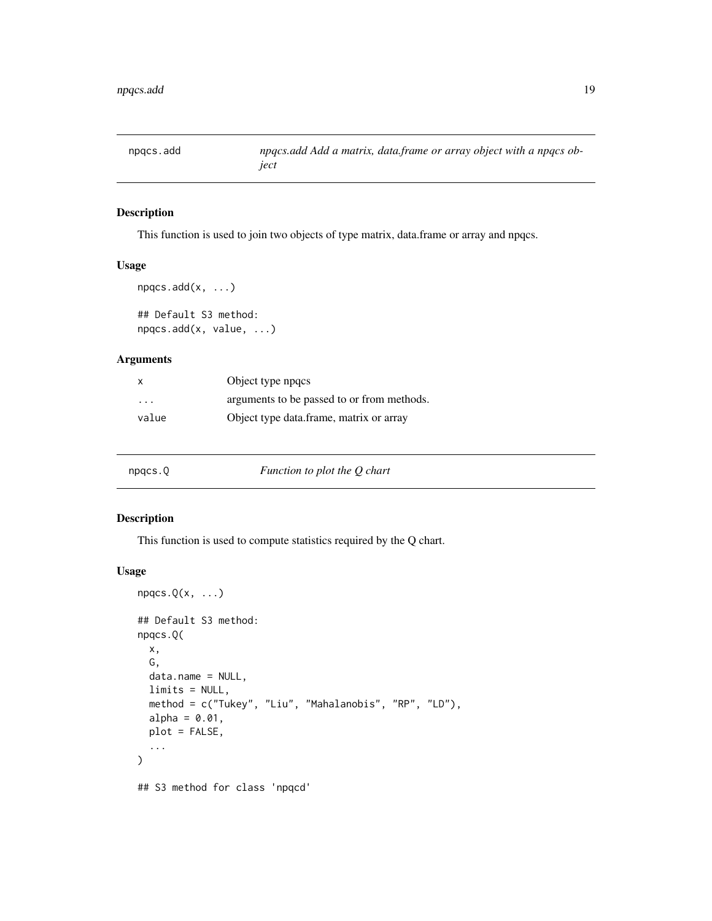## npqcs.add — *npqcs.add Add a matrix, data.frame or array object with a npqcs object*

### Description

This function is used to join two objects of type matrix, data.frame or array and npqcs.

### Usage

```
npqcs.add(x, ...)

## Default S3 method:
npqcs.add(x, value, ...)
```

### Arguments

| | |
|---|---|
| x | Object type npqcs |
| ... | arguments to be passed to or from methods. |
| value | Object type data.frame, matrix or array |

## npqcs.Q — *Function to plot the Q chart*

### Description

This function is used to compute statistics required by the Q chart.

### Usage

```
npqcs.Q(x, ...)

## Default S3 method:
npqcs.Q(
  x,
  G,
  data.name = NULL,
  limits = NULL,
  method = c("Tukey", "Liu", "Mahalanobis", "RP", "LD"),
  alpha = 0.01,
  plot = FALSE,
  ...
)

## S3 method for class 'npqcd'
```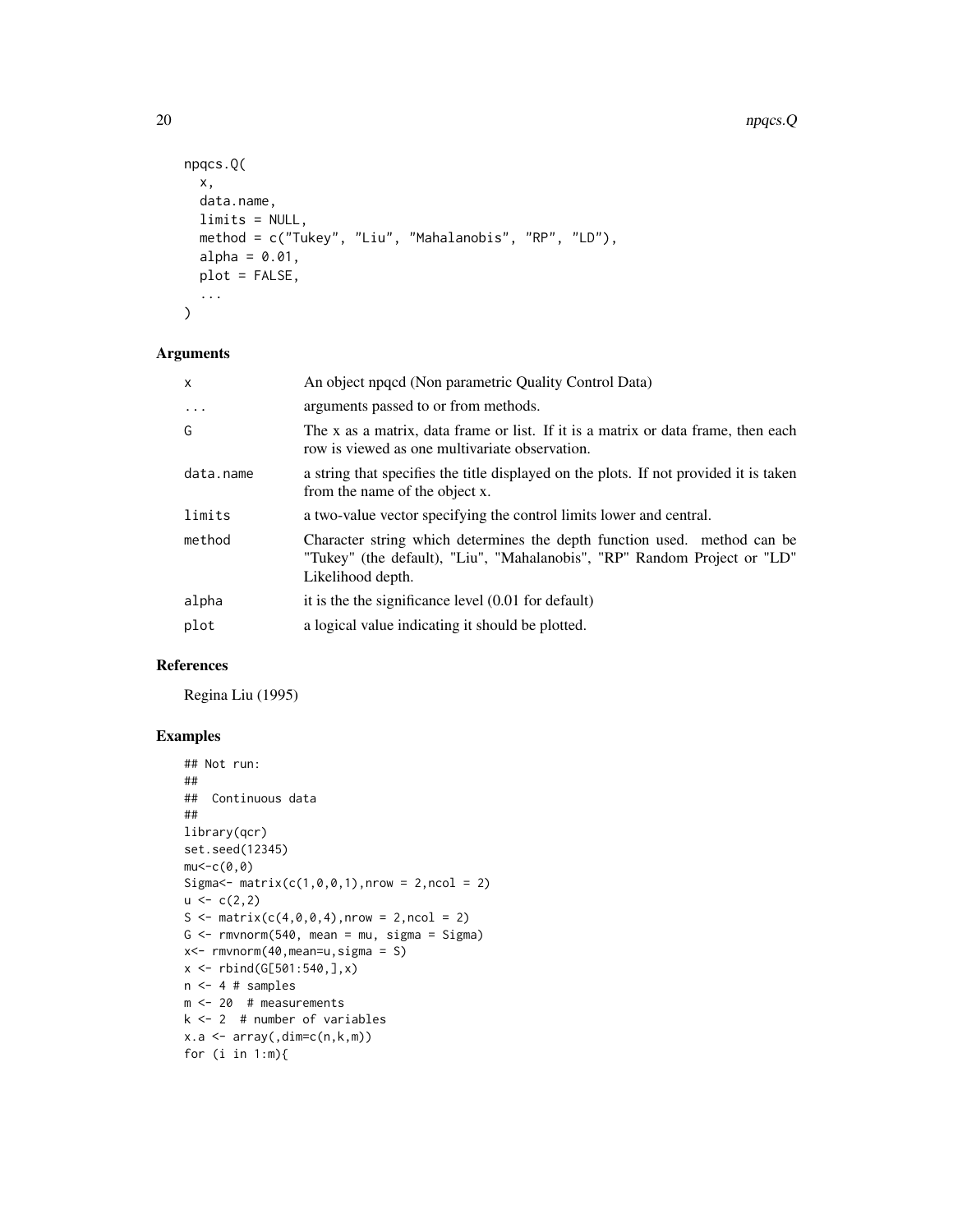```
npqcs.Q(
  x,
  data.name,
  limits = NULL,
  method = c("Tukey", "Liu", "Mahalanobis", "RP", "LD"),
  alpha = 0.01,
  plot = FALSE,
  ...
)
```

## Arguments

| | |
|---|---|
| x | An object npqcd (Non parametric Quality Control Data) |
| ... | arguments passed to or from methods. |
| G | The x as a matrix, data frame or list. If it is a matrix or data frame, then each row is viewed as one multivariate observation. |
| data.name | a string that specifies the title displayed on the plots. If not provided it is taken from the name of the object x. |
| limits | a two-value vector specifying the control limits lower and central. |
| method | Character string which determines the depth function used. method can be "Tukey" (the default), "Liu", "Mahalanobis", "RP" Random Project or "LD" Likelihood depth. |
| alpha | it is the the significance level (0.01 for default) |
| plot | a logical value indicating it should be plotted. |

## References

Regina Liu (1995)

## Examples

```
## Not run:
##
##  Continuous data
##
library(qcr)
set.seed(12345)
mu<-c(0,0)
Sigma<- matrix(c(1,0,0,1),nrow = 2,ncol = 2)
u <- c(2,2)
S <- matrix(c(4,0,0,4),nrow = 2,ncol = 2)
G <- rmvnorm(540, mean = mu, sigma = Sigma)
x<- rmvnorm(40,mean=u,sigma = S)
x <- rbind(G[501:540,],x)
n <- 4 # samples
m <- 20  # measurements
k <- 2  # number of variables
x.a <- array(,dim=c(n,k,m))
for (i in 1:m){
```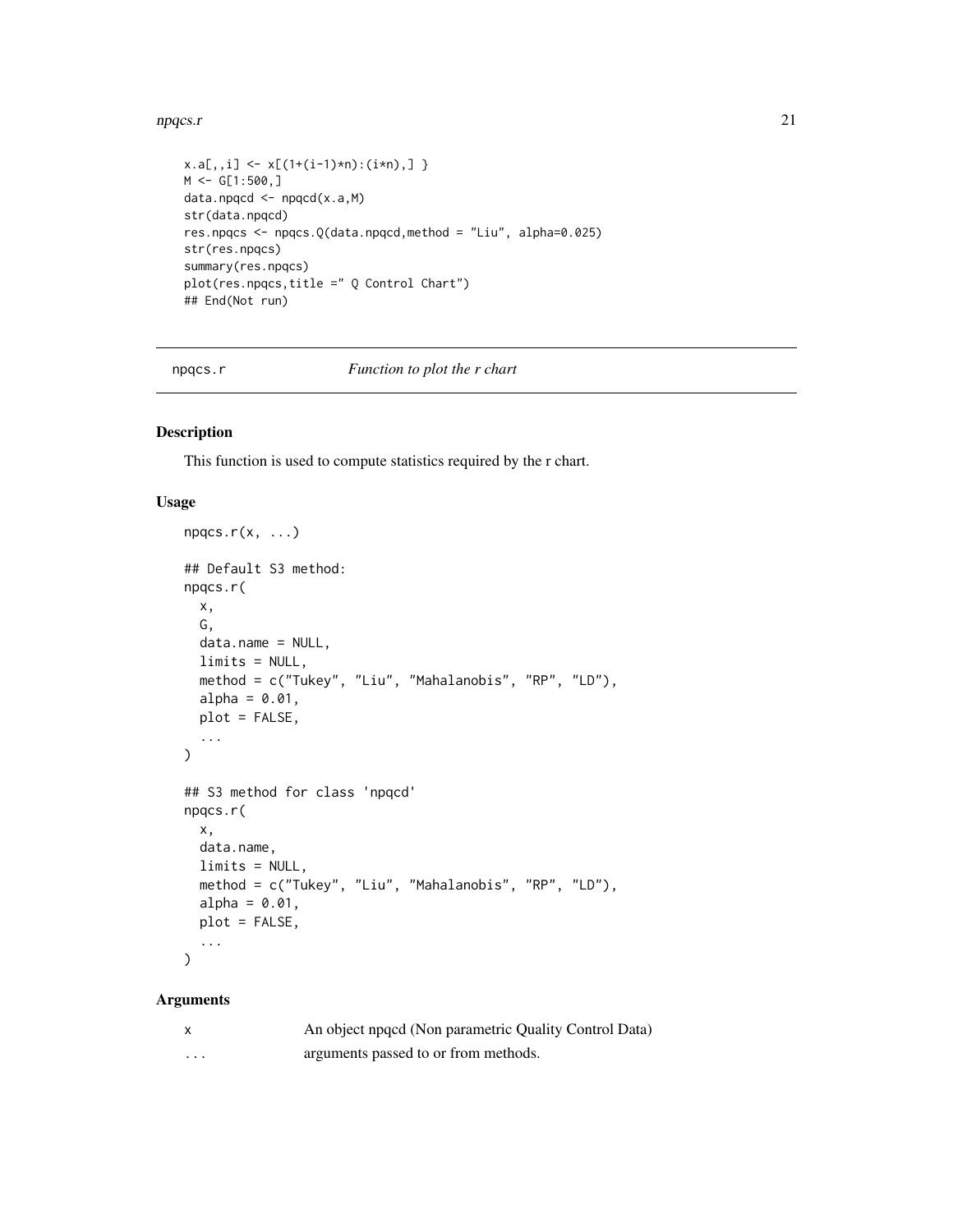```
x.a[,,i] <- x[(1+(i-1)*n):(i*n),] }
M <- G[1:500,]
data.npqcd <- npqcd(x.a,M)
str(data.npqcd)
res.npqcs <- npqcs.Q(data.npqcd,method = "Liu", alpha=0.025)
str(res.npqcs)
summary(res.npqcs)
plot(res.npqcs,title =" Q Control Chart")
## End(Not run)
```

---

## npqcs.r — *Function to plot the r chart*

### Description

This function is used to compute statistics required by the r chart.

### Usage

```
npqcs.r(x, ...)

## Default S3 method:
npqcs.r(
  x,
  G,
  data.name = NULL,
  limits = NULL,
  method = c("Tukey", "Liu", "Mahalanobis", "RP", "LD"),
  alpha = 0.01,
  plot = FALSE,
  ...
)

## S3 method for class 'npqcd'
npqcs.r(
  x,
  data.name,
  limits = NULL,
  method = c("Tukey", "Liu", "Mahalanobis", "RP", "LD"),
  alpha = 0.01,
  plot = FALSE,
  ...
)
```

### Arguments

| | |
|---|---|
| x | An object npqcd (Non parametric Quality Control Data) |
| ... | arguments passed to or from methods. |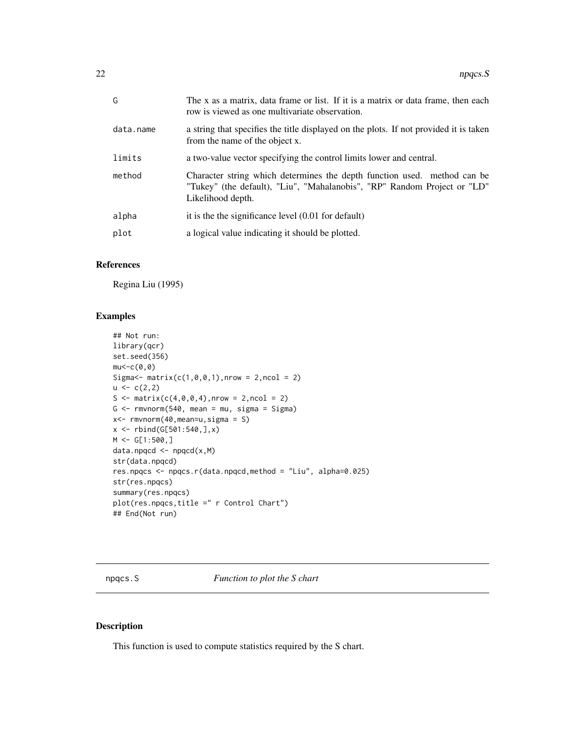| | |
|---|---|
| G | The x as a matrix, data frame or list. If it is a matrix or data frame, then each row is viewed as one multivariate observation. |
| data.name | a string that specifies the title displayed on the plots. If not provided it is taken from the name of the object x. |
| limits | a two-value vector specifying the control limits lower and central. |
| method | Character string which determines the depth function used. method can be "Tukey" (the default), "Liu", "Mahalanobis", "RP" Random Project or "LD" Likelihood depth. |
| alpha | it is the the significance level (0.01 for default) |
| plot | a logical value indicating it should be plotted. |

### References

Regina Liu (1995)

### Examples

```
## Not run:
library(qcr)
set.seed(356)
mu<-c(0,0)
Sigma<- matrix(c(1,0,0,1),nrow = 2,ncol = 2)
u <- c(2,2)
S <- matrix(c(4,0,0,4),nrow = 2,ncol = 2)
G <- rmvnorm(540, mean = mu, sigma = Sigma)
x<- rmvnorm(40,mean=u,sigma = S)
x <- rbind(G[501:540,],x)
M <- G[1:500,]
data.npqcd <- npqcd(x,M)
str(data.npqcd)
res.npqcs <- npqcs.r(data.npqcd,method = "Liu", alpha=0.025)
str(res.npqcs)
summary(res.npqcs)
plot(res.npqcs,title =" r Control Chart")
## End(Not run)
```

---

## npqcs.S — *Function to plot the S chart*

### Description

This function is used to compute statistics required by the S chart.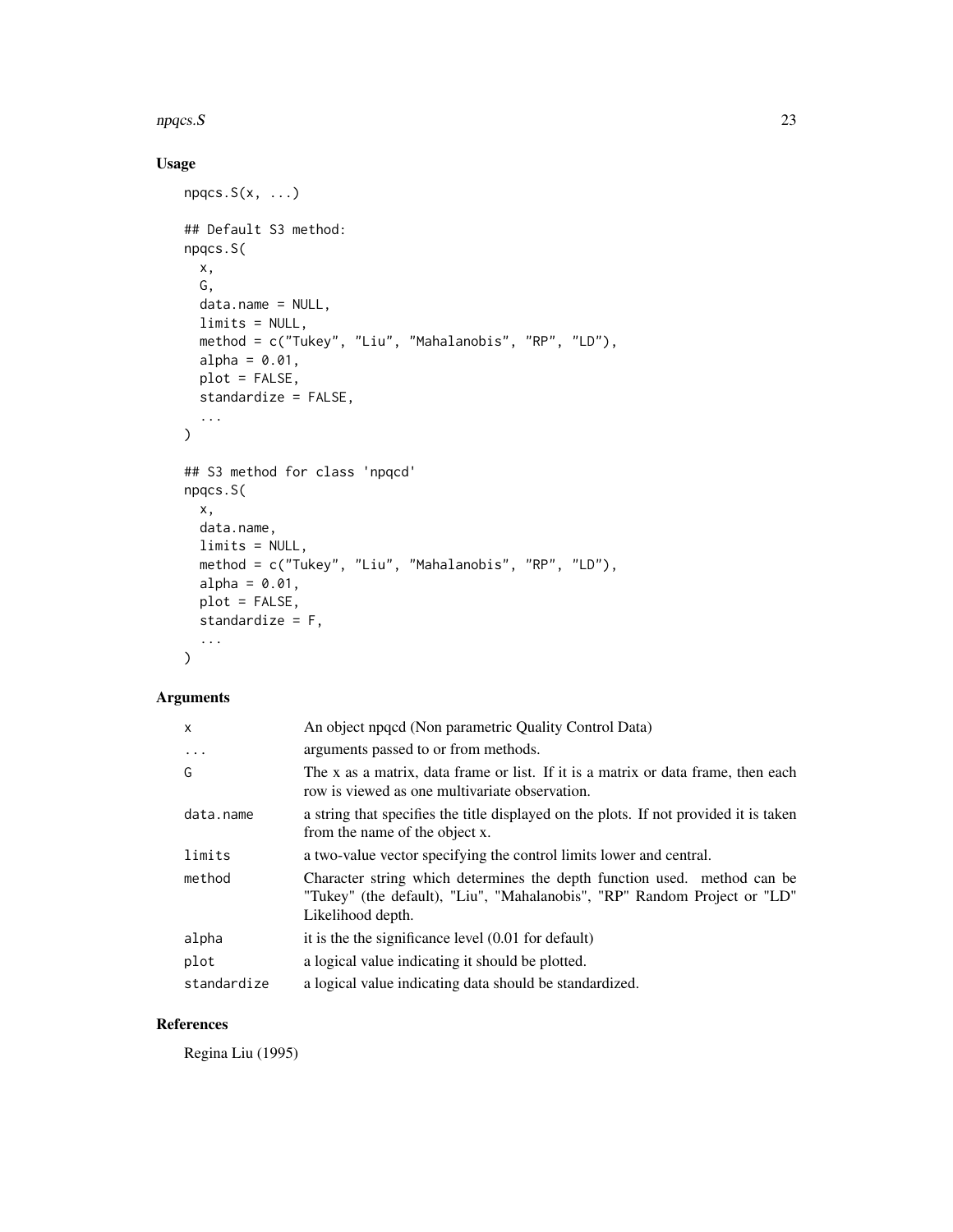## Usage

```
npqcs.S(x, ...)

## Default S3 method:
npqcs.S(
  x,
  G,
  data.name = NULL,
  limits = NULL,
  method = c("Tukey", "Liu", "Mahalanobis", "RP", "LD"),
  alpha = 0.01,
  plot = FALSE,
  standardize = FALSE,
  ...
)

## S3 method for class 'npqcd'
npqcs.S(
  x,
  data.name,
  limits = NULL,
  method = c("Tukey", "Liu", "Mahalanobis", "RP", "LD"),
  alpha = 0.01,
  plot = FALSE,
  standardize = F,
  ...
)
```

## Arguments

| | |
|---|---|
| x | An object npqcd (Non parametric Quality Control Data) |
| ... | arguments passed to or from methods. |
| G | The x as a matrix, data frame or list. If it is a matrix or data frame, then each row is viewed as one multivariate observation. |
| data.name | a string that specifies the title displayed on the plots. If not provided it is taken from the name of the object x. |
| limits | a two-value vector specifying the control limits lower and central. |
| method | Character string which determines the depth function used. method can be "Tukey" (the default), "Liu", "Mahalanobis", "RP" Random Project or "LD" Likelihood depth. |
| alpha | it is the the significance level (0.01 for default) |
| plot | a logical value indicating it should be plotted. |
| standardize | a logical value indicating data should be standardized. |

## References

Regina Liu (1995)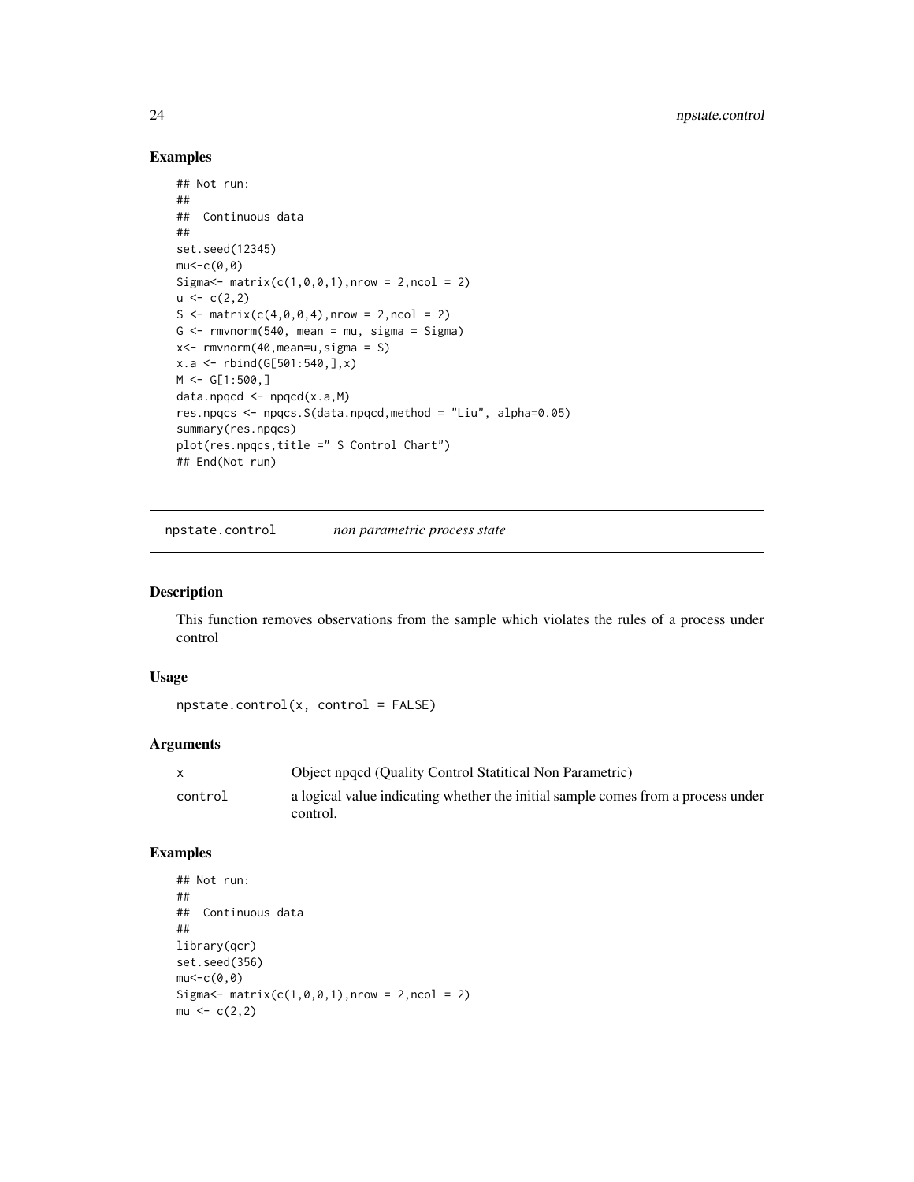## Examples

```
## Not run:
##
##  Continuous data
##
set.seed(12345)
mu<-c(0,0)
Sigma<- matrix(c(1,0,0,1),nrow = 2,ncol = 2)
u <- c(2,2)
S <- matrix(c(4,0,0,4),nrow = 2,ncol = 2)
G <- rmvnorm(540, mean = mu, sigma = Sigma)
x<- rmvnorm(40,mean=u,sigma = S)
x.a <- rbind(G[501:540,],x)
M <- G[1:500,]
data.npqcd <- npqcd(x.a,M)
res.npqcs <- npqcs.S(data.npqcd,method = "Liu", alpha=0.05)
summary(res.npqcs)
plot(res.npqcs,title =" S Control Chart")
## End(Not run)
```

---

# npstate.control    *non parametric process state*

## Description

This function removes observations from the sample which violates the rules of a process under control

## Usage

```
npstate.control(x, control = FALSE)
```

## Arguments

| | |
|---|---|
| x | Object npqcd (Quality Control Statitical Non Parametric) |
| control | a logical value indicating whether the initial sample comes from a process under control. |

## Examples

```
## Not run:
##
##  Continuous data
##
library(qcr)
set.seed(356)
mu<-c(0,0)
Sigma<- matrix(c(1,0,0,1),nrow = 2,ncol = 2)
mu <- c(2,2)
```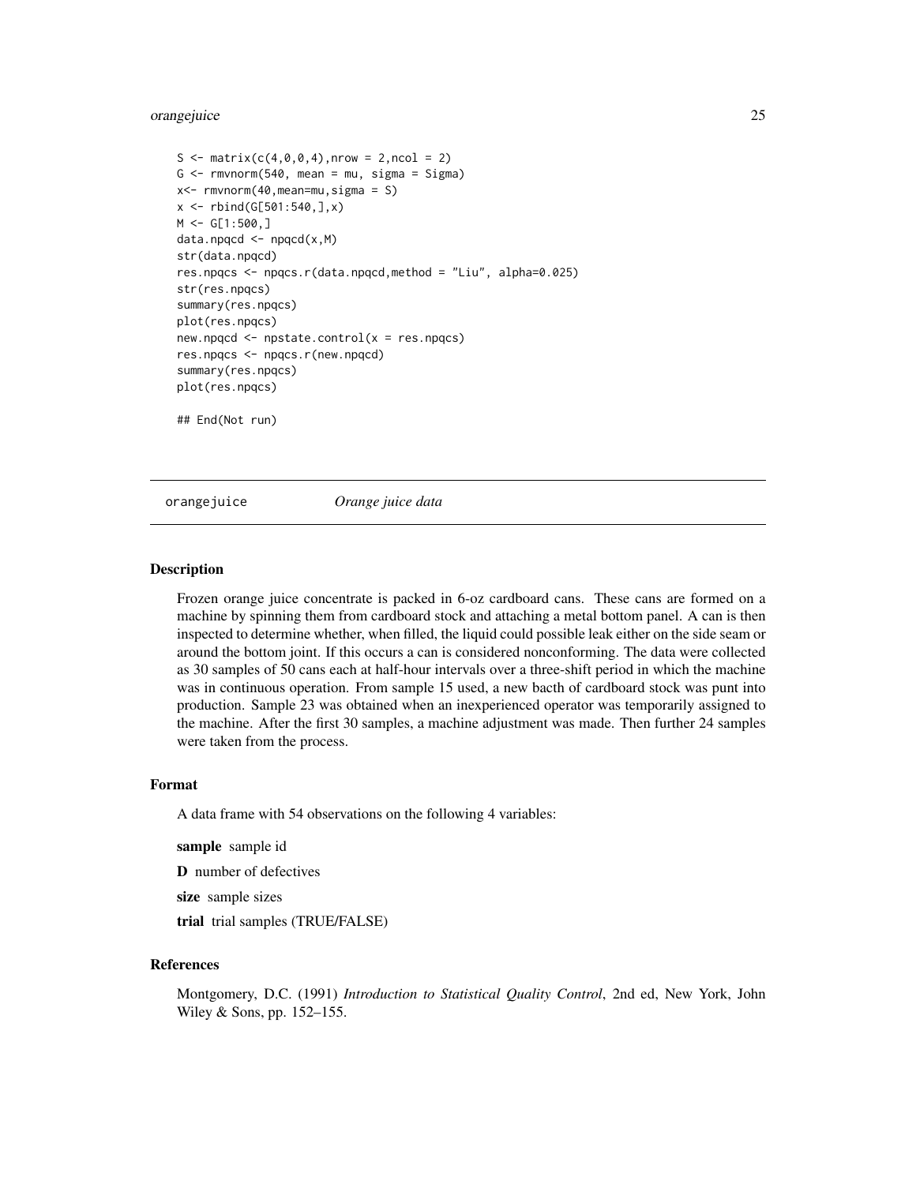```
S <- matrix(c(4,0,0,4),nrow = 2,ncol = 2)
G <- rmvnorm(540, mean = mu, sigma = Sigma)
x<- rmvnorm(40,mean=mu,sigma = S)
x <- rbind(G[501:540,],x)
M <- G[1:500,]
data.npqcd <- npqcd(x,M)
str(data.npqcd)
res.npqcs <- npqcs.r(data.npqcd,method = "Liu", alpha=0.025)
str(res.npqcs)
summary(res.npqcs)
plot(res.npqcs)
new.npqcd <- npstate.control(x = res.npqcs)
res.npqcs <- npqcs.r(new.npqcd)
summary(res.npqcs)
plot(res.npqcs)

## End(Not run)
```

---

## orangejuice *Orange juice data*

### Description

Frozen orange juice concentrate is packed in 6-oz cardboard cans. These cans are formed on a machine by spinning them from cardboard stock and attaching a metal bottom panel. A can is then inspected to determine whether, when filled, the liquid could possible leak either on the side seam or around the bottom joint. If this occurs a can is considered nonconforming. The data were collected as 30 samples of 50 cans each at half-hour intervals over a three-shift period in which the machine was in continuous operation. From sample 15 used, a new bacth of cardboard stock was punt into production. Sample 23 was obtained when an inexperienced operator was temporarily assigned to the machine. After the first 30 samples, a machine adjustment was made. Then further 24 samples were taken from the process.

### Format

A data frame with 54 observations on the following 4 variables:

**sample** sample id

**D** number of defectives

**size** sample sizes

**trial** trial samples (TRUE/FALSE)

### References

Montgomery, D.C. (1991) *Introduction to Statistical Quality Control*, 2nd ed, New York, John Wiley & Sons, pp. 152–155.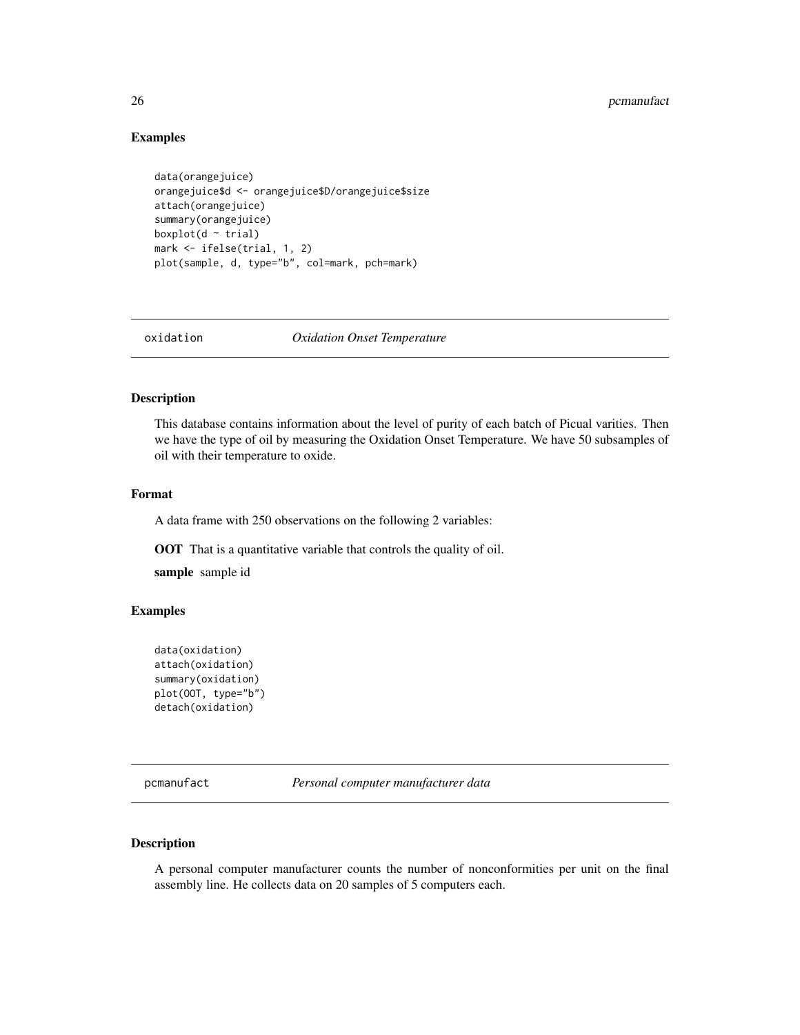### Examples

```
data(orangejuice)
orangejuice$d <- orangejuice$D/orangejuice$size
attach(orangejuice)
summary(orangejuice)
boxplot(d ~ trial)
mark <- ifelse(trial, 1, 2)
plot(sample, d, type="b", col=mark, pch=mark)
```

## oxidation *Oxidation Onset Temperature*

### Description

This database contains information about the level of purity of each batch of Picual varities. Then we have the type of oil by measuring the Oxidation Onset Temperature. We have 50 subsamples of oil with their temperature to oxide.

### Format

A data frame with 250 observations on the following 2 variables:

**OOT** That is a quantitative variable that controls the quality of oil.

**sample** sample id

### Examples

```
data(oxidation)
attach(oxidation)
summary(oxidation)
plot(OOT, type="b")
detach(oxidation)
```

## pcmanufact *Personal computer manufacturer data*

### Description

A personal computer manufacturer counts the number of nonconformities per unit on the final assembly line. He collects data on 20 samples of 5 computers each.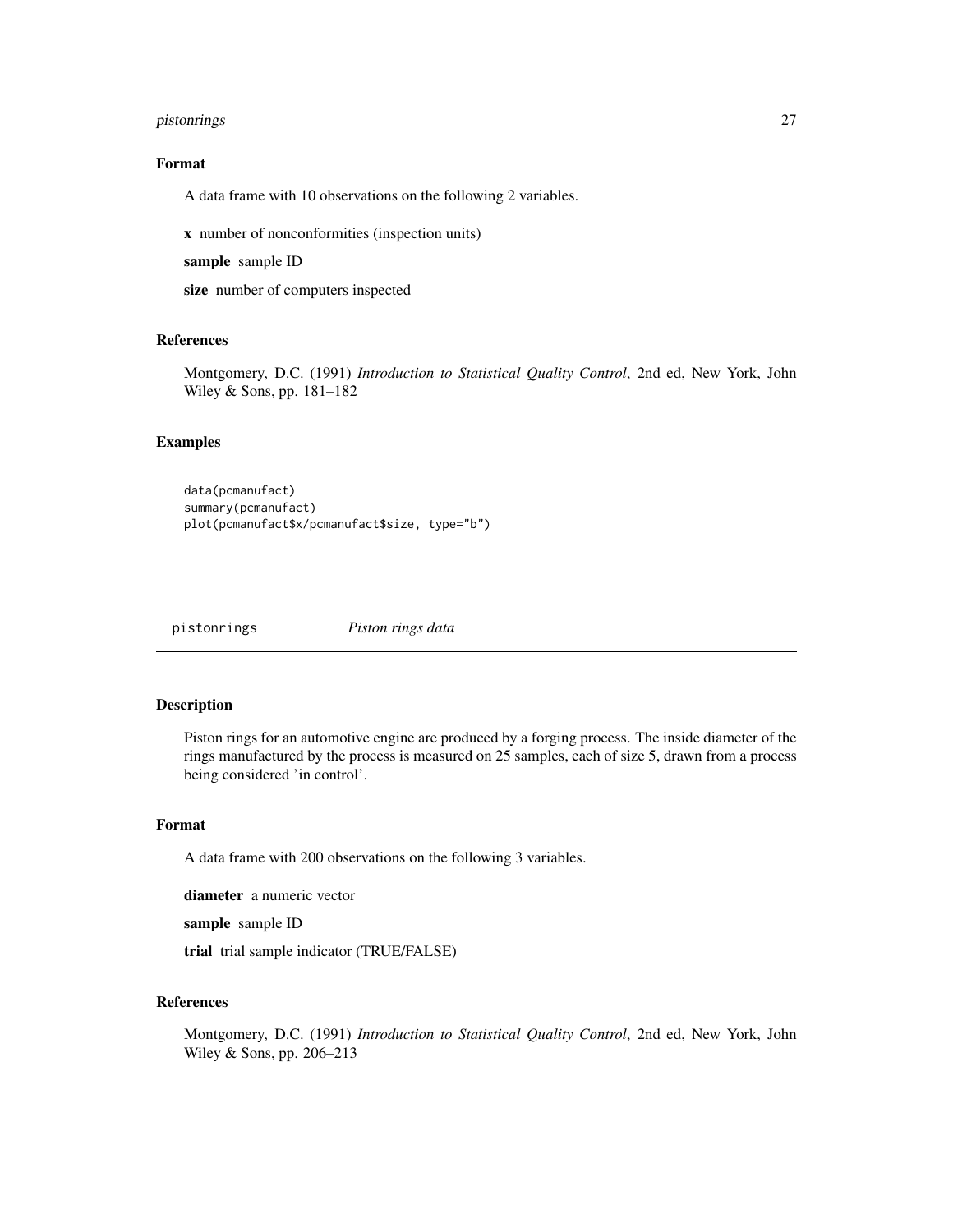### Format

A data frame with 10 observations on the following 2 variables.

**x** number of nonconformities (inspection units)

**sample** sample ID

**size** number of computers inspected

### References

Montgomery, D.C. (1991) *Introduction to Statistical Quality Control*, 2nd ed, New York, John Wiley & Sons, pp. 181–182

### Examples

```
data(pcmanufact)
summary(pcmanufact)
plot(pcmanufact$x/pcmanufact$size, type="b")
```

---

## pistonrings *Piston rings data*

---

### Description

Piston rings for an automotive engine are produced by a forging process. The inside diameter of the rings manufactured by the process is measured on 25 samples, each of size 5, drawn from a process being considered 'in control'.

### Format

A data frame with 200 observations on the following 3 variables.

**diameter** a numeric vector

**sample** sample ID

**trial** trial sample indicator (TRUE/FALSE)

### References

Montgomery, D.C. (1991) *Introduction to Statistical Quality Control*, 2nd ed, New York, John Wiley & Sons, pp. 206–213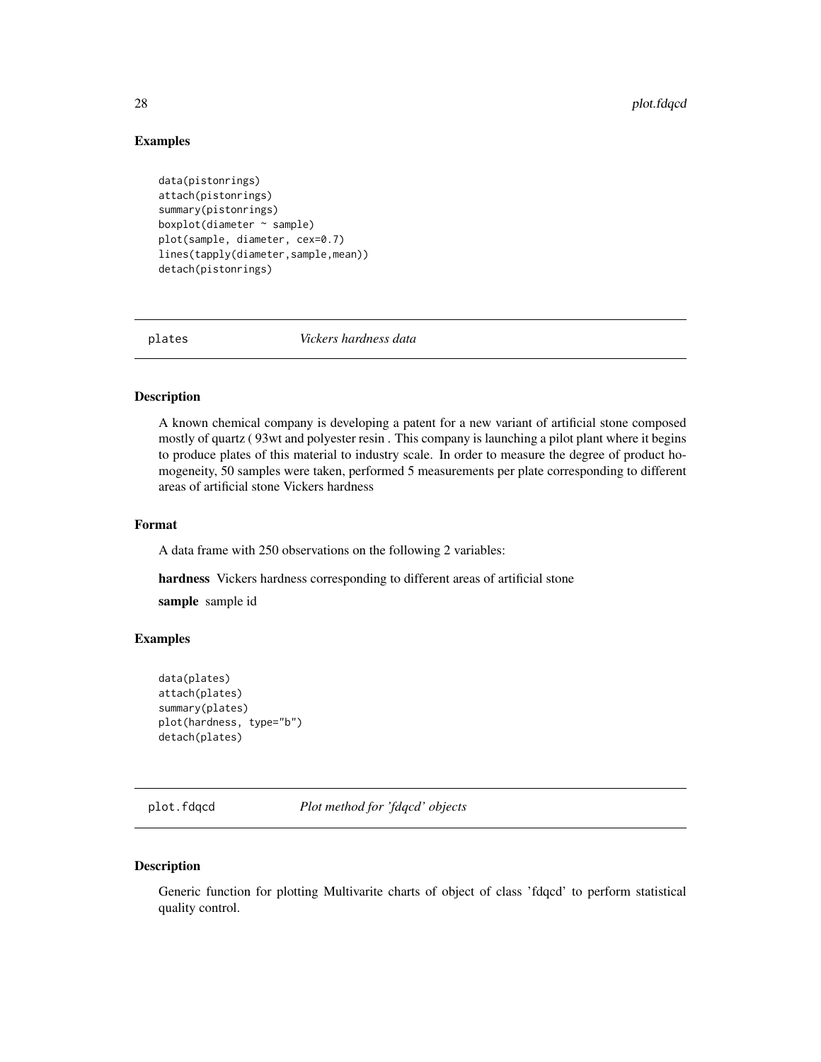## Examples

```
data(pistonrings)
attach(pistonrings)
summary(pistonrings)
boxplot(diameter ~ sample)
plot(sample, diameter, cex=0.7)
lines(tapply(diameter,sample,mean))
detach(pistonrings)
```

---

plates *Vickers hardness data*

---

## Description

A known chemical company is developing a patent for a new variant of artificial stone composed mostly of quartz ( 93wt and polyester resin . This company is launching a pilot plant where it begins to produce plates of this material to industry scale. In order to measure the degree of product homogeneity, 50 samples were taken, performed 5 measurements per plate corresponding to different areas of artificial stone Vickers hardness

## Format

A data frame with 250 observations on the following 2 variables:

**hardness** Vickers hardness corresponding to different areas of artificial stone

**sample** sample id

## Examples

```
data(plates)
attach(plates)
summary(plates)
plot(hardness, type="b")
detach(plates)
```

---

plot.fdqcd *Plot method for 'fdqcd' objects*

---

## Description

Generic function for plotting Multivarite charts of object of class 'fdqcd' to perform statistical quality control.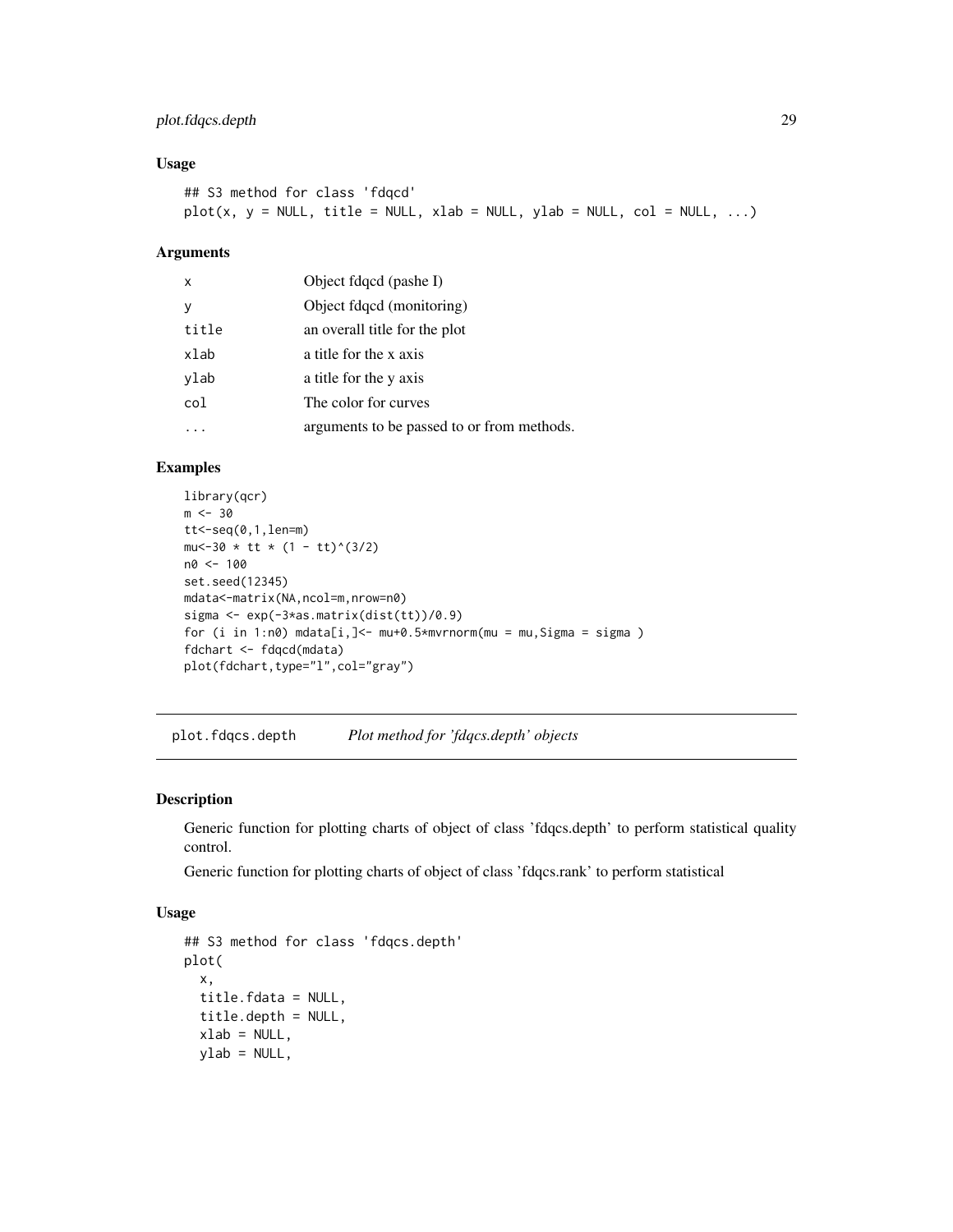### Usage

```
## S3 method for class 'fdqcd'
plot(x, y = NULL, title = NULL, xlab = NULL, ylab = NULL, col = NULL, ...)
```

### Arguments

| | |
|---|---|
| x | Object fdqcd (pashe I) |
| y | Object fdqcd (monitoring) |
| title | an overall title for the plot |
| xlab | a title for the x axis |
| ylab | a title for the y axis |
| col | The color for curves |
| ... | arguments to be passed to or from methods. |

### Examples

```
library(qcr)
m <- 30
tt<-seq(0,1,len=m)
mu<-30 * tt * (1 - tt)^(3/2)
n0 <- 100
set.seed(12345)
mdata<-matrix(NA,ncol=m,nrow=n0)
sigma <- exp(-3*as.matrix(dist(tt))/0.9)
for (i in 1:n0) mdata[i,]<- mu+0.5*mvrnorm(mu = mu,Sigma = sigma )
fdchart <- fdqcd(mdata)
plot(fdchart,type="l",col="gray")
```

---

## plot.fdqcs.depth    *Plot method for 'fdqcs.depth' objects*

### Description

Generic function for plotting charts of object of class 'fdqcs.depth' to perform statistical quality control.

Generic function for plotting charts of object of class 'fdqcs.rank' to perform statistical

### Usage

```
## S3 method for class 'fdqcs.depth'
plot(
  x,
  title.fdata = NULL,
  title.depth = NULL,
  xlab = NULL,
  ylab = NULL,
```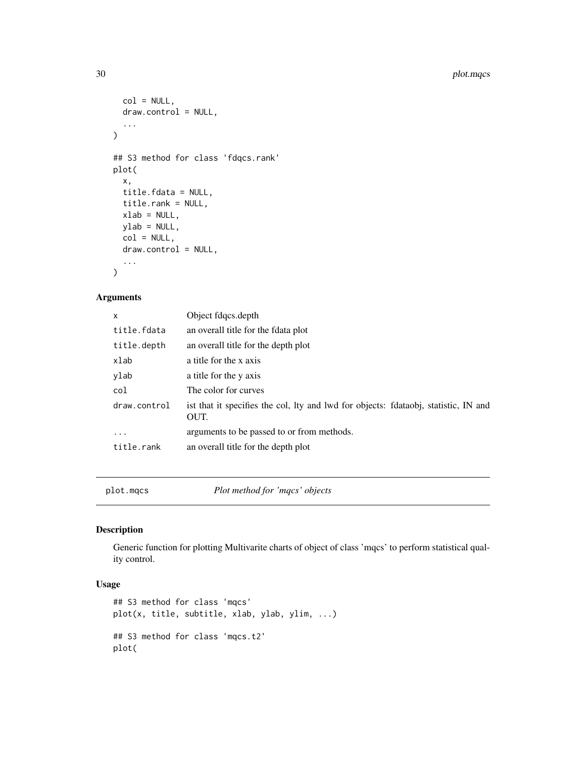```
  col = NULL,
  draw.control = NULL,
  ...
)

## S3 method for class 'fdqcs.rank'
plot(
  x,
  title.fdata = NULL,
  title.rank = NULL,
  xlab = NULL,
  ylab = NULL,
  col = NULL,
  draw.control = NULL,
  ...
)
```

### Arguments

| | |
|---|---|
| x | Object fdqcs.depth |
| title.fdata | an overall title for the fdata plot |
| title.depth | an overall title for the depth plot |
| xlab | a title for the x axis |
| ylab | a title for the y axis |
| col | The color for curves |
| draw.control | ist that it specifies the col, lty and lwd for objects: fdataobj, statistic, IN and OUT. |
| ... | arguments to be passed to or from methods. |
| title.rank | an overall title for the depth plot |

---

## plot.mqcs — *Plot method for 'mqcs' objects*

### Description

Generic function for plotting Multivarite charts of object of class 'mqcs' to perform statistical quality control.

### Usage

```
## S3 method for class 'mqcs'
plot(x, title, subtitle, xlab, ylab, ylim, ...)

## S3 method for class 'mqcs.t2'
plot(
```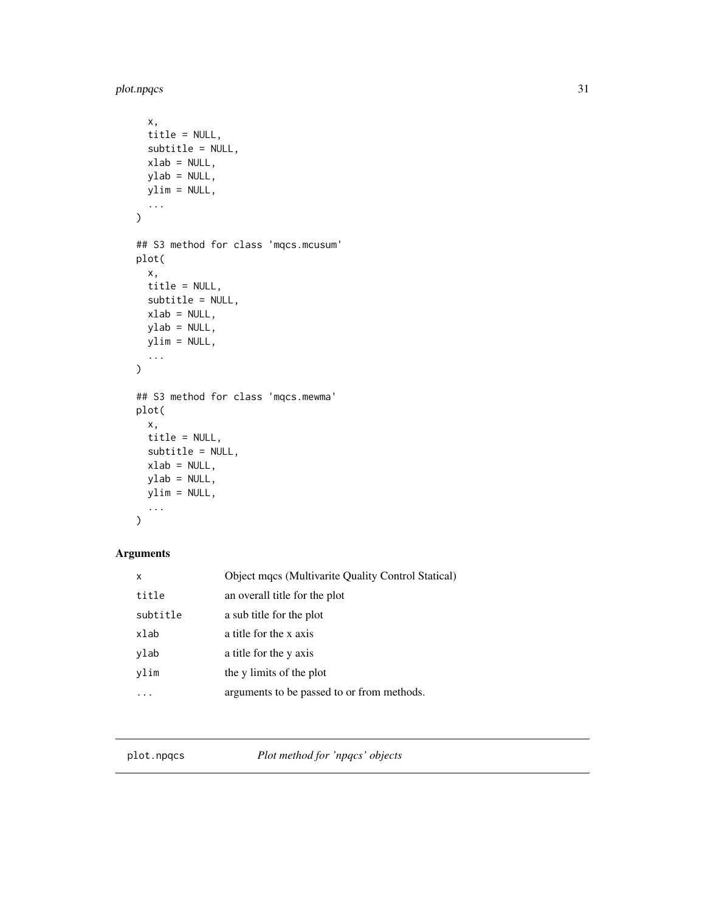```
  x,
  title = NULL,
  subtitle = NULL,
  xlab = NULL,
  ylab = NULL,
  ylim = NULL,
  ...
)

## S3 method for class 'mqcs.mcusum'
plot(
  x,
  title = NULL,
  subtitle = NULL,
  xlab = NULL,
  ylab = NULL,
  ylim = NULL,
  ...
)

## S3 method for class 'mqcs.mewma'
plot(
  x,
  title = NULL,
  subtitle = NULL,
  xlab = NULL,
  ylab = NULL,
  ylim = NULL,
  ...
)
```

## Arguments

| | |
|---|---|
| `x` | Object mqcs (Multivarite Quality Control Statical) |
| `title` | an overall title for the plot |
| `subtitle` | a sub title for the plot |
| `xlab` | a title for the x axis |
| `ylab` | a title for the y axis |
| `ylim` | the y limits of the plot |
| `...` | arguments to be passed to or from methods. |

---

`plot.npqcs` *Plot method for 'npqcs' objects*

---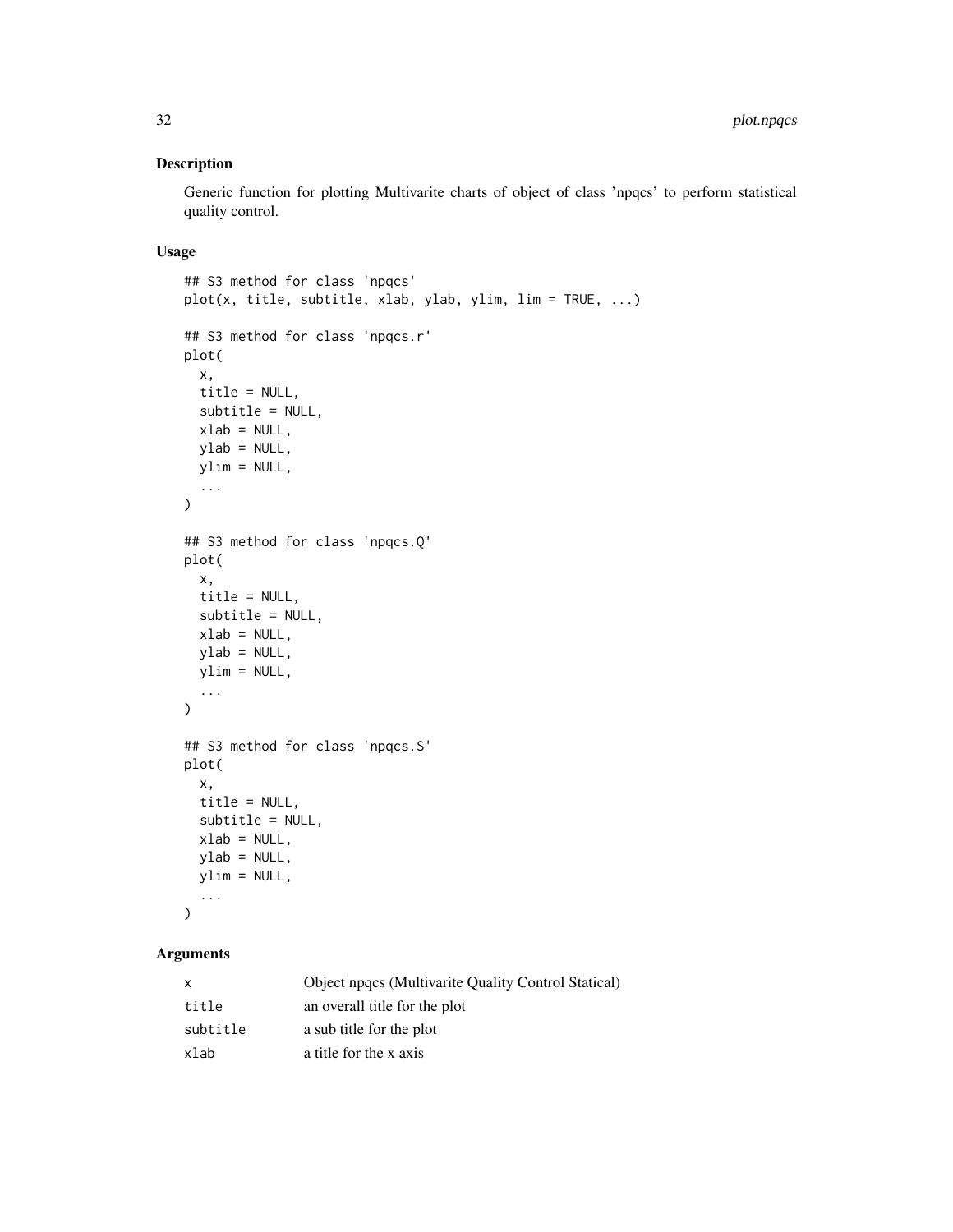### Description

Generic function for plotting Multivarite charts of object of class 'npqcs' to perform statistical quality control.

### Usage

```
## S3 method for class 'npqcs'
plot(x, title, subtitle, xlab, ylab, ylim, lim = TRUE, ...)

## S3 method for class 'npqcs.r'
plot(
  x,
  title = NULL,
  subtitle = NULL,
  xlab = NULL,
  ylab = NULL,
  ylim = NULL,
  ...
)

## S3 method for class 'npqcs.Q'
plot(
  x,
  title = NULL,
  subtitle = NULL,
  xlab = NULL,
  ylab = NULL,
  ylim = NULL,
  ...
)

## S3 method for class 'npqcs.S'
plot(
  x,
  title = NULL,
  subtitle = NULL,
  xlab = NULL,
  ylab = NULL,
  ylim = NULL,
  ...
)
```

### Arguments

| | |
|---|---|
| x | Object npqcs (Multivarite Quality Control Statical) |
| title | an overall title for the plot |
| subtitle | a sub title for the plot |
| xlab | a title for the x axis |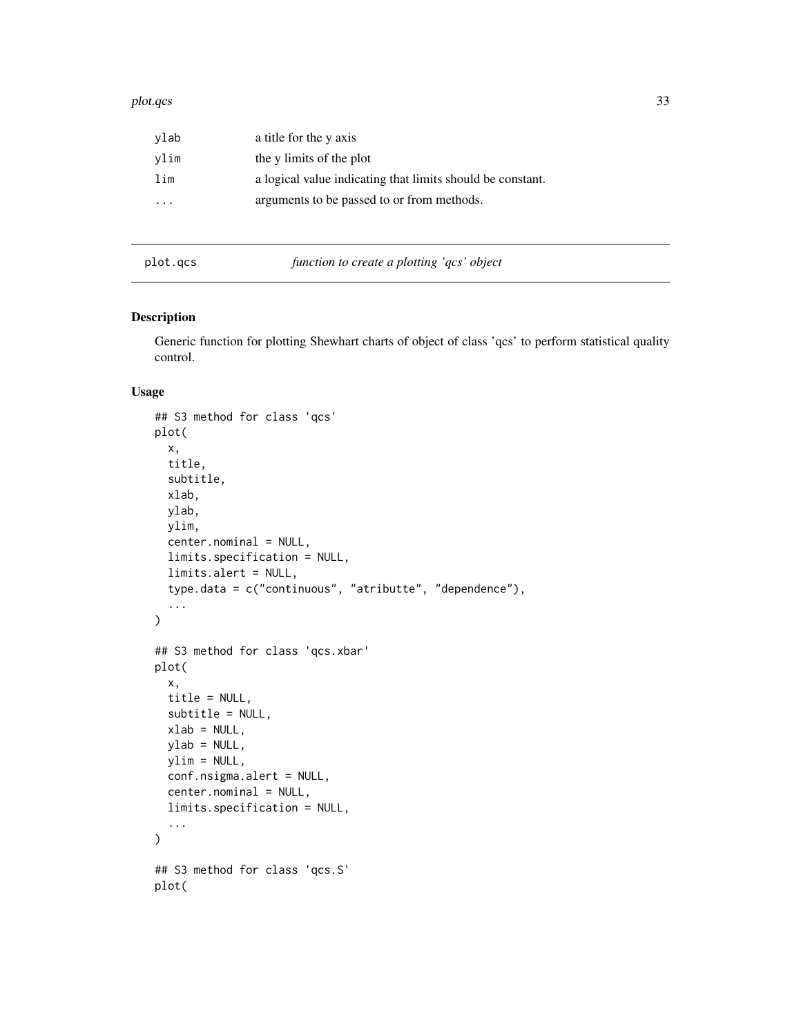| | |
|---|---|
| ylab | a title for the y axis |
| ylim | the y limits of the plot |
| lim | a logical value indicating that limits should be constant. |
| ... | arguments to be passed to or from methods. |

---

plot.qcs    *function to create a plotting 'qcs' object*

---

## Description

Generic function for plotting Shewhart charts of object of class 'qcs' to perform statistical quality control.

## Usage

```
## S3 method for class 'qcs'
plot(
  x,
  title,
  subtitle,
  xlab,
  ylab,
  ylim,
  center.nominal = NULL,
  limits.specification = NULL,
  limits.alert = NULL,
  type.data = c("continuous", "atributte", "dependence"),
  ...
)

## S3 method for class 'qcs.xbar'
plot(
  x,
  title = NULL,
  subtitle = NULL,
  xlab = NULL,
  ylab = NULL,
  ylim = NULL,
  conf.nsigma.alert = NULL,
  center.nominal = NULL,
  limits.specification = NULL,
  ...
)

## S3 method for class 'qcs.S'
plot(
```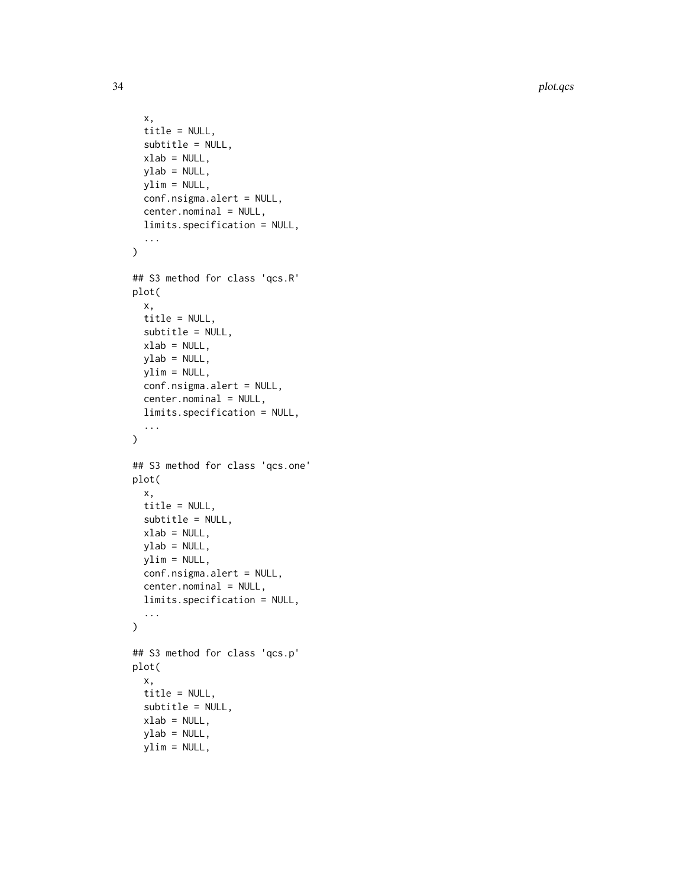```
  x,
  title = NULL,
  subtitle = NULL,
  xlab = NULL,
  ylab = NULL,
  ylim = NULL,
  conf.nsigma.alert = NULL,
  center.nominal = NULL,
  limits.specification = NULL,
  ...
)

## S3 method for class 'qcs.R'
plot(
  x,
  title = NULL,
  subtitle = NULL,
  xlab = NULL,
  ylab = NULL,
  ylim = NULL,
  conf.nsigma.alert = NULL,
  center.nominal = NULL,
  limits.specification = NULL,
  ...
)

## S3 method for class 'qcs.one'
plot(
  x,
  title = NULL,
  subtitle = NULL,
  xlab = NULL,
  ylab = NULL,
  ylim = NULL,
  conf.nsigma.alert = NULL,
  center.nominal = NULL,
  limits.specification = NULL,
  ...
)

## S3 method for class 'qcs.p'
plot(
  x,
  title = NULL,
  subtitle = NULL,
  xlab = NULL,
  ylab = NULL,
  ylim = NULL,
```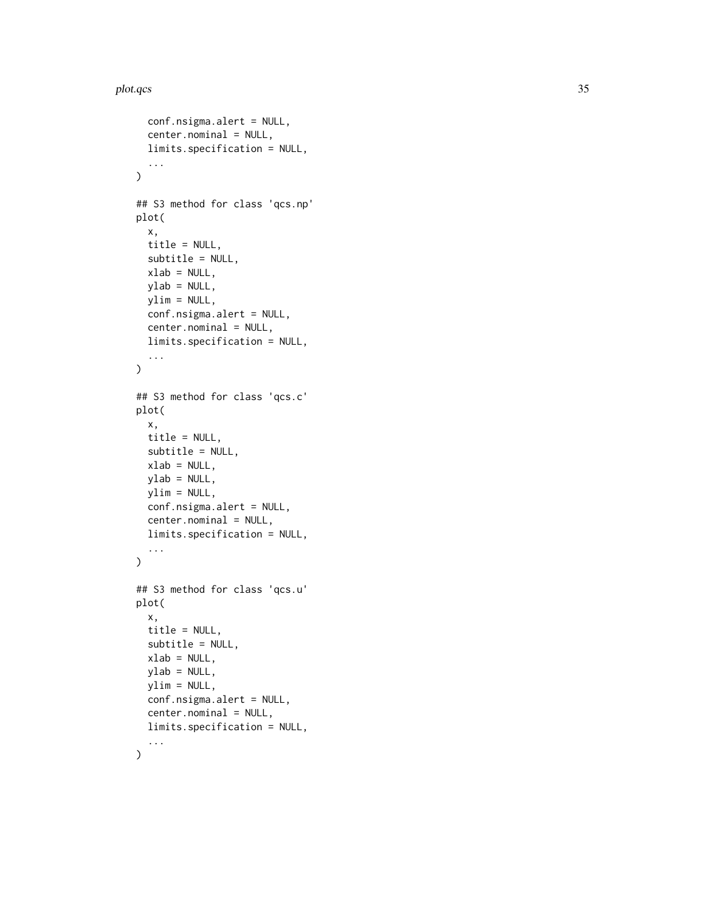```
  conf.nsigma.alert = NULL,
  center.nominal = NULL,
  limits.specification = NULL,
  ...
)

## S3 method for class 'qcs.np'
plot(
  x,
  title = NULL,
  subtitle = NULL,
  xlab = NULL,
  ylab = NULL,
  ylim = NULL,
  conf.nsigma.alert = NULL,
  center.nominal = NULL,
  limits.specification = NULL,
  ...
)

## S3 method for class 'qcs.c'
plot(
  x,
  title = NULL,
  subtitle = NULL,
  xlab = NULL,
  ylab = NULL,
  ylim = NULL,
  conf.nsigma.alert = NULL,
  center.nominal = NULL,
  limits.specification = NULL,
  ...
)

## S3 method for class 'qcs.u'
plot(
  x,
  title = NULL,
  subtitle = NULL,
  xlab = NULL,
  ylab = NULL,
  ylim = NULL,
  conf.nsigma.alert = NULL,
  center.nominal = NULL,
  limits.specification = NULL,
  ...
)
```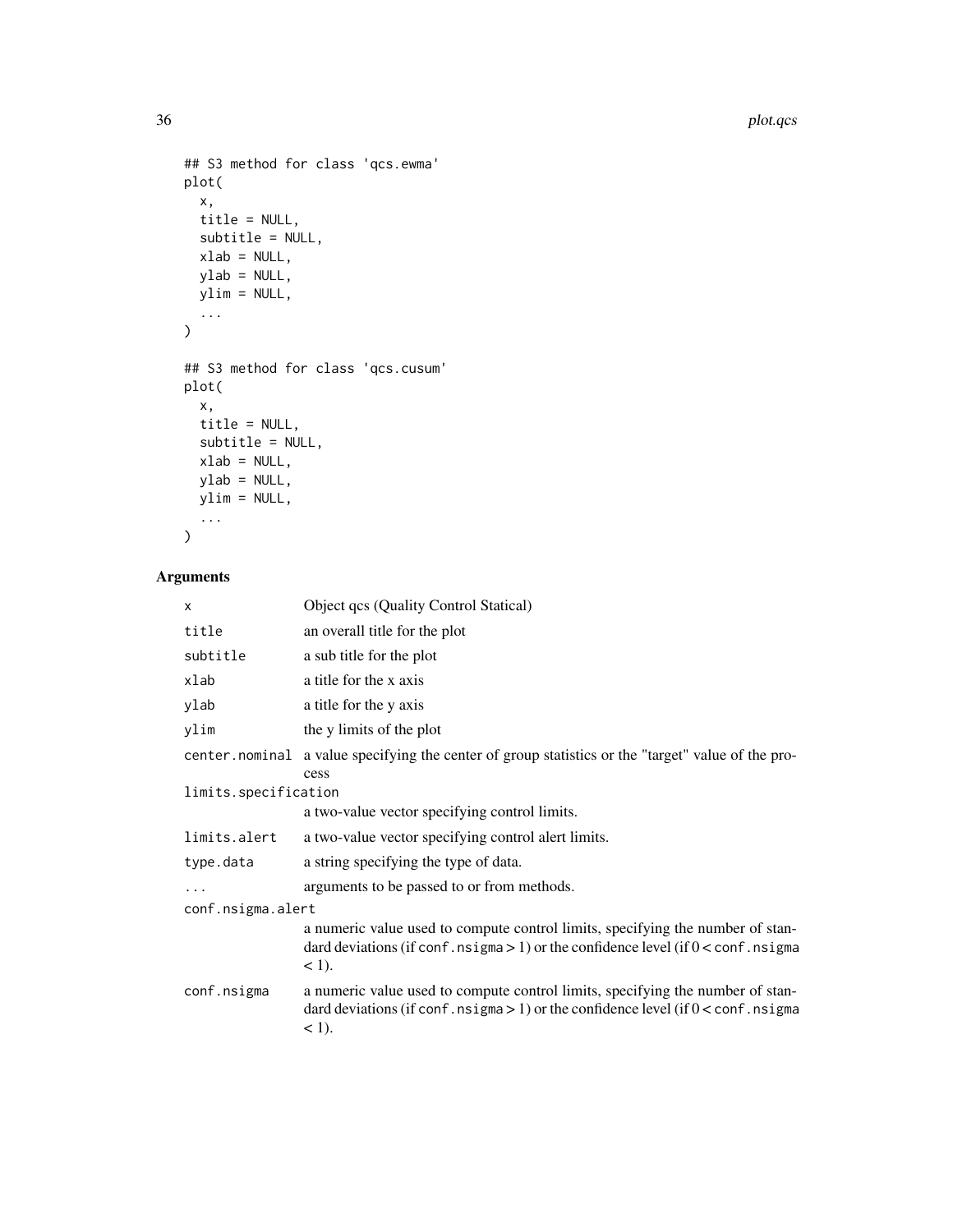```
## S3 method for class 'qcs.ewma'
plot(
  x,
  title = NULL,
  subtitle = NULL,
  xlab = NULL,
  ylab = NULL,
  ylim = NULL,
  ...
)

## S3 method for class 'qcs.cusum'
plot(
  x,
  title = NULL,
  subtitle = NULL,
  xlab = NULL,
  ylab = NULL,
  ylim = NULL,
  ...
)
```

## Arguments

| | |
|---|---|
| `x` | Object qcs (Quality Control Statical) |
| `title` | an overall title for the plot |
| `subtitle` | a sub title for the plot |
| `xlab` | a title for the x axis |
| `ylab` | a title for the y axis |
| `ylim` | the y limits of the plot |
| `center.nominal` | a value specifying the center of group statistics or the "target" value of the process |
| `limits.specification` | a two-value vector specifying control limits. |
| `limits.alert` | a two-value vector specifying control alert limits. |
| `type.data` | a string specifying the type of data. |
| `...` | arguments to be passed to or from methods. |
| `conf.nsigma.alert` | a numeric value used to compute control limits, specifying the number of standard deviations (if `conf.nsigma` > 1) or the confidence level (if 0 < `conf.nsigma` < 1). |
| `conf.nsigma` | a numeric value used to compute control limits, specifying the number of standard deviations (if `conf.nsigma` > 1) or the confidence level (if 0 < `conf.nsigma` < 1). |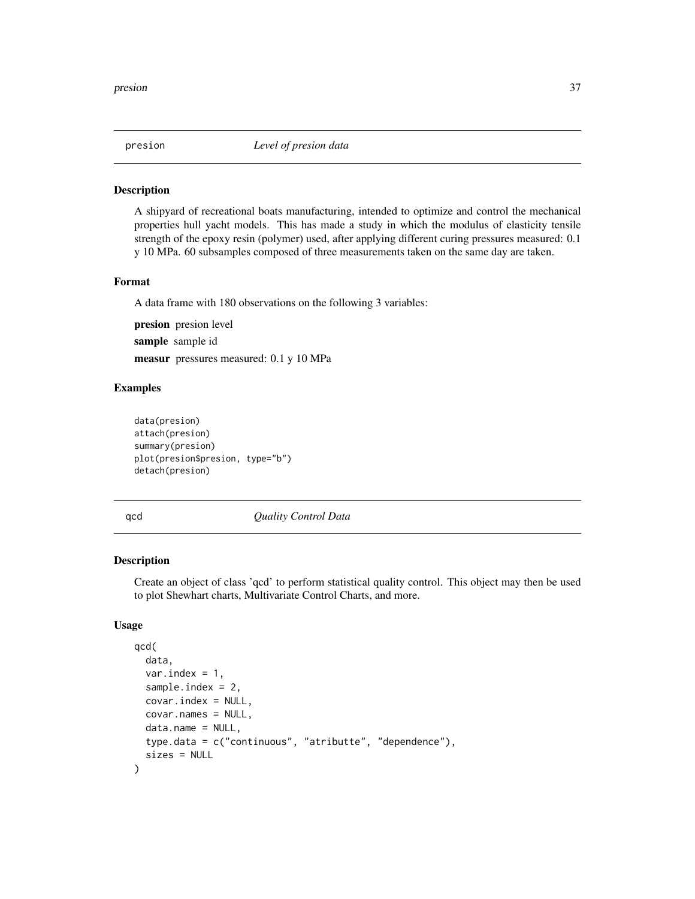## presion — *Level of presion data*

### Description

A shipyard of recreational boats manufacturing, intended to optimize and control the mechanical properties hull yacht models. This has made a study in which the modulus of elasticity tensile strength of the epoxy resin (polymer) used, after applying different curing pressures measured: 0.1 y 10 MPa. 60 subsamples composed of three measurements taken on the same day are taken.

### Format

A data frame with 180 observations on the following 3 variables:

**presion** presion level

**sample** sample id

**measur** pressures measured: 0.1 y 10 MPa

### Examples

```
data(presion)
attach(presion)
summary(presion)
plot(presion$presion, type="b")
detach(presion)
```

## qcd — *Quality Control Data*

### Description

Create an object of class 'qcd' to perform statistical quality control. This object may then be used to plot Shewhart charts, Multivariate Control Charts, and more.

### Usage

```
qcd(
  data,
  var.index = 1,
  sample.index = 2,
  covar.index = NULL,
  covar.names = NULL,
  data.name = NULL,
  type.data = c("continuous", "atributte", "dependence"),
  sizes = NULL
)
```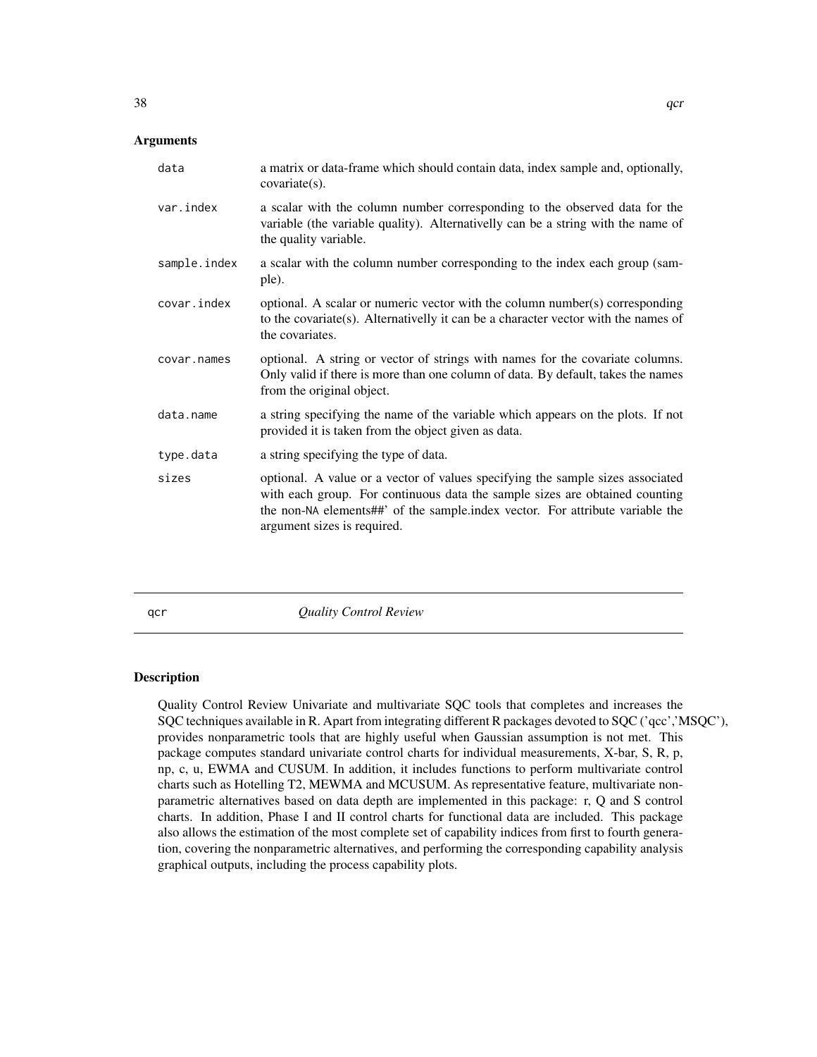## Arguments

| | |
|---|---|
| data | a matrix or data-frame which should contain data, index sample and, optionally, covariate(s). |
| var.index | a scalar with the column number corresponding to the observed data for the variable (the variable quality). Alternativelly can be a string with the name of the quality variable. |
| sample.index | a scalar with the column number corresponding to the index each group (sample). |
| covar.index | optional. A scalar or numeric vector with the column number(s) corresponding to the covariate(s). Alternativelly it can be a character vector with the names of the covariates. |
| covar.names | optional. A string or vector of strings with names for the covariate columns. Only valid if there is more than one column of data. By default, takes the names from the original object. |
| data.name | a string specifying the name of the variable which appears on the plots. If not provided it is taken from the object given as data. |
| type.data | a string specifying the type of data. |
| sizes | optional. A value or a vector of values specifying the sample sizes associated with each group. For continuous data the sample sizes are obtained counting the non-NA elements##' of the sample.index vector. For attribute variable the argument sizes is required. |

---

qcr *Quality Control Review*

---

## Description

Quality Control Review Univariate and multivariate SQC tools that completes and increases the SQC techniques available in R. Apart from integrating different R packages devoted to SQC ('qcc','MSQC'), provides nonparametric tools that are highly useful when Gaussian assumption is not met. This package computes standard univariate control charts for individual measurements, X-bar, S, R, p, np, c, u, EWMA and CUSUM. In addition, it includes functions to perform multivariate control charts such as Hotelling T2, MEWMA and MCUSUM. As representative feature, multivariate nonparametric alternatives based on data depth are implemented in this package: r, Q and S control charts. In addition, Phase I and II control charts for functional data are included. This package also allows the estimation of the most complete set of capability indices from first to fourth generation, covering the nonparametric alternatives, and performing the corresponding capability analysis graphical outputs, including the process capability plots.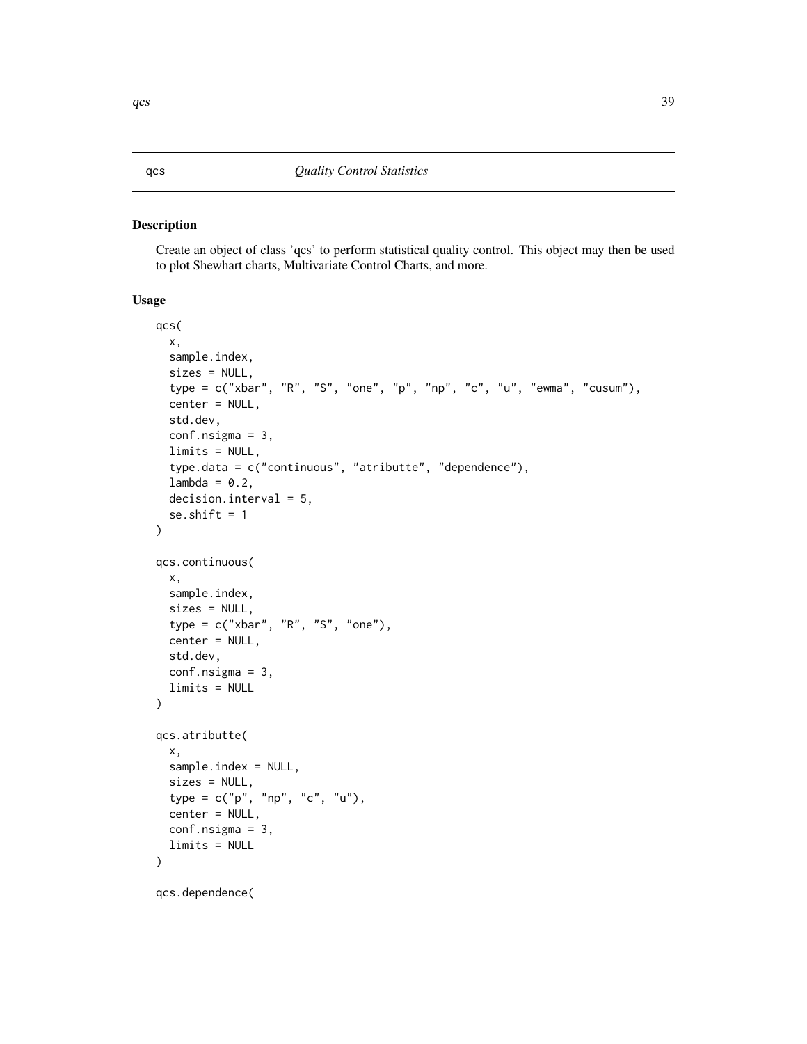qcs *Quality Control Statistics*

## Description

Create an object of class 'qcs' to perform statistical quality control. This object may then be used to plot Shewhart charts, Multivariate Control Charts, and more.

## Usage

```
qcs(
  x,
  sample.index,
  sizes = NULL,
  type = c("xbar", "R", "S", "one", "p", "np", "c", "u", "ewma", "cusum"),
  center = NULL,
  std.dev,
  conf.nsigma = 3,
  limits = NULL,
  type.data = c("continuous", "atributte", "dependence"),
  lambda = 0.2,
  decision.interval = 5,
  se.shift = 1
)

qcs.continuous(
  x,
  sample.index,
  sizes = NULL,
  type = c("xbar", "R", "S", "one"),
  center = NULL,
  std.dev,
  conf.nsigma = 3,
  limits = NULL
)

qcs.atributte(
  x,
  sample.index = NULL,
  sizes = NULL,
  type = c("p", "np", "c", "u"),
  center = NULL,
  conf.nsigma = 3,
  limits = NULL
)

qcs.dependence(
```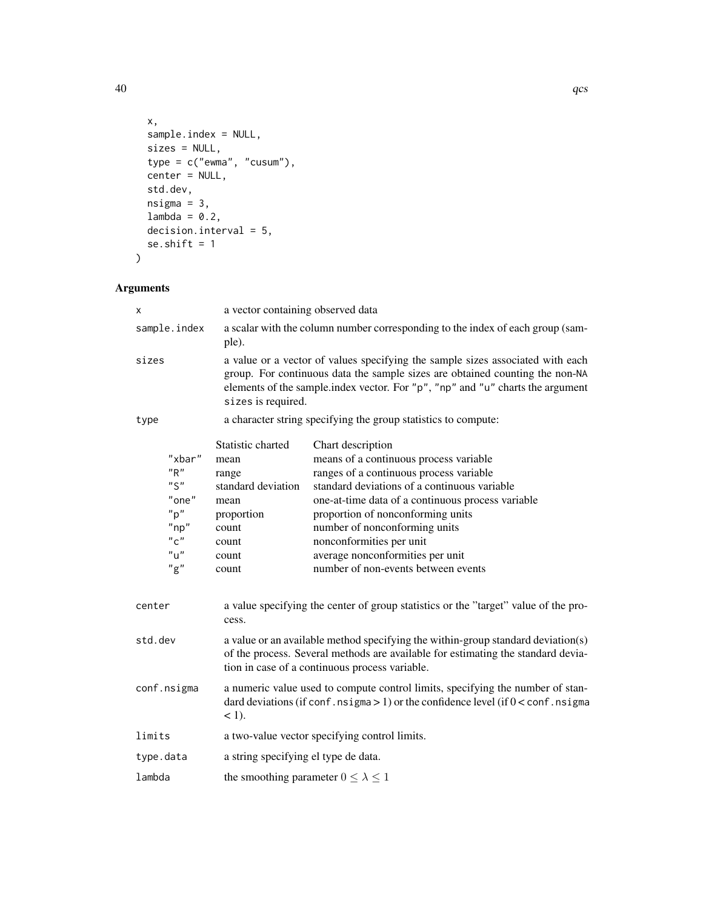```
  x,
  sample.index = NULL,
  sizes = NULL,
  type = c("ewma", "cusum"),
  center = NULL,
  std.dev,
  nsigma = 3,
  lambda = 0.2,
  decision.interval = 5,
  se.shift = 1
)
```

## Arguments

`x` a vector containing observed data

`sample.index` a scalar with the column number corresponding to the index of each group (sample).

`sizes` a value or a vector of values specifying the sample sizes associated with each group. For continuous data the sample sizes are obtained counting the non-NA elements of the sample.index vector. For "p", "np" and "u" charts the argument `sizes` is required.

`type` a character string specifying the group statistics to compute:

| | Statistic charted | Chart description |
|---|---|---|
| "xbar" | mean | means of a continuous process variable |
| "R" | range | ranges of a continuous process variable |
| "S" | standard deviation | standard deviations of a continuous variable |
| "one" | mean | one-at-time data of a continuous process variable |
| "p" | proportion | proportion of nonconforming units |
| "np" | count | number of nonconforming units |
| "c" | count | nonconformities per unit |
| "u" | count | average nonconformities per unit |
| "g" | count | number of non-events between events |

`center` a value specifying the center of group statistics or the "target" value of the process.

`std.dev` a value or an available method specifying the within-group standard deviation(s) of the process. Several methods are available for estimating the standard deviation in case of a continuous process variable.

`conf.nsigma` a numeric value used to compute control limits, specifying the number of standard deviations (if `conf.nsigma` > 1) or the confidence level (if 0 < `conf.nsigma` < 1).

`limits` a two-value vector specifying control limits.

`type.data` a string specifying el type de data.

`lambda` the smoothing parameter $0 \leq \lambda \leq 1$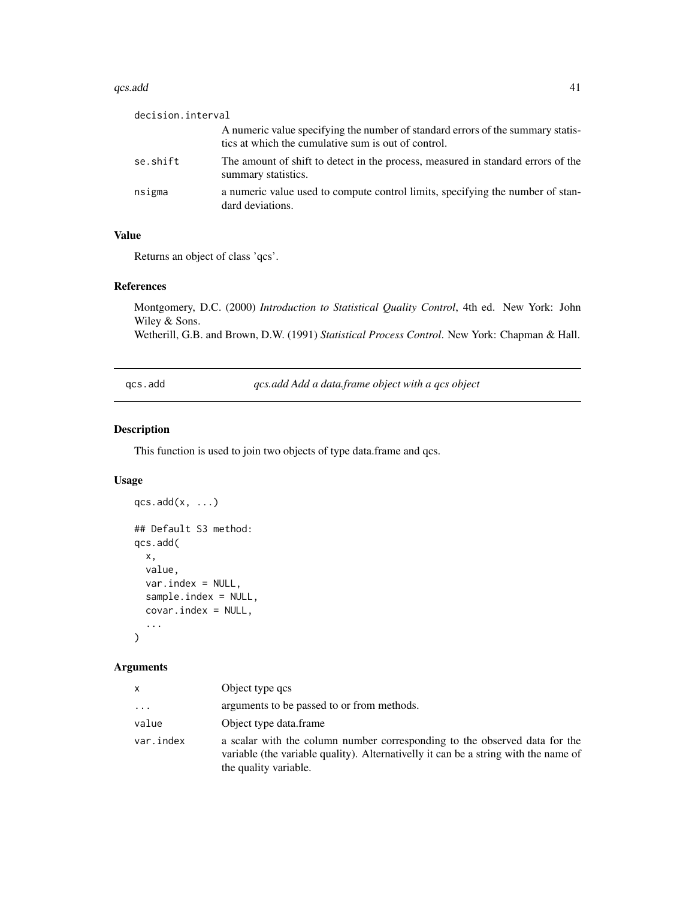| | |
|---|---|
| decision.interval | A numeric value specifying the number of standard errors of the summary statistics at which the cumulative sum is out of control. |
| se.shift | The amount of shift to detect in the process, measured in standard errors of the summary statistics. |
| nsigma | a numeric value used to compute control limits, specifying the number of standard deviations. |

### Value

Returns an object of class 'qcs'.

### References

Montgomery, D.C. (2000) *Introduction to Statistical Quality Control*, 4th ed. New York: John Wiley & Sons.
Wetherill, G.B. and Brown, D.W. (1991) *Statistical Process Control*. New York: Chapman & Hall.

---

## qcs.add — *qcs.add Add a data.frame object with a qcs object*

### Description

This function is used to join two objects of type data.frame and qcs.

### Usage

```
qcs.add(x, ...)

## Default S3 method:
qcs.add(
  x,
  value,
  var.index = NULL,
  sample.index = NULL,
  covar.index = NULL,
  ...
)
```

### Arguments

| | |
|---|---|
| x | Object type qcs |
| ... | arguments to be passed to or from methods. |
| value | Object type data.frame |
| var.index | a scalar with the column number corresponding to the observed data for the variable (the variable quality). Alternativelly it can be a string with the name of the quality variable. |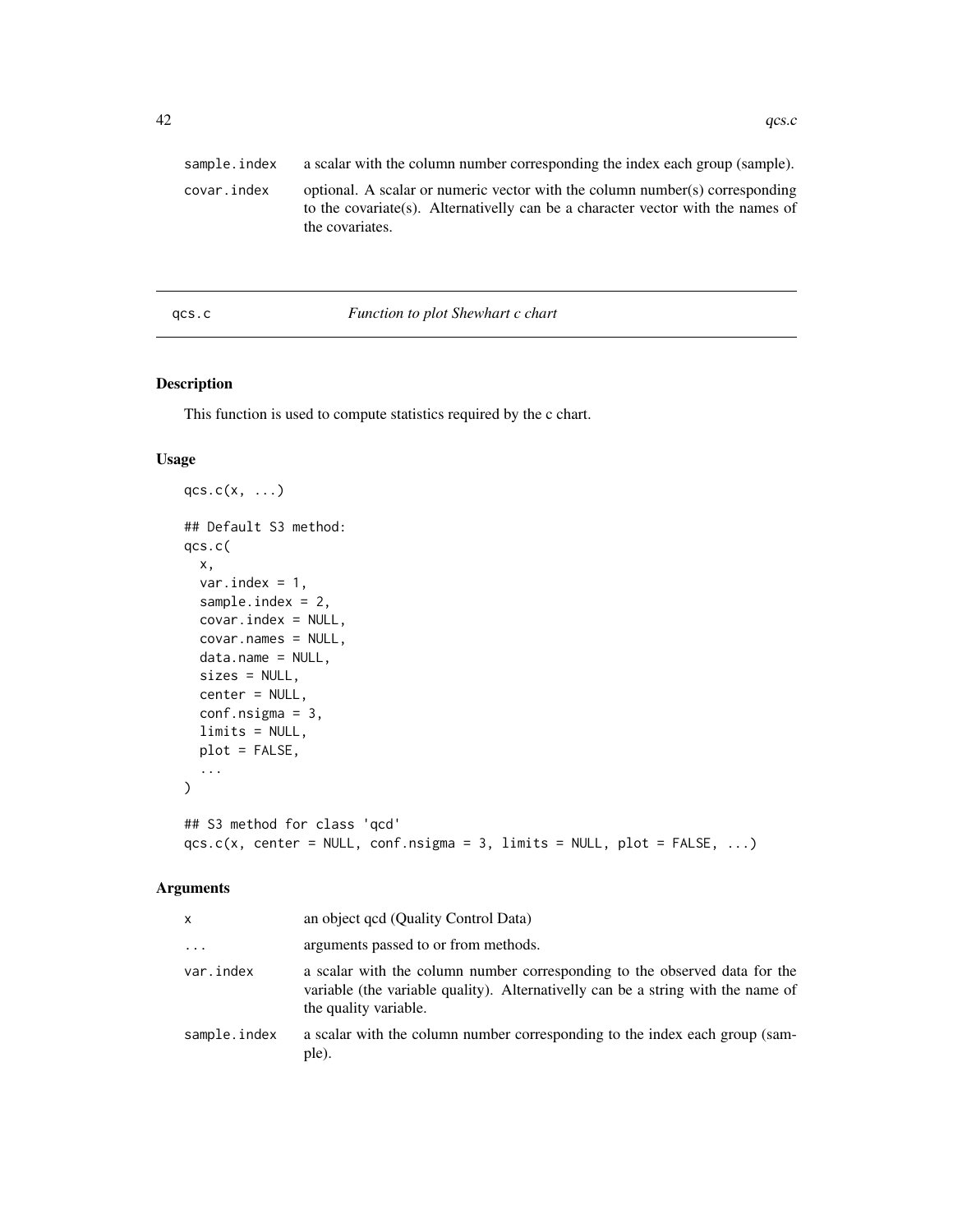| | |
|---|---|
| sample.index | a scalar with the column number corresponding the index each group (sample). |
| covar.index | optional. A scalar or numeric vector with the column number(s) corresponding to the covariate(s). Alternativelly can be a character vector with the names of the covariates. |

---

## qcs.c *Function to plot Shewhart c chart*

---

### Description

This function is used to compute statistics required by the c chart.

### Usage

```
qcs.c(x, ...)

## Default S3 method:
qcs.c(
  x,
  var.index = 1,
  sample.index = 2,
  covar.index = NULL,
  covar.names = NULL,
  data.name = NULL,
  sizes = NULL,
  center = NULL,
  conf.nsigma = 3,
  limits = NULL,
  plot = FALSE,
  ...
)

## S3 method for class 'qcd'
qcs.c(x, center = NULL, conf.nsigma = 3, limits = NULL, plot = FALSE, ...)
```

### Arguments

| | |
|---|---|
| x | an object qcd (Quality Control Data) |
| ... | arguments passed to or from methods. |
| var.index | a scalar with the column number corresponding to the observed data for the variable (the variable quality). Alternativelly can be a string with the name of the quality variable. |
| sample.index | a scalar with the column number corresponding to the index each group (sample). |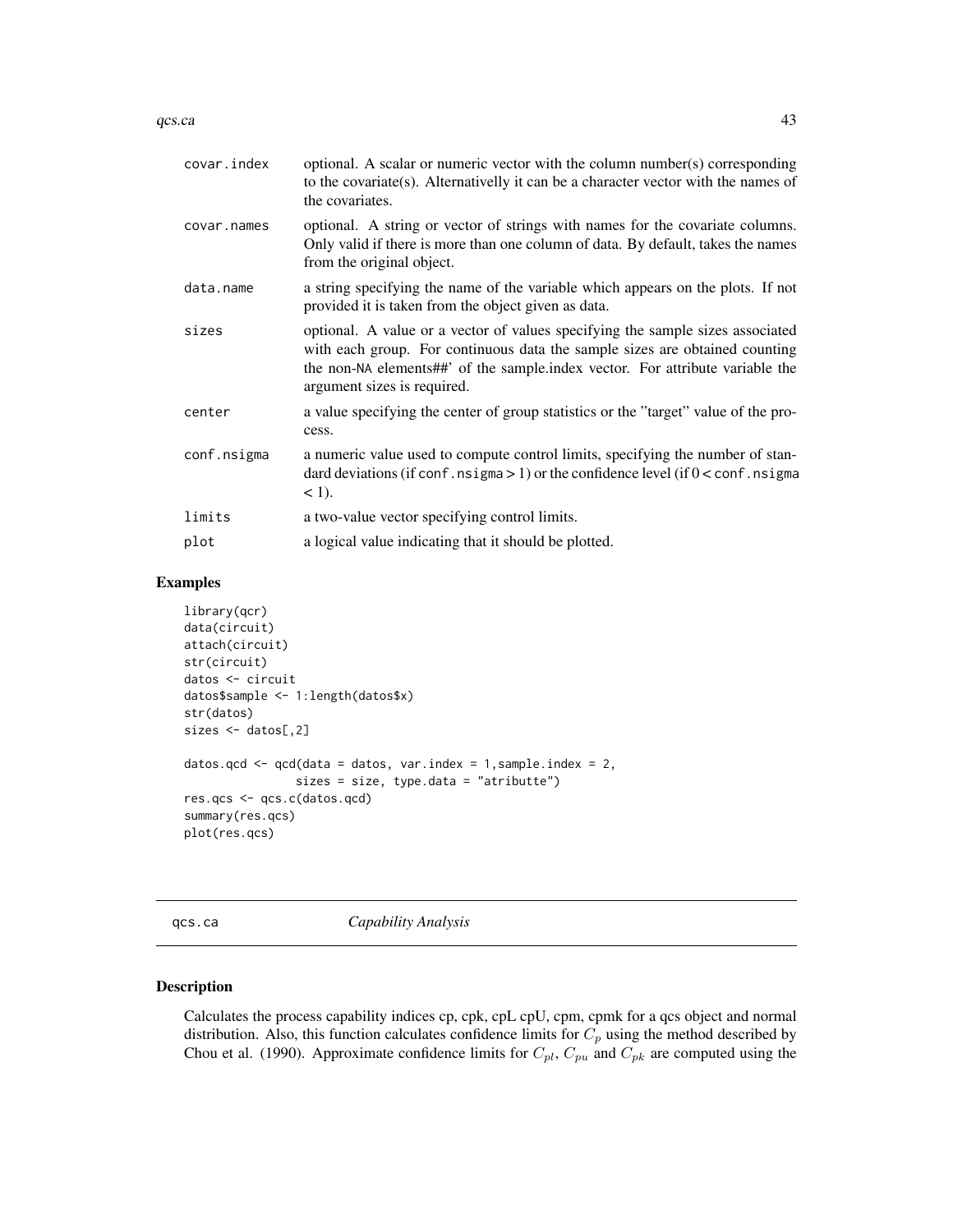| | |
|---|---|
| covar.index | optional. A scalar or numeric vector with the column number(s) corresponding to the covariate(s). Alternativelly it can be a character vector with the names of the covariates. |
| covar.names | optional. A string or vector of strings with names for the covariate columns. Only valid if there is more than one column of data. By default, takes the names from the original object. |
| data.name | a string specifying the name of the variable which appears on the plots. If not provided it is taken from the object given as data. |
| sizes | optional. A value or a vector of values specifying the sample sizes associated with each group. For continuous data the sample sizes are obtained counting the non-NA elements##' of the sample.index vector. For attribute variable the argument sizes is required. |
| center | a value specifying the center of group statistics or the "target" value of the process. |
| conf.nsigma | a numeric value used to compute control limits, specifying the number of standard deviations (if conf.nsigma > 1) or the confidence level (if 0 < conf.nsigma < 1). |
| limits | a two-value vector specifying control limits. |
| plot | a logical value indicating that it should be plotted. |

## Examples

```
library(qcr)
data(circuit)
attach(circuit)
str(circuit)
datos <- circuit
datos$sample <- 1:length(datos$x)
str(datos)
sizes <- datos[,2]

datos.qcd <- qcd(data = datos, var.index = 1,sample.index = 2,
                 sizes = size, type.data = "atributte")
res.qcs <- qcs.c(datos.qcd)
summary(res.qcs)
plot(res.qcs)
```

---

# qcs.ca *Capability Analysis*

---

## Description

Calculates the process capability indices cp, cpk, cpL cpU, cpm, cpmk for a qcs object and normal distribution. Also, this function calculates confidence limits for $C_p$ using the method described by Chou et al. (1990). Approximate confidence limits for $C_{pl}$, $C_{pu}$ and $C_{pk}$ are computed using the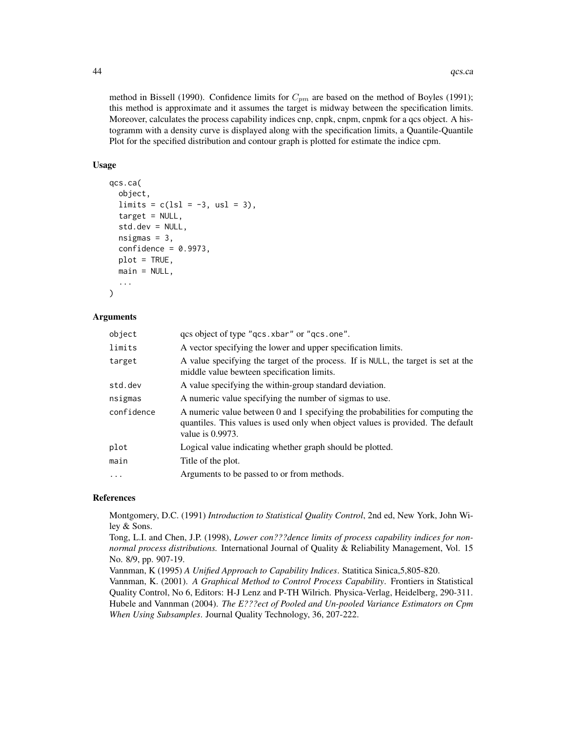method in Bissell (1990). Confidence limits for $C_{pm}$ are based on the method of Boyles (1991); this method is approximate and it assumes the target is midway between the specification limits. Moreover, calculates the process capability indices cnp, cnpk, cnpm, cnpmk for a qcs object. A histogramm with a density curve is displayed along with the specification limits, a Quantile-Quantile Plot for the specified distribution and contour graph is plotted for estimate the indice cpm.

### Usage

```
qcs.ca(
  object,
  limits = c(lsl = -3, usl = 3),
  target = NULL,
  std.dev = NULL,
  nsigmas = 3,
  confidence = 0.9973,
  plot = TRUE,
  main = NULL,
  ...
)
```

### Arguments

| | |
|---|---|
| `object` | qcs object of type "qcs.xbar" or "qcs.one". |
| `limits` | A vector specifying the lower and upper specification limits. |
| `target` | A value specifying the target of the process. If is NULL, the target is set at the middle value bewteen specification limits. |
| `std.dev` | A value specifying the within-group standard deviation. |
| `nsigmas` | A numeric value specifying the number of sigmas to use. |
| `confidence` | A numeric value between 0 and 1 specifying the probabilities for computing the quantiles. This values is used only when object values is provided. The default value is 0.9973. |
| `plot` | Logical value indicating whether graph should be plotted. |
| `main` | Title of the plot. |
| `...` | Arguments to be passed to or from methods. |

### References

Montgomery, D.C. (1991) *Introduction to Statistical Quality Control*, 2nd ed, New York, John Wiley & Sons.

Tong, L.I. and Chen, J.P. (1998), *Lower con???dence limits of process capability indices for non-normal process distributions.* International Journal of Quality & Reliability Management, Vol. 15 No. 8/9, pp. 907-19.

Vannman, K (1995) *A Unified Approach to Capability Indices*. Statitica Sinica,5,805-820.

Vannman, K. (2001). *A Graphical Method to Control Process Capability*. Frontiers in Statistical Quality Control, No 6, Editors: H-J Lenz and P-TH Wilrich. Physica-Verlag, Heidelberg, 290-311.

Hubele and Vannman (2004). *The E???ect of Pooled and Un-pooled Variance Estimators on Cpm When Using Subsamples*. Journal Quality Technology, 36, 207-222.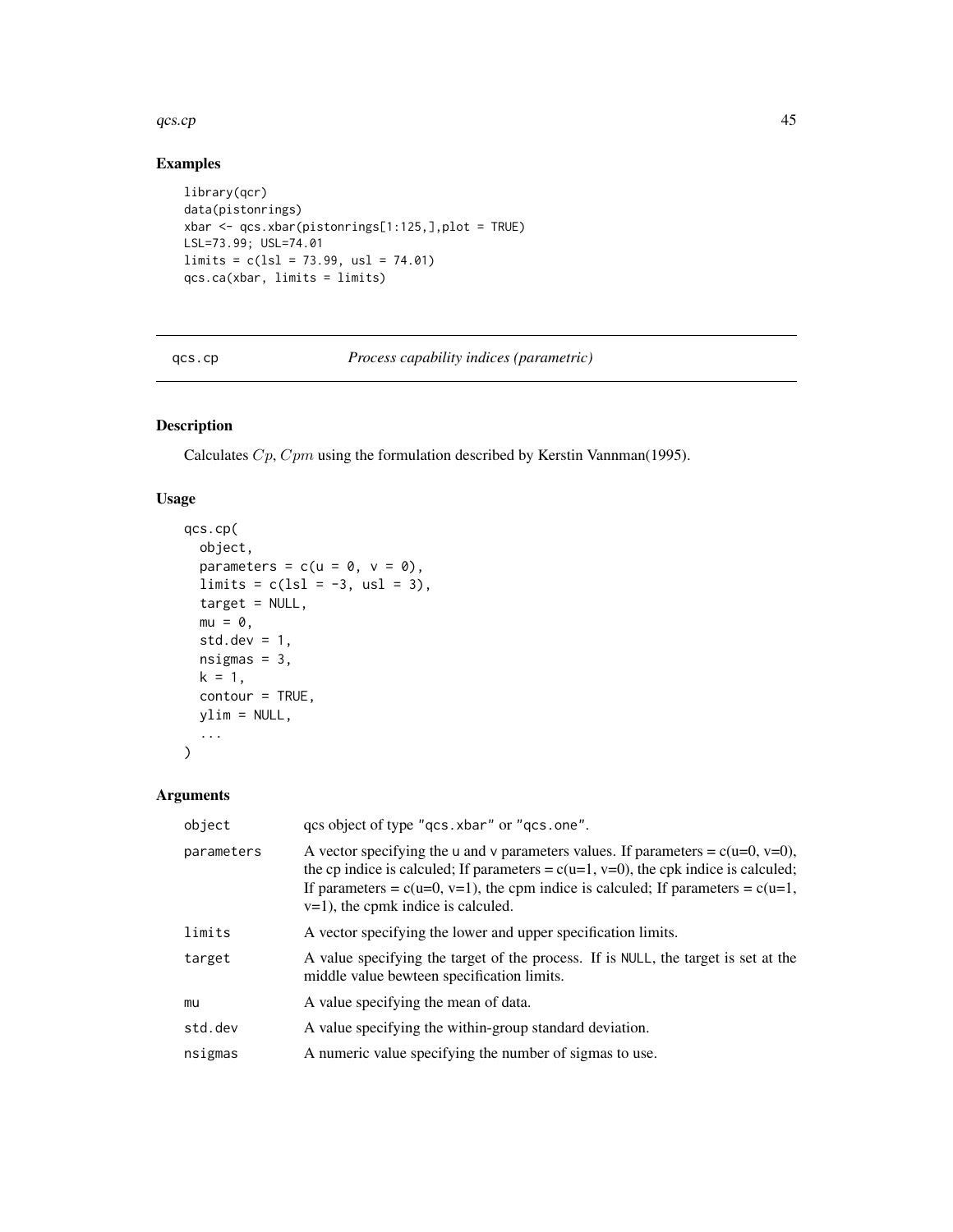### Examples

```
library(qcr)
data(pistonrings)
xbar <- qcs.xbar(pistonrings[1:125,],plot = TRUE)
LSL=73.99; USL=74.01
limits = c(lsl = 73.99, usl = 74.01)
qcs.ca(xbar, limits = limits)
```

---

## qcs.cp — *Process capability indices (parametric)*

### Description

Calculates $Cp$, $Cpm$ using the formulation described by Kerstin Vannman(1995).

### Usage

```
qcs.cp(
  object,
  parameters = c(u = 0, v = 0),
  limits = c(lsl = -3, usl = 3),
  target = NULL,
  mu = 0,
  std.dev = 1,
  nsigmas = 3,
  k = 1,
  contour = TRUE,
  ylim = NULL,
  ...
)
```

### Arguments

| | |
|---|---|
| `object` | qcs object of type "qcs.xbar" or "qcs.one". |
| `parameters` | A vector specifying the u and v parameters values. If parameters = c(u=0, v=0), the cp indice is calculed; If parameters = c(u=1, v=0), the cpk indice is calculed; If parameters = c(u=0, v=1), the cpm indice is calculed; If parameters = c(u=1, v=1), the cpmk indice is calculed. |
| `limits` | A vector specifying the lower and upper specification limits. |
| `target` | A value specifying the target of the process. If is NULL, the target is set at the middle value bewteen specification limits. |
| `mu` | A value specifying the mean of data. |
| `std.dev` | A value specifying the within-group standard deviation. |
| `nsigmas` | A numeric value specifying the number of sigmas to use. |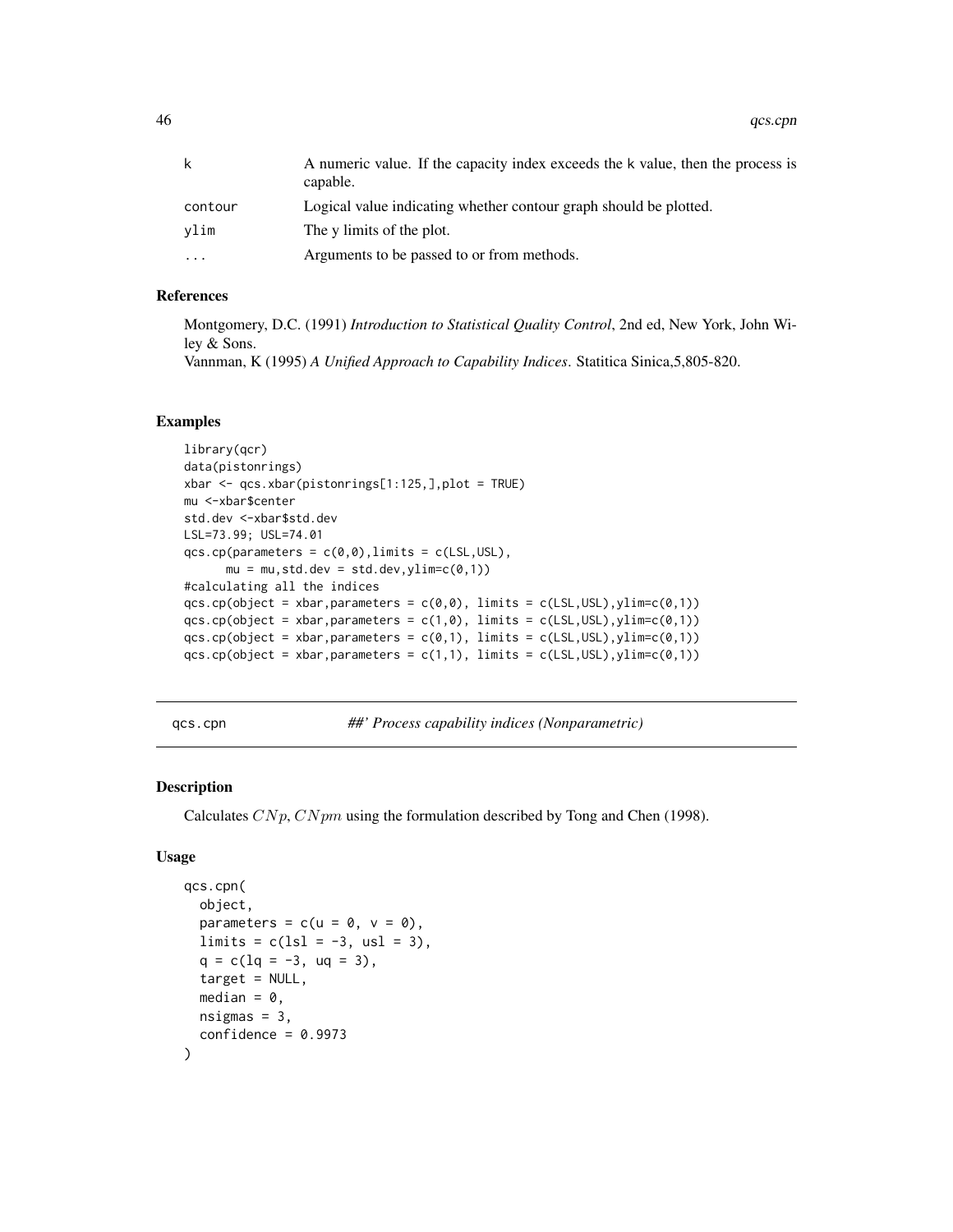| | |
|---|---|
| k | A numeric value. If the capacity index exceeds the k value, then the process is capable. |
| contour | Logical value indicating whether contour graph should be plotted. |
| ylim | The y limits of the plot. |
| ... | Arguments to be passed to or from methods. |

### References

Montgomery, D.C. (1991) *Introduction to Statistical Quality Control*, 2nd ed, New York, John Wiley & Sons.
Vannman, K (1995) *A Unified Approach to Capability Indices*. Statitica Sinica,5,805-820.

### Examples

```
library(qcr)
data(pistonrings)
xbar <- qcs.xbar(pistonrings[1:125,],plot = TRUE)
mu <-xbar$center
std.dev <-xbar$std.dev
LSL=73.99; USL=74.01
qcs.cp(parameters = c(0,0),limits = c(LSL,USL),
      mu = mu,std.dev = std.dev,ylim=c(0,1))
#calculating all the indices
qcs.cp(object = xbar,parameters = c(0,0), limits = c(LSL,USL),ylim=c(0,1))
qcs.cp(object = xbar,parameters = c(1,0), limits = c(LSL,USL),ylim=c(0,1))
qcs.cp(object = xbar,parameters = c(0,1), limits = c(LSL,USL),ylim=c(0,1))
qcs.cp(object = xbar,parameters = c(1,1), limits = c(LSL,USL),ylim=c(0,1))
```

---

## qcs.cpn    *##' Process capability indices (Nonparametric)*

---

### Description

Calculates $CNp$, $CNpm$ using the formulation described by Tong and Chen (1998).

### Usage

```
qcs.cpn(
  object,
  parameters = c(u = 0, v = 0),
  limits = c(lsl = -3, usl = 3),
  q = c(lq = -3, uq = 3),
  target = NULL,
  median = 0,
  nsigmas = 3,
  confidence = 0.9973
)
```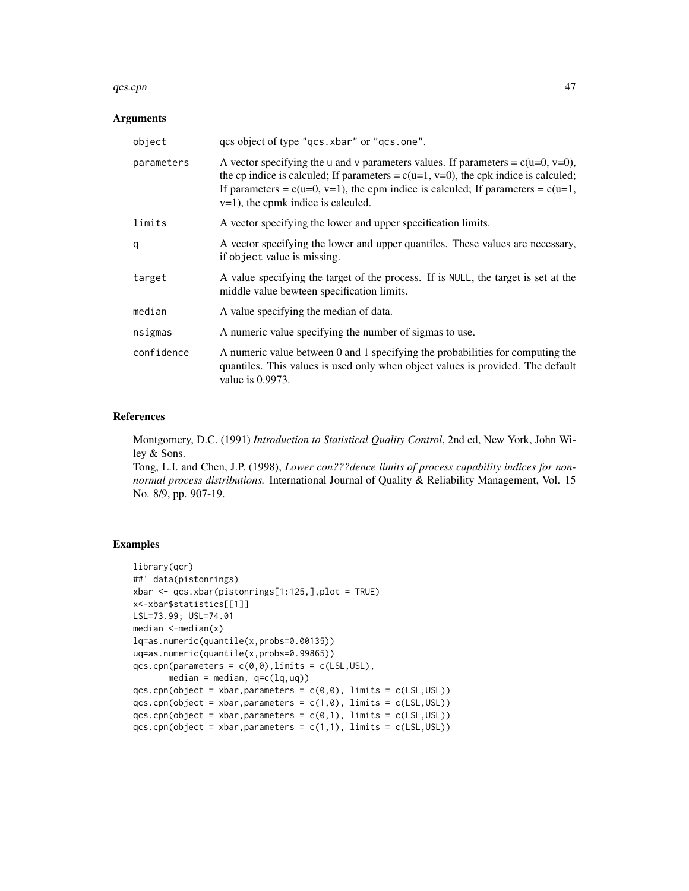## Arguments

| | |
|---|---|
| object | qcs object of type "qcs.xbar" or "qcs.one". |
| parameters | A vector specifying the u and v parameters values. If parameters = c(u=0, v=0), the cp indice is calculed; If parameters = c(u=1, v=0), the cpk indice is calculed; If parameters = c(u=0, v=1), the cpm indice is calculed; If parameters = c(u=1, v=1), the cpmk indice is calculed. |
| limits | A vector specifying the lower and upper specification limits. |
| q | A vector specifying the lower and upper quantiles. These values are necessary, if object value is missing. |
| target | A value specifying the target of the process. If is NULL, the target is set at the middle value bewteen specification limits. |
| median | A value specifying the median of data. |
| nsigmas | A numeric value specifying the number of sigmas to use. |
| confidence | A numeric value between 0 and 1 specifying the probabilities for computing the quantiles. This values is used only when object values is provided. The default value is 0.9973. |

## References

Montgomery, D.C. (1991) *Introduction to Statistical Quality Control*, 2nd ed, New York, John Wiley & Sons.

Tong, L.I. and Chen, J.P. (1998), *Lower con???dence limits of process capability indices for nonnormal process distributions.* International Journal of Quality & Reliability Management, Vol. 15 No. 8/9, pp. 907-19.

## Examples

```
library(qcr)
##' data(pistonrings)
xbar <- qcs.xbar(pistonrings[1:125,],plot = TRUE)
x<-xbar$statistics[[1]]
LSL=73.99; USL=74.01
median <-median(x)
lq=as.numeric(quantile(x,probs=0.00135))
uq=as.numeric(quantile(x,probs=0.99865))
qcs.cpn(parameters = c(0,0),limits = c(LSL,USL),
       median = median, q=c(lq,uq))
qcs.cpn(object = xbar,parameters = c(0,0), limits = c(LSL,USL))
qcs.cpn(object = xbar,parameters = c(1,0), limits = c(LSL,USL))
qcs.cpn(object = xbar,parameters = c(0,1), limits = c(LSL,USL))
qcs.cpn(object = xbar,parameters = c(1,1), limits = c(LSL,USL))
```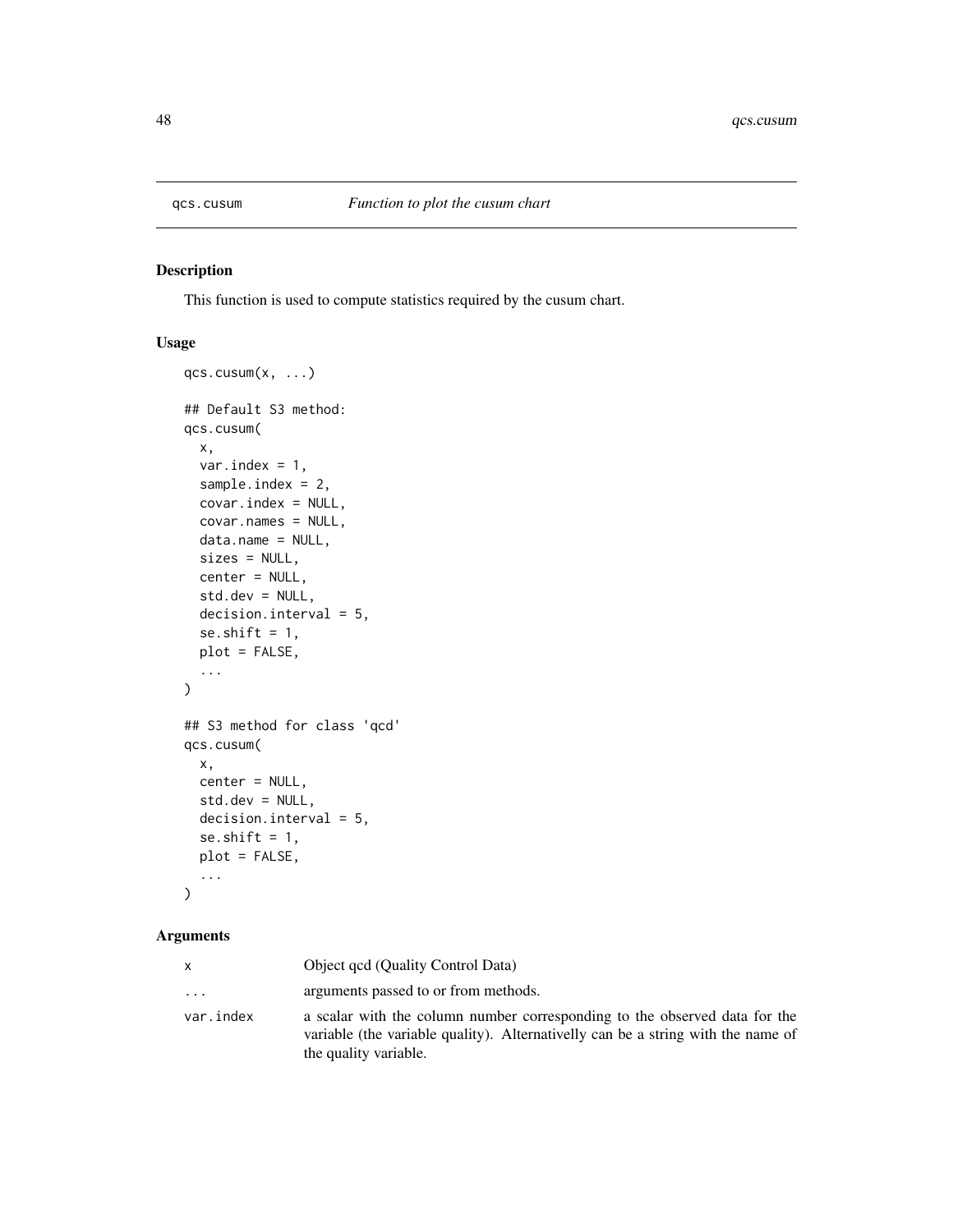qcs.cusum    *Function to plot the cusum chart*

## Description

This function is used to compute statistics required by the cusum chart.

## Usage

```
qcs.cusum(x, ...)

## Default S3 method:
qcs.cusum(
  x,
  var.index = 1,
  sample.index = 2,
  covar.index = NULL,
  covar.names = NULL,
  data.name = NULL,
  sizes = NULL,
  center = NULL,
  std.dev = NULL,
  decision.interval = 5,
  se.shift = 1,
  plot = FALSE,
  ...
)

## S3 method for class 'qcd'
qcs.cusum(
  x,
  center = NULL,
  std.dev = NULL,
  decision.interval = 5,
  se.shift = 1,
  plot = FALSE,
  ...
)
```

## Arguments

| | |
|---|---|
| x | Object qcd (Quality Control Data) |
| ... | arguments passed to or from methods. |
| var.index | a scalar with the column number corresponding to the observed data for the variable (the variable quality). Alternativelly can be a string with the name of the quality variable. |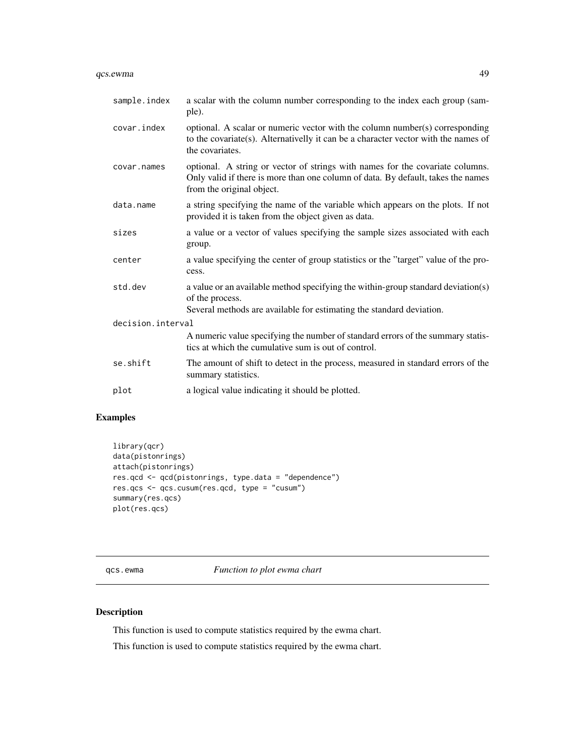| | |
|---|---|
| `sample.index` | a scalar with the column number corresponding to the index each group (sample). |
| `covar.index` | optional. A scalar or numeric vector with the column number(s) corresponding to the covariate(s). Alternativelly it can be a character vector with the names of the covariates. |
| `covar.names` | optional. A string or vector of strings with names for the covariate columns. Only valid if there is more than one column of data. By default, takes the names from the original object. |
| `data.name` | a string specifying the name of the variable which appears on the plots. If not provided it is taken from the object given as data. |
| `sizes` | a value or a vector of values specifying the sample sizes associated with each group. |
| `center` | a value specifying the center of group statistics or the "target" value of the process. |
| `std.dev` | a value or an available method specifying the within-group standard deviation(s) of the process. Several methods are available for estimating the standard deviation. |
| `decision.interval` | A numeric value specifying the number of standard errors of the summary statistics at which the cumulative sum is out of control. |
| `se.shift` | The amount of shift to detect in the process, measured in standard errors of the summary statistics. |
| `plot` | a logical value indicating it should be plotted. |

## Examples

```
library(qcr)
data(pistonrings)
attach(pistonrings)
res.qcd <- qcd(pistonrings, type.data = "dependence")
res.qcs <- qcs.cusum(res.qcd, type = "cusum")
summary(res.qcs)
plot(res.qcs)
```

---

# qcs.ewma — *Function to plot ewma chart*

## Description

This function is used to compute statistics required by the ewma chart.

This function is used to compute statistics required by the ewma chart.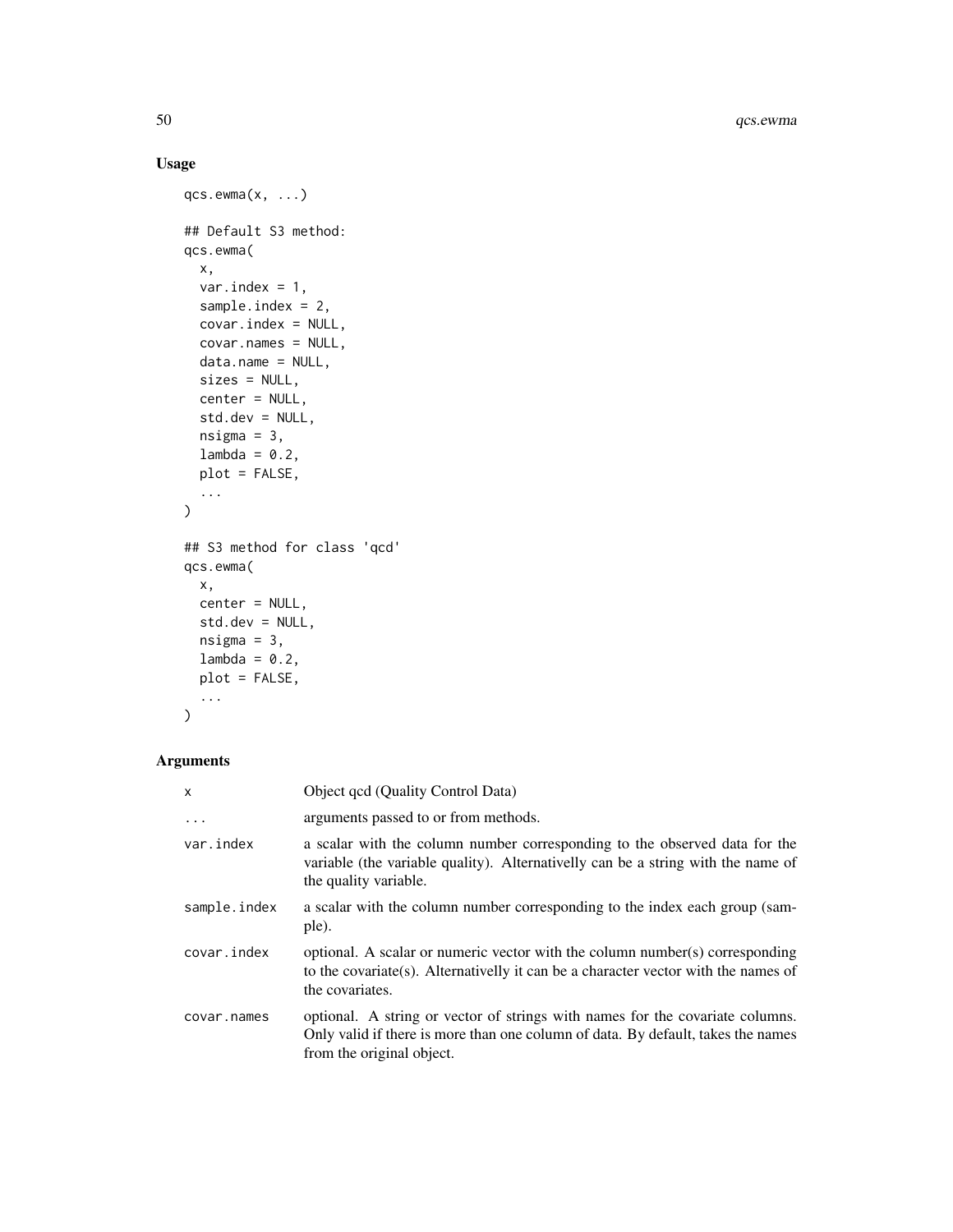## Usage

```
qcs.ewma(x, ...)

## Default S3 method:
qcs.ewma(
  x,
  var.index = 1,
  sample.index = 2,
  covar.index = NULL,
  covar.names = NULL,
  data.name = NULL,
  sizes = NULL,
  center = NULL,
  std.dev = NULL,
  nsigma = 3,
  lambda = 0.2,
  plot = FALSE,
  ...
)

## S3 method for class 'qcd'
qcs.ewma(
  x,
  center = NULL,
  std.dev = NULL,
  nsigma = 3,
  lambda = 0.2,
  plot = FALSE,
  ...
)
```

## Arguments

| | |
|---|---|
| x | Object qcd (Quality Control Data) |
| ... | arguments passed to or from methods. |
| var.index | a scalar with the column number corresponding to the observed data for the variable (the variable quality). Alternativelly can be a string with the name of the quality variable. |
| sample.index | a scalar with the column number corresponding to the index each group (sample). |
| covar.index | optional. A scalar or numeric vector with the column number(s) corresponding to the covariate(s). Alternativelly it can be a character vector with the names of the covariates. |
| covar.names | optional. A string or vector of strings with names for the covariate columns. Only valid if there is more than one column of data. By default, takes the names from the original object. |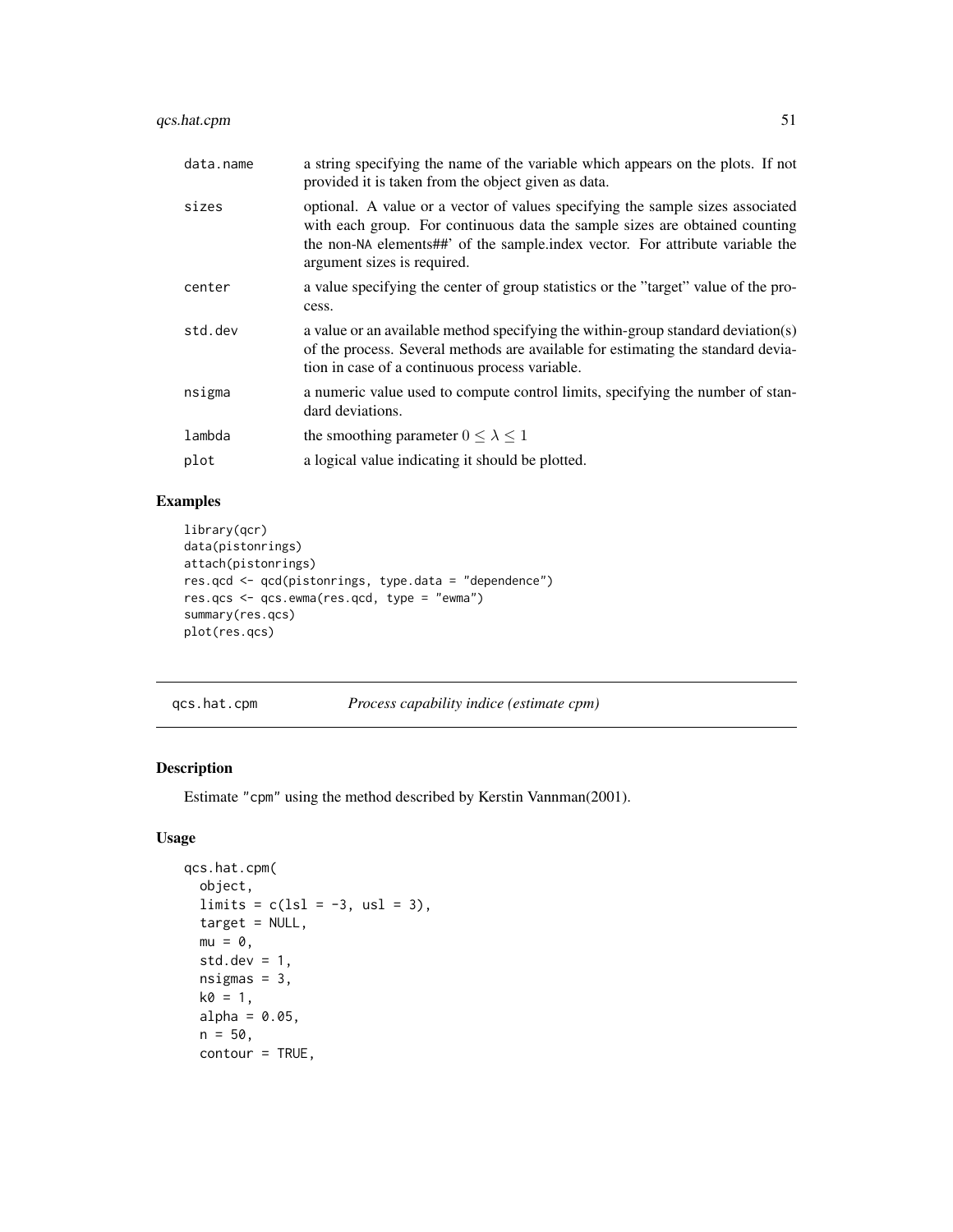| | |
|---|---|
| data.name | a string specifying the name of the variable which appears on the plots. If not provided it is taken from the object given as data. |
| sizes | optional. A value or a vector of values specifying the sample sizes associated with each group. For continuous data the sample sizes are obtained counting the non-NA elements##' of the sample.index vector. For attribute variable the argument sizes is required. |
| center | a value specifying the center of group statistics or the "target" value of the process. |
| std.dev | a value or an available method specifying the within-group standard deviation(s) of the process. Several methods are available for estimating the standard deviation in case of a continuous process variable. |
| nsigma | a numeric value used to compute control limits, specifying the number of standard deviations. |
| lambda | the smoothing parameter $0 \leq \lambda \leq 1$ |
| plot | a logical value indicating it should be plotted. |

## Examples

```
library(qcr)
data(pistonrings)
attach(pistonrings)
res.qcd <- qcd(pistonrings, type.data = "dependence")
res.qcs <- qcs.ewma(res.qcd, type = "ewma")
summary(res.qcs)
plot(res.qcs)
```

---

# qcs.hat.cpm — *Process capability indice (estimate cpm)*

## Description

Estimate "cpm" using the method described by Kerstin Vannman(2001).

## Usage

```
qcs.hat.cpm(
  object,
  limits = c(lsl = -3, usl = 3),
  target = NULL,
  mu = 0,
  std.dev = 1,
  nsigmas = 3,
  k0 = 1,
  alpha = 0.05,
  n = 50,
  contour = TRUE,
```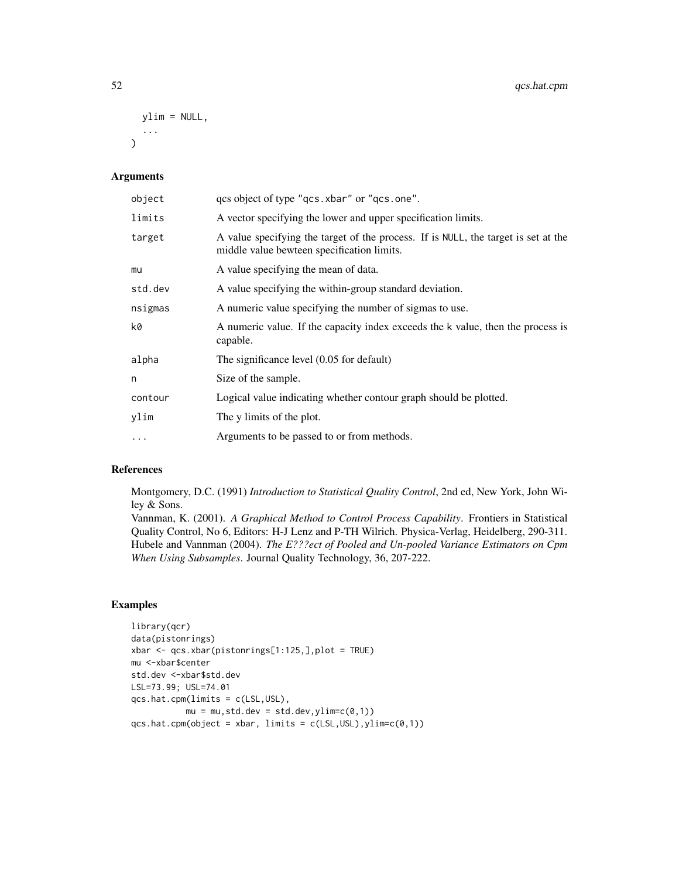```
  ylim = NULL,
  ...
)
```

## Arguments

| | |
|---|---|
| object | qcs object of type "qcs.xbar" or "qcs.one". |
| limits | A vector specifying the lower and upper specification limits. |
| target | A value specifying the target of the process. If is NULL, the target is set at the middle value bewteen specification limits. |
| mu | A value specifying the mean of data. |
| std.dev | A value specifying the within-group standard deviation. |
| nsigmas | A numeric value specifying the number of sigmas to use. |
| k0 | A numeric value. If the capacity index exceeds the k value, then the process is capable. |
| alpha | The significance level (0.05 for default) |
| n | Size of the sample. |
| contour | Logical value indicating whether contour graph should be plotted. |
| ylim | The y limits of the plot. |
| ... | Arguments to be passed to or from methods. |

## References

Montgomery, D.C. (1991) *Introduction to Statistical Quality Control*, 2nd ed, New York, John Wiley & Sons.
Vannman, K. (2001). *A Graphical Method to Control Process Capability*. Frontiers in Statistical Quality Control, No 6, Editors: H-J Lenz and P-TH Wilrich. Physica-Verlag, Heidelberg, 290-311.
Hubele and Vannman (2004). *The E???ect of Pooled and Un-pooled Variance Estimators on Cpm When Using Subsamples*. Journal Quality Technology, 36, 207-222.

## Examples

```
library(qcr)
data(pistonrings)
xbar <- qcs.xbar(pistonrings[1:125,],plot = TRUE)
mu <-xbar$center
std.dev <-xbar$std.dev
LSL=73.99; USL=74.01
qcs.hat.cpm(limits = c(LSL,USL),
          mu = mu,std.dev = std.dev,ylim=c(0,1))
qcs.hat.cpm(object = xbar, limits = c(LSL,USL),ylim=c(0,1))
```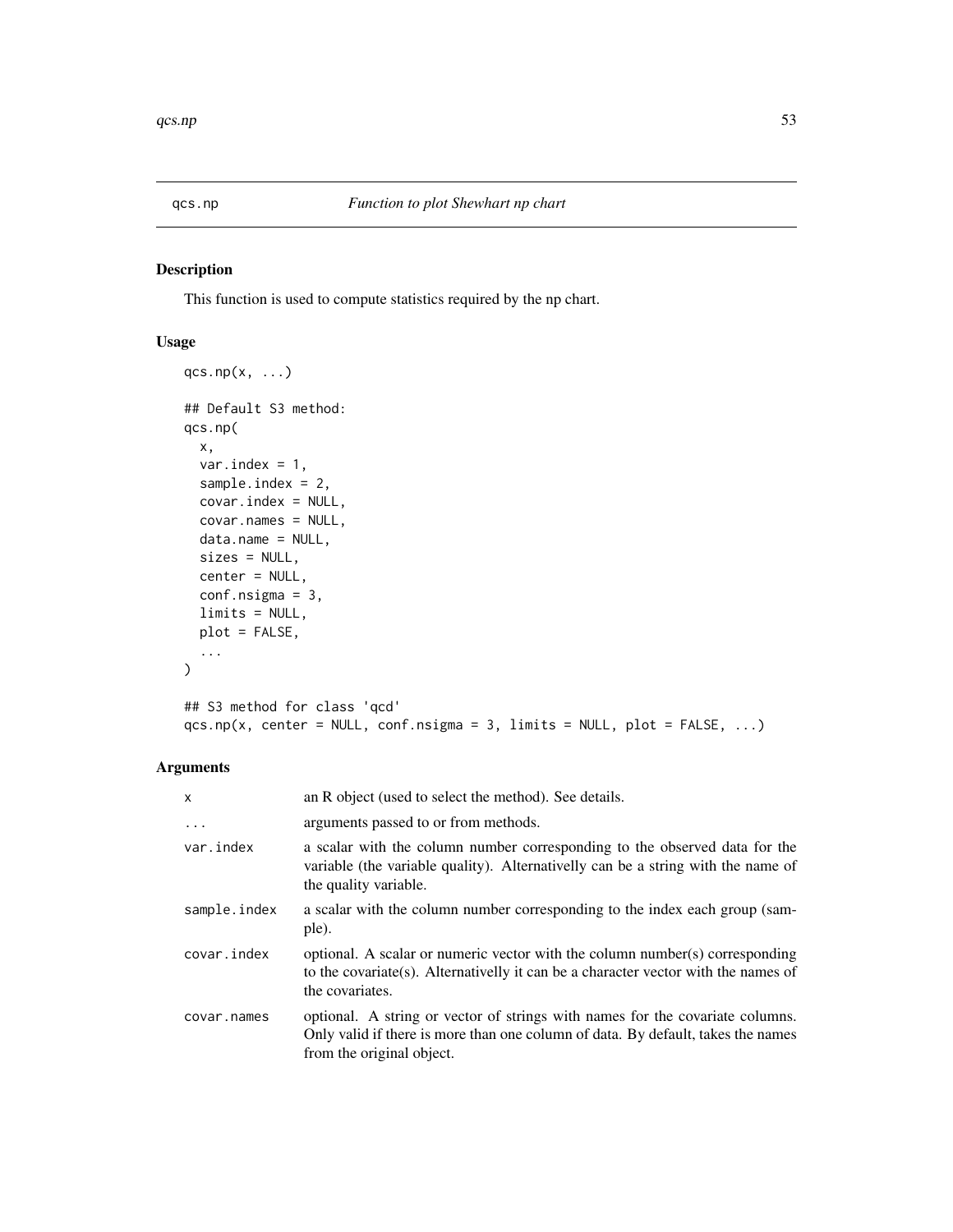# qcs.np *Function to plot Shewhart np chart*

## Description

This function is used to compute statistics required by the np chart.

## Usage

```
qcs.np(x, ...)

## Default S3 method:
qcs.np(
  x,
  var.index = 1,
  sample.index = 2,
  covar.index = NULL,
  covar.names = NULL,
  data.name = NULL,
  sizes = NULL,
  center = NULL,
  conf.nsigma = 3,
  limits = NULL,
  plot = FALSE,
  ...
)

## S3 method for class 'qcd'
qcs.np(x, center = NULL, conf.nsigma = 3, limits = NULL, plot = FALSE, ...)
```

## Arguments

| | |
|---|---|
| x | an R object (used to select the method). See details. |
| ... | arguments passed to or from methods. |
| var.index | a scalar with the column number corresponding to the observed data for the variable (the variable quality). Alternativelly can be a string with the name of the quality variable. |
| sample.index | a scalar with the column number corresponding to the index each group (sample). |
| covar.index | optional. A scalar or numeric vector with the column number(s) corresponding to the covariate(s). Alternativelly it can be a character vector with the names of the covariates. |
| covar.names | optional. A string or vector of strings with names for the covariate columns. Only valid if there is more than one column of data. By default, takes the names from the original object. |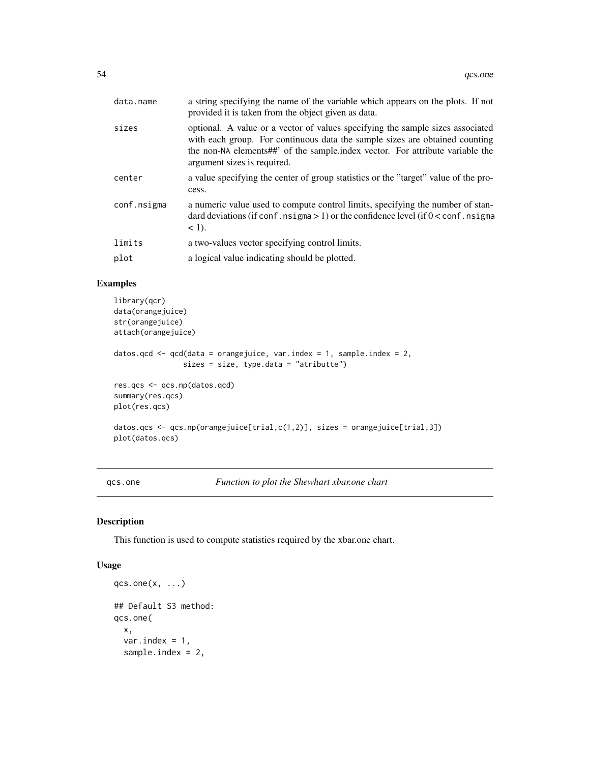| | |
|---|---|
| data.name | a string specifying the name of the variable which appears on the plots. If not provided it is taken from the object given as data. |
| sizes | optional. A value or a vector of values specifying the sample sizes associated with each group. For continuous data the sample sizes are obtained counting the non-NA elements##' of the sample.index vector. For attribute variable the argument sizes is required. |
| center | a value specifying the center of group statistics or the "target" value of the process. |
| conf.nsigma | a numeric value used to compute control limits, specifying the number of standard deviations (if conf.nsigma > 1) or the confidence level (if 0 < conf.nsigma < 1). |
| limits | a two-values vector specifying control limits. |
| plot | a logical value indicating should be plotted. |

## Examples

```
library(qcr)
data(orangejuice)
str(orangejuice)
attach(orangejuice)

datos.qcd <- qcd(data = orangejuice, var.index = 1, sample.index = 2,
                sizes = size, type.data = "atributte")

res.qcs <- qcs.np(datos.qcd)
summary(res.qcs)
plot(res.qcs)

datos.qcs <- qcs.np(orangejuice[trial,c(1,2)], sizes = orangejuice[trial,3])
plot(datos.qcs)
```

---

# qcs.one — *Function to plot the Shewhart xbar.one chart*

## Description

This function is used to compute statistics required by the xbar.one chart.

## Usage

```
qcs.one(x, ...)

## Default S3 method:
qcs.one(
  x,
  var.index = 1,
  sample.index = 2,
```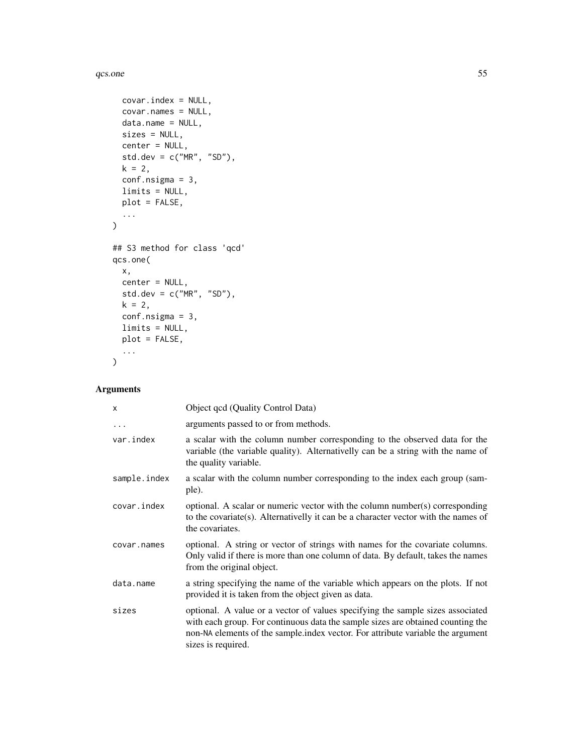```
  covar.index = NULL,
  covar.names = NULL,
  data.name = NULL,
  sizes = NULL,
  center = NULL,
  std.dev = c("MR", "SD"),
  k = 2,
  conf.nsigma = 3,
  limits = NULL,
  plot = FALSE,
  ...
)

## S3 method for class 'qcd'
qcs.one(
  x,
  center = NULL,
  std.dev = c("MR", "SD"),
  k = 2,
  conf.nsigma = 3,
  limits = NULL,
  plot = FALSE,
  ...
)
```

## Arguments

| | |
|---|---|
| `x` | Object qcd (Quality Control Data) |
| `...` | arguments passed to or from methods. |
| `var.index` | a scalar with the column number corresponding to the observed data for the variable (the variable quality). Alternativelly can be a string with the name of the quality variable. |
| `sample.index` | a scalar with the column number corresponding to the index each group (sample). |
| `covar.index` | optional. A scalar or numeric vector with the column number(s) corresponding to the covariate(s). Alternativelly it can be a character vector with the names of the covariates. |
| `covar.names` | optional. A string or vector of strings with names for the covariate columns. Only valid if there is more than one column of data. By default, takes the names from the original object. |
| `data.name` | a string specifying the name of the variable which appears on the plots. If not provided it is taken from the object given as data. |
| `sizes` | optional. A value or a vector of values specifying the sample sizes associated with each group. For continuous data the sample sizes are obtained counting the non-NA elements of the sample.index vector. For attribute variable the argument sizes is required. |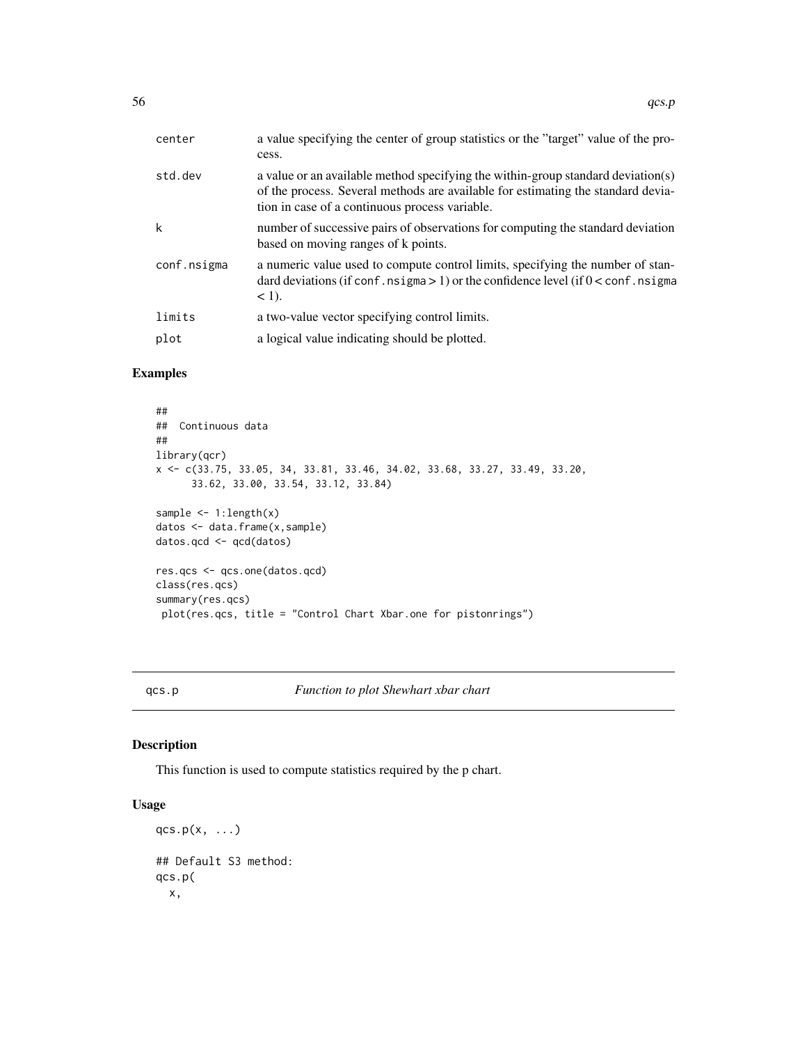| | |
|---|---|
| center | a value specifying the center of group statistics or the "target" value of the process. |
| std.dev | a value or an available method specifying the within-group standard deviation(s) of the process. Several methods are available for estimating the standard deviation in case of a continuous process variable. |
| k | number of successive pairs of observations for computing the standard deviation based on moving ranges of k points. |
| conf.nsigma | a numeric value used to compute control limits, specifying the number of standard deviations (if conf.nsigma > 1) or the confidence level (if 0 < conf.nsigma < 1). |
| limits | a two-value vector specifying control limits. |
| plot | a logical value indicating should be plotted. |

## Examples

```
##
## Continuous data
##
library(qcr)
x <- c(33.75, 33.05, 34, 33.81, 33.46, 34.02, 33.68, 33.27, 33.49, 33.20,
      33.62, 33.00, 33.54, 33.12, 33.84)

sample <- 1:length(x)
datos <- data.frame(x,sample)
datos.qcd <- qcd(datos)

res.qcs <- qcs.one(datos.qcd)
class(res.qcs)
summary(res.qcs)
 plot(res.qcs, title = "Control Chart Xbar.one for pistonrings")
```

---

# qcs.p &nbsp;&nbsp;&nbsp;&nbsp; *Function to plot Shewhart xbar chart*

## Description

This function is used to compute statistics required by the p chart.

## Usage

```
qcs.p(x, ...)

## Default S3 method:
qcs.p(
  x,
```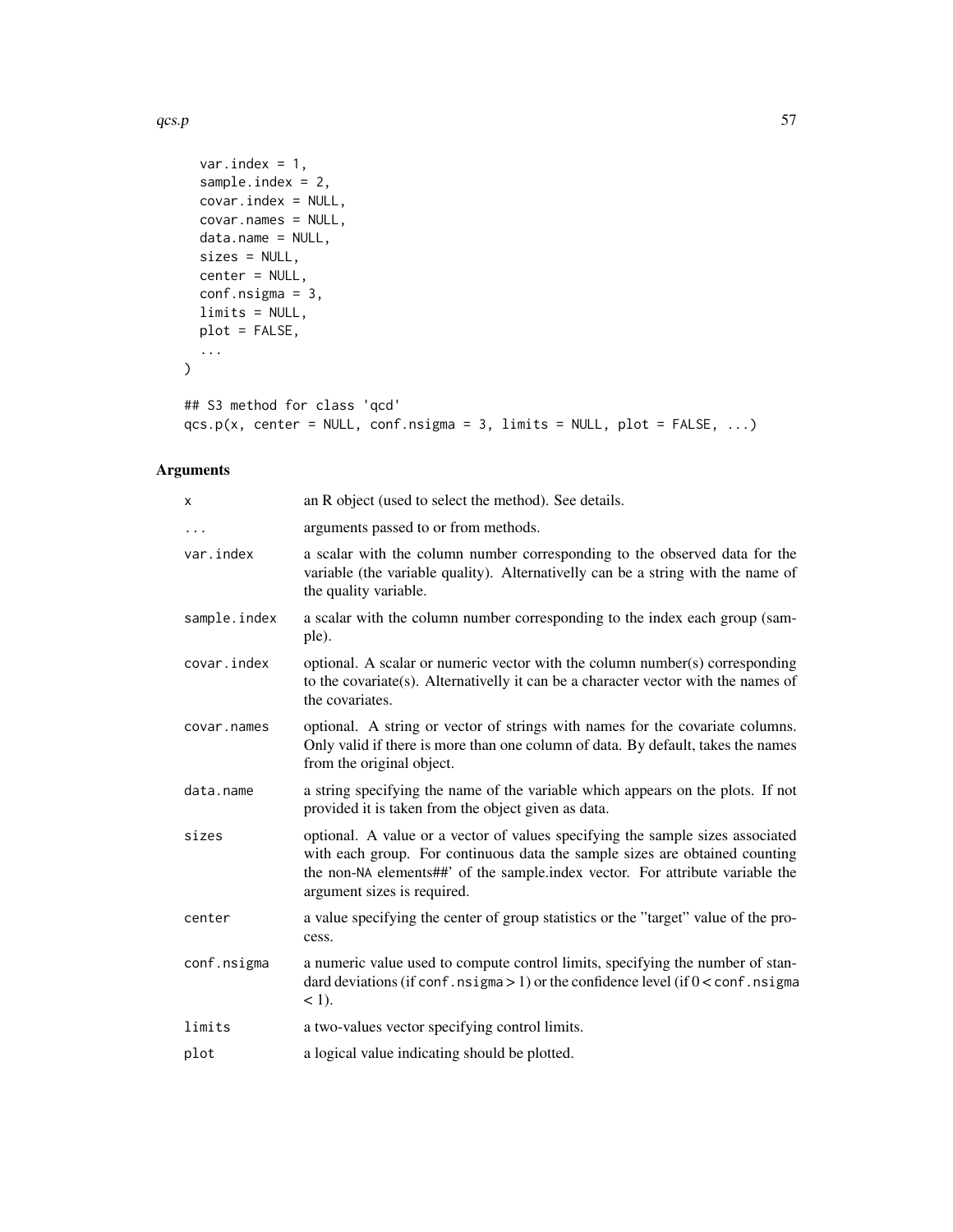```
  var.index = 1,
  sample.index = 2,
  covar.index = NULL,
  covar.names = NULL,
  data.name = NULL,
  sizes = NULL,
  center = NULL,
  conf.nsigma = 3,
  limits = NULL,
  plot = FALSE,
  ...
)

## S3 method for class 'qcd'
qcs.p(x, center = NULL, conf.nsigma = 3, limits = NULL, plot = FALSE, ...)
```

## Arguments

| | |
|---|---|
| x | an R object (used to select the method). See details. |
| ... | arguments passed to or from methods. |
| var.index | a scalar with the column number corresponding to the observed data for the variable (the variable quality). Alternativelly can be a string with the name of the quality variable. |
| sample.index | a scalar with the column number corresponding to the index each group (sample). |
| covar.index | optional. A scalar or numeric vector with the column number(s) corresponding to the covariate(s). Alternativelly it can be a character vector with the names of the covariates. |
| covar.names | optional. A string or vector of strings with names for the covariate columns. Only valid if there is more than one column of data. By default, takes the names from the original object. |
| data.name | a string specifying the name of the variable which appears on the plots. If not provided it is taken from the object given as data. |
| sizes | optional. A value or a vector of values specifying the sample sizes associated with each group. For continuous data the sample sizes are obtained counting the non-NA elements##' of the sample.index vector. For attribute variable the argument sizes is required. |
| center | a value specifying the center of group statistics or the "target" value of the process. |
| conf.nsigma | a numeric value used to compute control limits, specifying the number of standard deviations (if conf.nsigma > 1) or the confidence level (if 0 < conf.nsigma < 1). |
| limits | a two-values vector specifying control limits. |
| plot | a logical value indicating should be plotted. |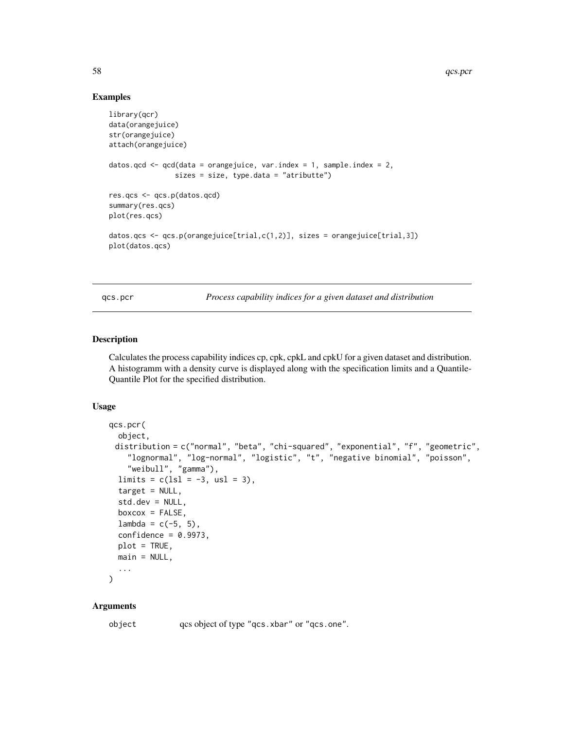## Examples

```
library(qcr)
data(orangejuice)
str(orangejuice)
attach(orangejuice)

datos.qcd <- qcd(data = orangejuice, var.index = 1, sample.index = 2,
                 sizes = size, type.data = "atributte")

res.qcs <- qcs.p(datos.qcd)
summary(res.qcs)
plot(res.qcs)

datos.qcs <- qcs.p(orangejuice[trial,c(1,2)], sizes = orangejuice[trial,3])
plot(datos.qcs)
```

---

qcs.pcr *Process capability indices for a given dataset and distribution*

---

## Description

Calculates the process capability indices cp, cpk, cpkL and cpkU for a given dataset and distribution. A histogramm with a density curve is displayed along with the specification limits and a Quantile-Quantile Plot for the specified distribution.

## Usage

```
qcs.pcr(
  object,
  distribution = c("normal", "beta", "chi-squared", "exponential", "f", "geometric",
    "lognormal", "log-normal", "logistic", "t", "negative binomial", "poisson",
    "weibull", "gamma"),
  limits = c(lsl = -3, usl = 3),
  target = NULL,
  std.dev = NULL,
  boxcox = FALSE,
  lambda = c(-5, 5),
  confidence = 0.9973,
  plot = TRUE,
  main = NULL,
  ...
)
```

## Arguments

object qcs object of type "qcs.xbar" or "qcs.one".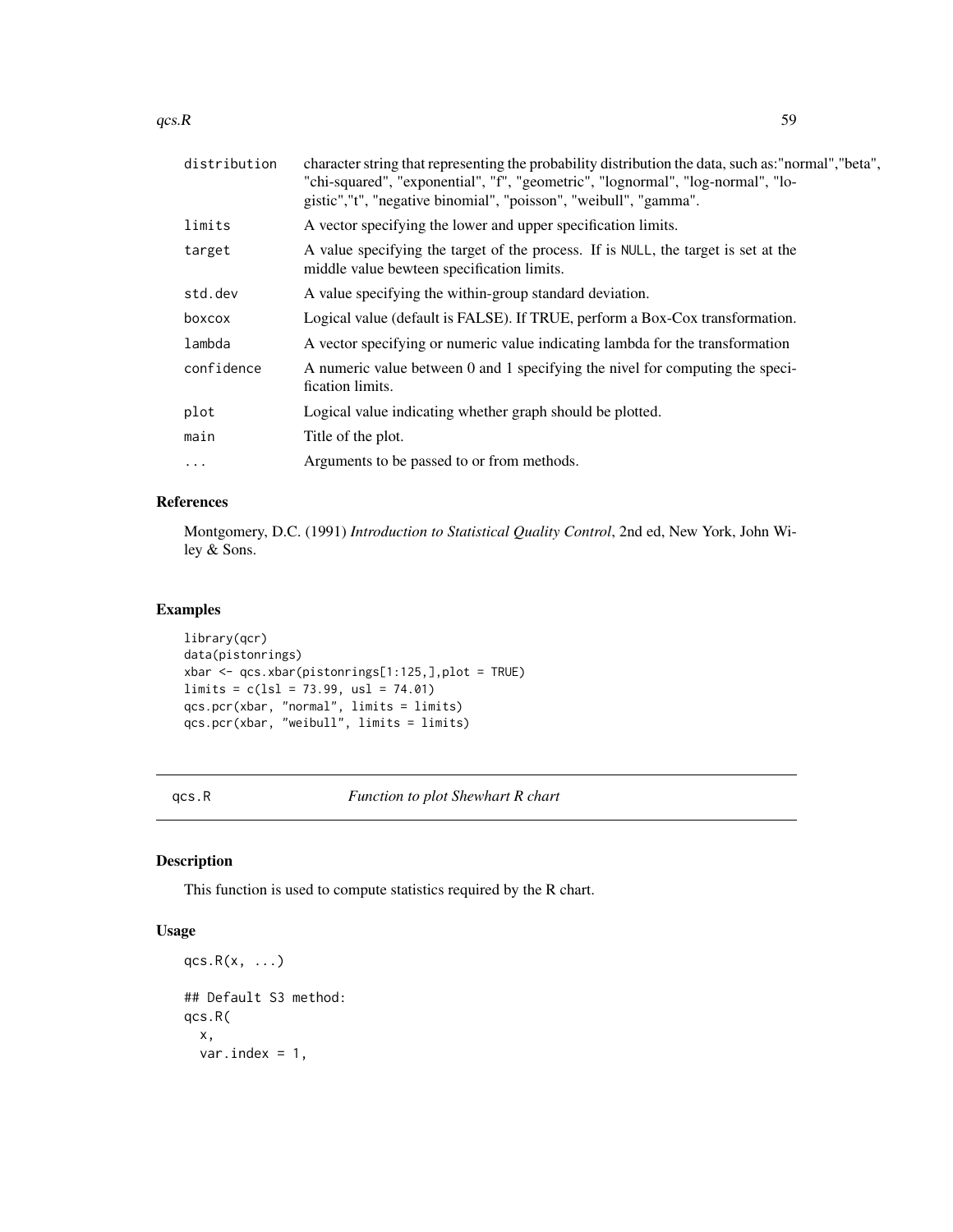| | |
|---|---|
| distribution | character string that representing the probability distribution the data, such as:"normal","beta", "chi-squared", "exponential", "f", "geometric", "lognormal", "log-normal", "logistic","t", "negative binomial", "poisson", "weibull", "gamma". |
| limits | A vector specifying the lower and upper specification limits. |
| target | A value specifying the target of the process. If is NULL, the target is set at the middle value bewteen specification limits. |
| std.dev | A value specifying the within-group standard deviation. |
| boxcox | Logical value (default is FALSE). If TRUE, perform a Box-Cox transformation. |
| lambda | A vector specifying or numeric value indicating lambda for the transformation |
| confidence | A numeric value between 0 and 1 specifying the nivel for computing the specification limits. |
| plot | Logical value indicating whether graph should be plotted. |
| main | Title of the plot. |
| ... | Arguments to be passed to or from methods. |

## References

Montgomery, D.C. (1991) *Introduction to Statistical Quality Control*, 2nd ed, New York, John Wiley & Sons.

## Examples

```
library(qcr)
data(pistonrings)
xbar <- qcs.xbar(pistonrings[1:125,],plot = TRUE)
limits = c(lsl = 73.99, usl = 74.01)
qcs.pcr(xbar, "normal", limits = limits)
qcs.pcr(xbar, "weibull", limits = limits)
```

---

# qcs.R *Function to plot Shewhart R chart*

## Description

This function is used to compute statistics required by the R chart.

## Usage

```
qcs.R(x, ...)

## Default S3 method:
qcs.R(
  x,
  var.index = 1,
```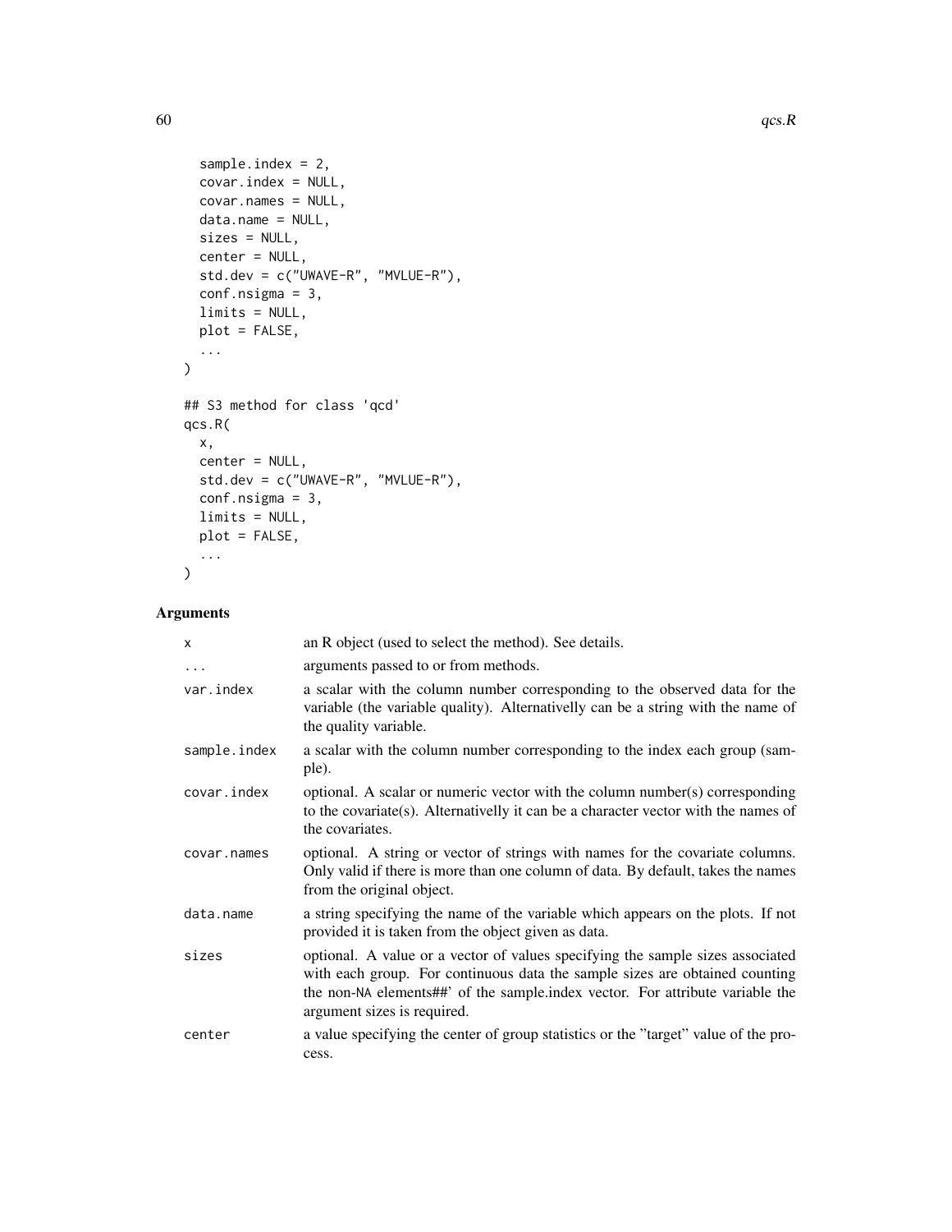```
  sample.index = 2,
  covar.index = NULL,
  covar.names = NULL,
  data.name = NULL,
  sizes = NULL,
  center = NULL,
  std.dev = c("UWAVE-R", "MVLUE-R"),
  conf.nsigma = 3,
  limits = NULL,
  plot = FALSE,
  ...
)

## S3 method for class 'qcd'
qcs.R(
  x,
  center = NULL,
  std.dev = c("UWAVE-R", "MVLUE-R"),
  conf.nsigma = 3,
  limits = NULL,
  plot = FALSE,
  ...
)
```

## Arguments

| | |
|---|---|
| x | an R object (used to select the method). See details. |
| ... | arguments passed to or from methods. |
| var.index | a scalar with the column number corresponding to the observed data for the variable (the variable quality). Alternativelly can be a string with the name of the quality variable. |
| sample.index | a scalar with the column number corresponding to the index each group (sample). |
| covar.index | optional. A scalar or numeric vector with the column number(s) corresponding to the covariate(s). Alternativelly it can be a character vector with the names of the covariates. |
| covar.names | optional. A string or vector of strings with names for the covariate columns. Only valid if there is more than one column of data. By default, takes the names from the original object. |
| data.name | a string specifying the name of the variable which appears on the plots. If not provided it is taken from the object given as data. |
| sizes | optional. A value or a vector of values specifying the sample sizes associated with each group. For continuous data the sample sizes are obtained counting the non-NA elements##' of the sample.index vector. For attribute variable the argument sizes is required. |
| center | a value specifying the center of group statistics or the "target" value of the process. |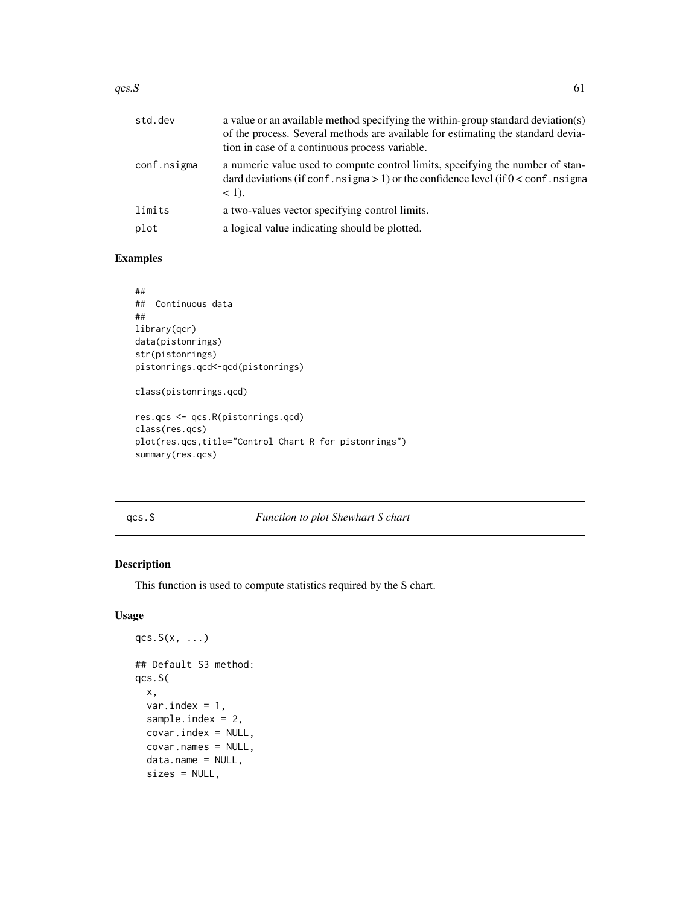| | |
|---|---|
| std.dev | a value or an available method specifying the within-group standard deviation(s) of the process. Several methods are available for estimating the standard deviation in case of a continuous process variable. |
| conf.nsigma | a numeric value used to compute control limits, specifying the number of standard deviations (if `conf.nsigma` > 1) or the confidence level (if 0 < `conf.nsigma` < 1). |
| limits | a two-values vector specifying control limits. |
| plot | a logical value indicating should be plotted. |

## Examples

```
##
##  Continuous data
##
library(qcr)
data(pistonrings)
str(pistonrings)
pistonrings.qcd<-qcd(pistonrings)

class(pistonrings.qcd)

res.qcs <- qcs.R(pistonrings.qcd)
class(res.qcs)
plot(res.qcs,title="Control Chart R for pistonrings")
summary(res.qcs)
```

---

# qcs.S — *Function to plot Shewhart S chart*

## Description

This function is used to compute statistics required by the S chart.

## Usage

```
qcs.S(x, ...)

## Default S3 method:
qcs.S(
  x,
  var.index = 1,
  sample.index = 2,
  covar.index = NULL,
  covar.names = NULL,
  data.name = NULL,
  sizes = NULL,
```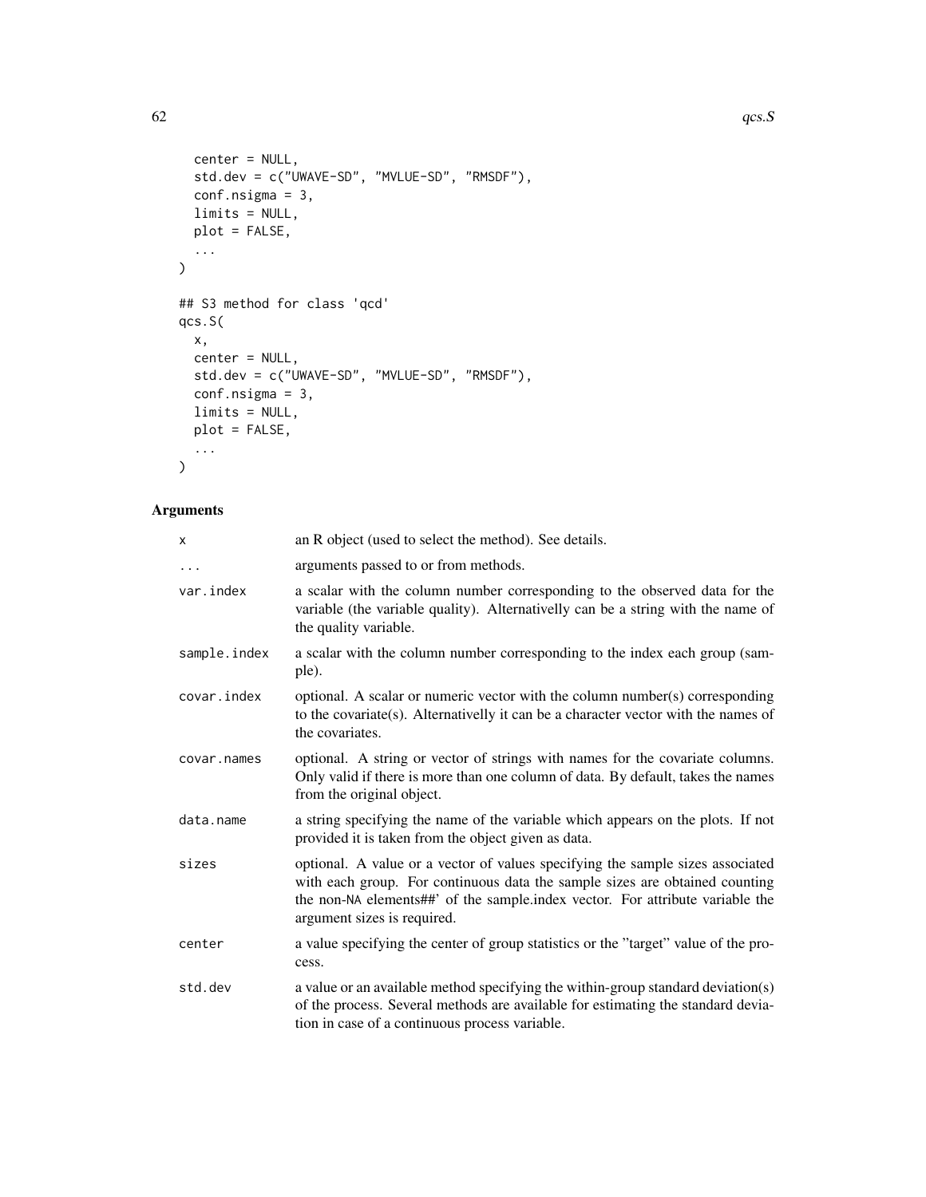```
  center = NULL,
  std.dev = c("UWAVE-SD", "MVLUE-SD", "RMSDF"),
  conf.nsigma = 3,
  limits = NULL,
  plot = FALSE,
  ...
)

## S3 method for class 'qcd'
qcs.S(
  x,
  center = NULL,
  std.dev = c("UWAVE-SD", "MVLUE-SD", "RMSDF"),
  conf.nsigma = 3,
  limits = NULL,
  plot = FALSE,
  ...
)
```

## Arguments

| | |
|---|---|
| `x` | an R object (used to select the method). See details. |
| `...` | arguments passed to or from methods. |
| `var.index` | a scalar with the column number corresponding to the observed data for the variable (the variable quality). Alternativelly can be a string with the name of the quality variable. |
| `sample.index` | a scalar with the column number corresponding to the index each group (sample). |
| `covar.index` | optional. A scalar or numeric vector with the column number(s) corresponding to the covariate(s). Alternativelly it can be a character vector with the names of the covariates. |
| `covar.names` | optional. A string or vector of strings with names for the covariate columns. Only valid if there is more than one column of data. By default, takes the names from the original object. |
| `data.name` | a string specifying the name of the variable which appears on the plots. If not provided it is taken from the object given as data. |
| `sizes` | optional. A value or a vector of values specifying the sample sizes associated with each group. For continuous data the sample sizes are obtained counting the non-`NA` elements##' of the sample.index vector. For attribute variable the argument sizes is required. |
| `center` | a value specifying the center of group statistics or the "target" value of the process. |
| `std.dev` | a value or an available method specifying the within-group standard deviation(s) of the process. Several methods are available for estimating the standard deviation in case of a continuous process variable. |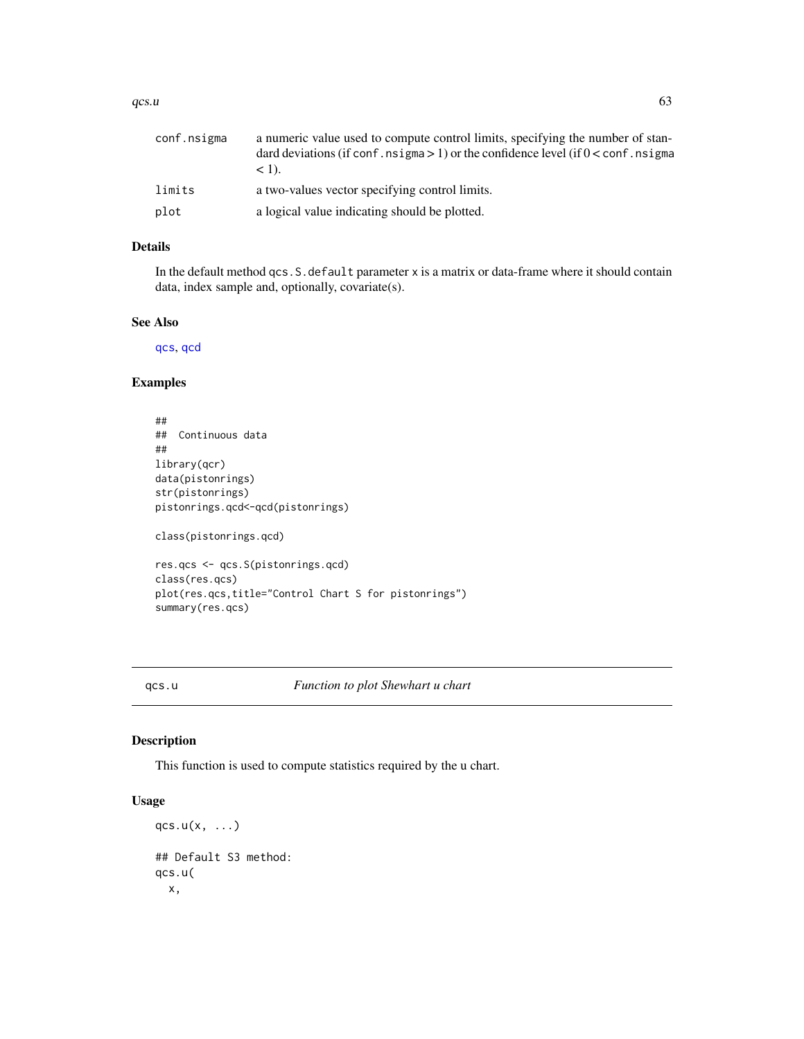| | |
|---|---|
| conf.nsigma | a numeric value used to compute control limits, specifying the number of standard deviations (if conf.nsigma > 1) or the confidence level (if 0 < conf.nsigma < 1). |
| limits | a two-values vector specifying control limits. |
| plot | a logical value indicating should be plotted. |

## Details

In the default method qcs.S.default parameter x is a matrix or data-frame where it should contain data, index sample and, optionally, covariate(s).

## See Also

qcs, qcd

## Examples

```
##
##  Continuous data
##
library(qcr)
data(pistonrings)
str(pistonrings)
pistonrings.qcd<-qcd(pistonrings)

class(pistonrings.qcd)

res.qcs <- qcs.S(pistonrings.qcd)
class(res.qcs)
plot(res.qcs,title="Control Chart S for pistonrings")
summary(res.qcs)
```

---

# qcs.u — *Function to plot Shewhart u chart*

## Description

This function is used to compute statistics required by the u chart.

## Usage

```
qcs.u(x, ...)

## Default S3 method:
qcs.u(
  x,
```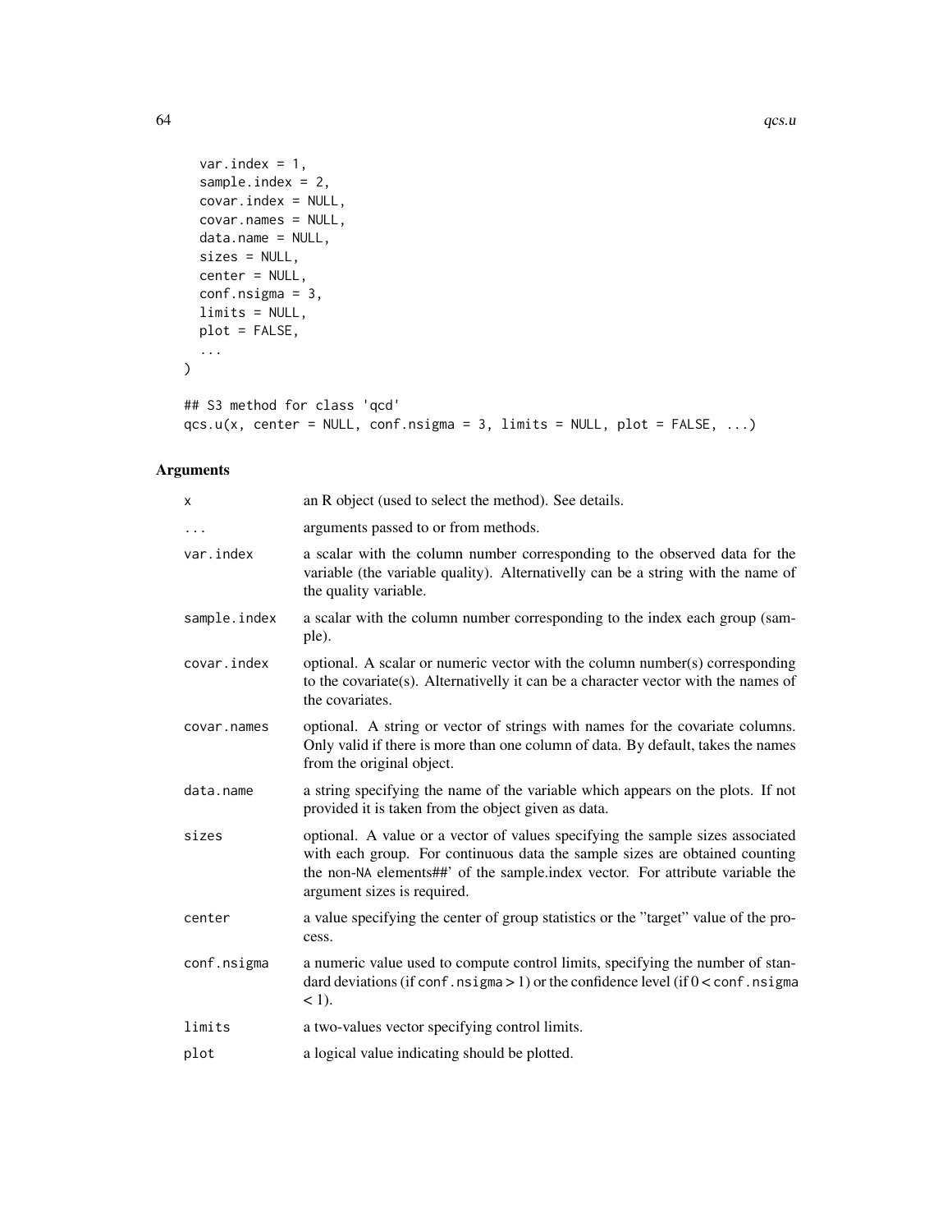```
  var.index = 1,
  sample.index = 2,
  covar.index = NULL,
  covar.names = NULL,
  data.name = NULL,
  sizes = NULL,
  center = NULL,
  conf.nsigma = 3,
  limits = NULL,
  plot = FALSE,
  ...
)

## S3 method for class 'qcd'
qcs.u(x, center = NULL, conf.nsigma = 3, limits = NULL, plot = FALSE, ...)
```

## Arguments

| | |
|---|---|
| x | an R object (used to select the method). See details. |
| ... | arguments passed to or from methods. |
| var.index | a scalar with the column number corresponding to the observed data for the variable (the variable quality). Alternativelly can be a string with the name of the quality variable. |
| sample.index | a scalar with the column number corresponding to the index each group (sample). |
| covar.index | optional. A scalar or numeric vector with the column number(s) corresponding to the covariate(s). Alternativelly it can be a character vector with the names of the covariates. |
| covar.names | optional. A string or vector of strings with names for the covariate columns. Only valid if there is more than one column of data. By default, takes the names from the original object. |
| data.name | a string specifying the name of the variable which appears on the plots. If not provided it is taken from the object given as data. |
| sizes | optional. A value or a vector of values specifying the sample sizes associated with each group. For continuous data the sample sizes are obtained counting the non-NA elements##' of the sample.index vector. For attribute variable the argument sizes is required. |
| center | a value specifying the center of group statistics or the "target" value of the process. |
| conf.nsigma | a numeric value used to compute control limits, specifying the number of standard deviations (if conf.nsigma > 1) or the confidence level (if 0 < conf.nsigma < 1). |
| limits | a two-values vector specifying control limits. |
| plot | a logical value indicating should be plotted. |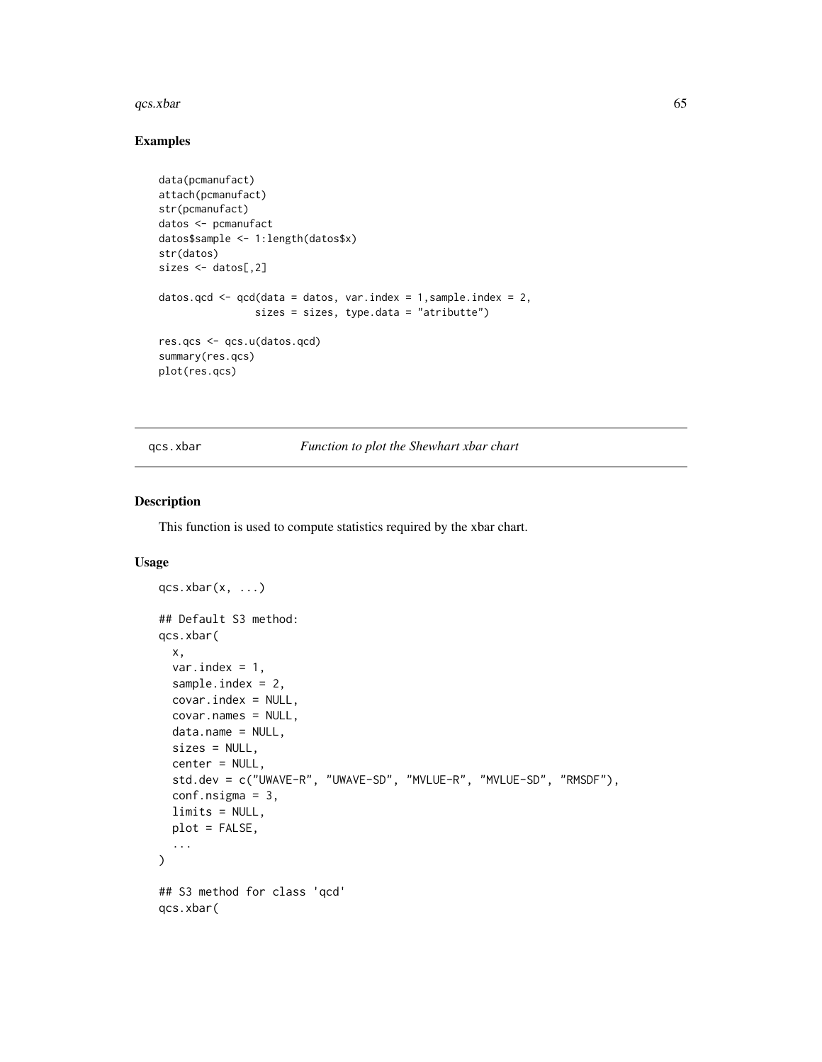## Examples

```
data(pcmanufact)
attach(pcmanufact)
str(pcmanufact)
datos <- pcmanufact
datos$sample <- 1:length(datos$x)
str(datos)
sizes <- datos[,2]

datos.qcd <- qcd(data = datos, var.index = 1,sample.index = 2,
                 sizes = sizes, type.data = "atributte")

res.qcs <- qcs.u(datos.qcd)
summary(res.qcs)
plot(res.qcs)
```

---

qcs.xbar        *Function to plot the Shewhart xbar chart*

---

## Description

This function is used to compute statistics required by the xbar chart.

## Usage

```
qcs.xbar(x, ...)

## Default S3 method:
qcs.xbar(
  x,
  var.index = 1,
  sample.index = 2,
  covar.index = NULL,
  covar.names = NULL,
  data.name = NULL,
  sizes = NULL,
  center = NULL,
  std.dev = c("UWAVE-R", "UWAVE-SD", "MVLUE-R", "MVLUE-SD", "RMSDF"),
  conf.nsigma = 3,
  limits = NULL,
  plot = FALSE,
  ...
)

## S3 method for class 'qcd'
qcs.xbar(
```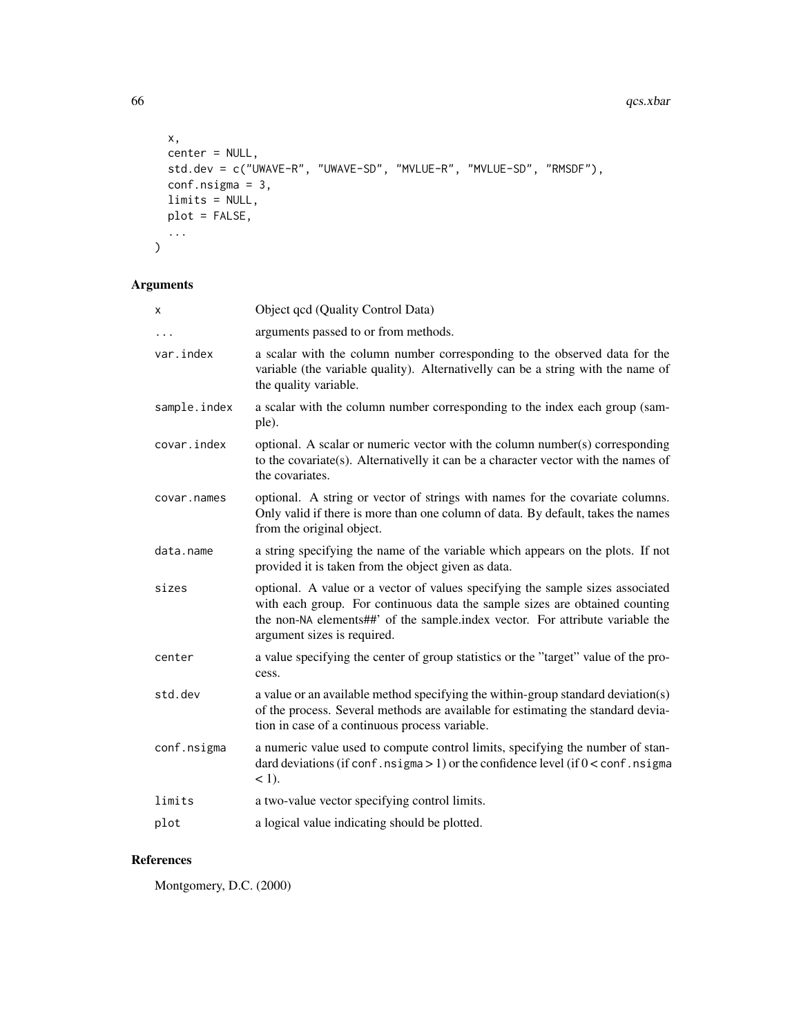```
  x,
  center = NULL,
  std.dev = c("UWAVE-R", "UWAVE-SD", "MVLUE-R", "MVLUE-SD", "RMSDF"),
  conf.nsigma = 3,
  limits = NULL,
  plot = FALSE,
  ...
)
```

## Arguments

| | |
|---|---|
| x | Object qcd (Quality Control Data) |
| ... | arguments passed to or from methods. |
| var.index | a scalar with the column number corresponding to the observed data for the variable (the variable quality). Alternativelly can be a string with the name of the quality variable. |
| sample.index | a scalar with the column number corresponding to the index each group (sample). |
| covar.index | optional. A scalar or numeric vector with the column number(s) corresponding to the covariate(s). Alternativelly it can be a character vector with the names of the covariates. |
| covar.names | optional. A string or vector of strings with names for the covariate columns. Only valid if there is more than one column of data. By default, takes the names from the original object. |
| data.name | a string specifying the name of the variable which appears on the plots. If not provided it is taken from the object given as data. |
| sizes | optional. A value or a vector of values specifying the sample sizes associated with each group. For continuous data the sample sizes are obtained counting the non-NA elements##' of the sample.index vector. For attribute variable the argument sizes is required. |
| center | a value specifying the center of group statistics or the "target" value of the process. |
| std.dev | a value or an available method specifying the within-group standard deviation(s) of the process. Several methods are available for estimating the standard deviation in case of a continuous process variable. |
| conf.nsigma | a numeric value used to compute control limits, specifying the number of standard deviations (if conf.nsigma > 1) or the confidence level (if 0 < conf.nsigma < 1). |
| limits | a two-value vector specifying control limits. |
| plot | a logical value indicating should be plotted. |

## References

Montgomery, D.C. (2000)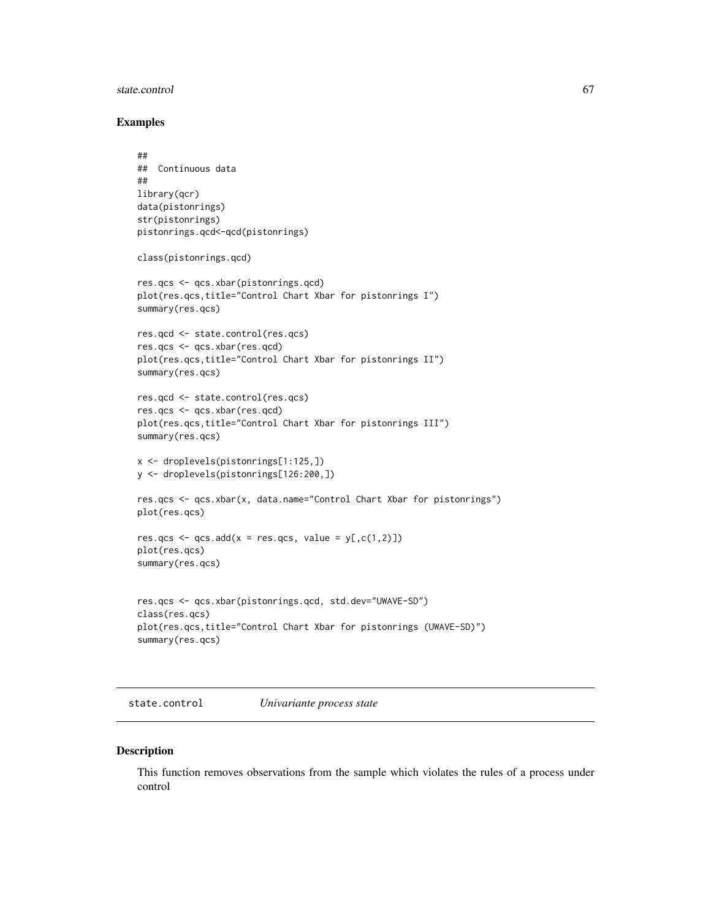## Examples

```
##
##  Continuous data
##
library(qcr)
data(pistonrings)
str(pistonrings)
pistonrings.qcd<-qcd(pistonrings)

class(pistonrings.qcd)

res.qcs <- qcs.xbar(pistonrings.qcd)
plot(res.qcs,title="Control Chart Xbar for pistonrings I")
summary(res.qcs)

res.qcd <- state.control(res.qcs)
res.qcs <- qcs.xbar(res.qcd)
plot(res.qcs,title="Control Chart Xbar for pistonrings II")
summary(res.qcs)

res.qcd <- state.control(res.qcs)
res.qcs <- qcs.xbar(res.qcd)
plot(res.qcs,title="Control Chart Xbar for pistonrings III")
summary(res.qcs)

x <- droplevels(pistonrings[1:125,])
y <- droplevels(pistonrings[126:200,])

res.qcs <- qcs.xbar(x, data.name="Control Chart Xbar for pistonrings")
plot(res.qcs)

res.qcs <- qcs.add(x = res.qcs, value = y[,c(1,2)])
plot(res.qcs)
summary(res.qcs)


res.qcs <- qcs.xbar(pistonrings.qcd, std.dev="UWAVE-SD")
class(res.qcs)
plot(res.qcs,title="Control Chart Xbar for pistonrings (UWAVE-SD)")
summary(res.qcs)
```

---

# state.control *Univariante process state*

---

## Description

This function removes observations from the sample which violates the rules of a process under control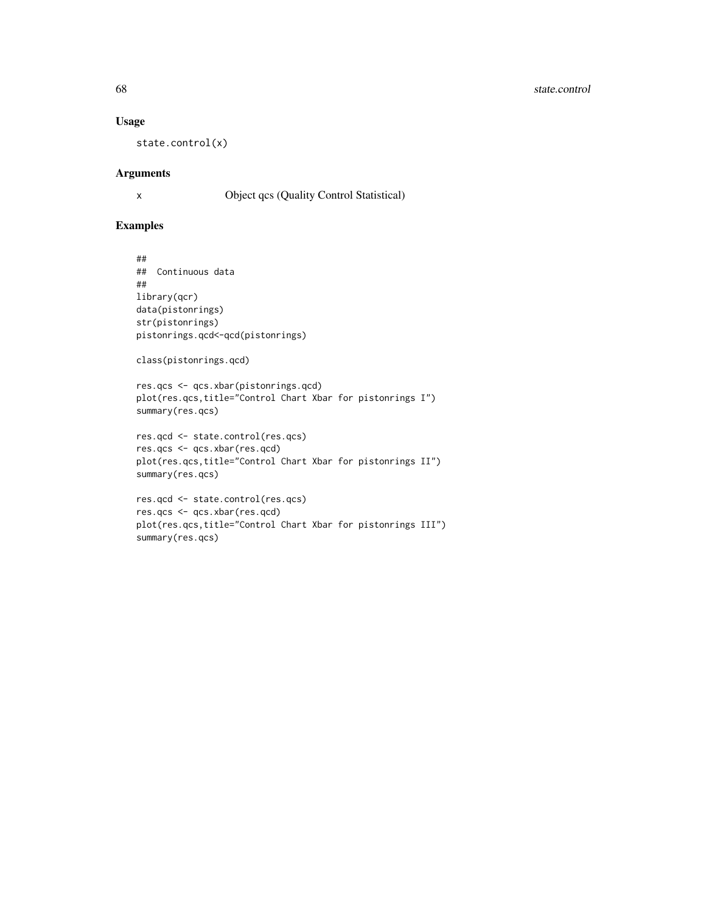### Usage

```
state.control(x)
```

### Arguments

| | |
|---|---|
| x | Object qcs (Quality Control Statistical) |

### Examples

```
##
##  Continuous data
##
library(qcr)
data(pistonrings)
str(pistonrings)
pistonrings.qcd<-qcd(pistonrings)

class(pistonrings.qcd)

res.qcs <- qcs.xbar(pistonrings.qcd)
plot(res.qcs,title="Control Chart Xbar for pistonrings I")
summary(res.qcs)

res.qcd <- state.control(res.qcs)
res.qcs <- qcs.xbar(res.qcd)
plot(res.qcs,title="Control Chart Xbar for pistonrings II")
summary(res.qcs)

res.qcd <- state.control(res.qcs)
res.qcs <- qcs.xbar(res.qcd)
plot(res.qcs,title="Control Chart Xbar for pistonrings III")
summary(res.qcs)
```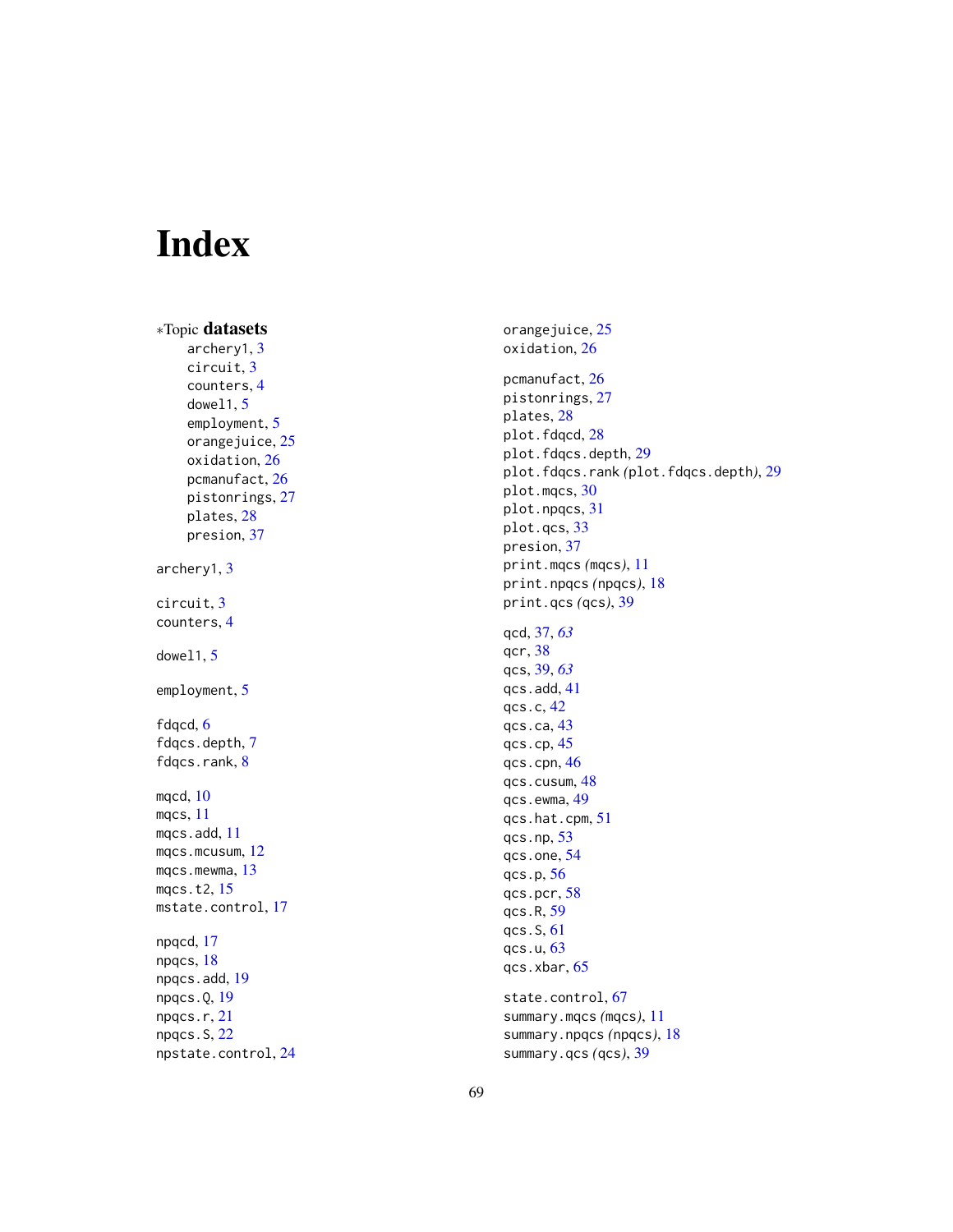# Index

*Topic **datasets**

- archery1, 3
- circuit, 3
- counters, 4
- dowel1, 5
- employment, 5
- orangejuice, 25
- oxidation, 26
- pcmanufact, 26
- pistonrings, 27
- plates, 28
- presion, 37

archery1, 3

circuit, 3
counters, 4

dowel1, 5

employment, 5

fdqcd, 6
fdqcs.depth, 7
fdqcs.rank, 8

mqcd, 10
mqcs, 11
mqcs.add, 11
mqcs.mcusum, 12
mqcs.mewma, 13
mqcs.t2, 15
mstate.control, 17

npqcd, 17
npqcs, 18
npqcs.add, 19
npqcs.Q, 19
npqcs.r, 21
npqcs.S, 22
npstate.control, 24

orangejuice, 25
oxidation, 26

pcmanufact, 26
pistonrings, 27
plates, 28
plot.fdqcd, 28
plot.fdqcs.depth, 29
plot.fdqcs.rank *(plot.fdqcs.depth)*, 29
plot.mqcs, 30
plot.npqcs, 31
plot.qcs, 33
presion, 37
print.mqcs *(mqcs)*, 11
print.npqcs *(npqcs)*, 18
print.qcs *(qcs)*, 39

qcd, 37, *63*
qcr, 38
qcs, 39, *63*
qcs.add, 41
qcs.c, 42
qcs.ca, 43
qcs.cp, 45
qcs.cpn, 46
qcs.cusum, 48
qcs.ewma, 49
qcs.hat.cpm, 51
qcs.np, 53
qcs.one, 54
qcs.p, 56
qcs.pcr, 58
qcs.R, 59
qcs.S, 61
qcs.u, 63
qcs.xbar, 65

state.control, 67
summary.mqcs *(mqcs)*, 11
summary.npqcs *(npqcs)*, 18
summary.qcs *(qcs)*, 39